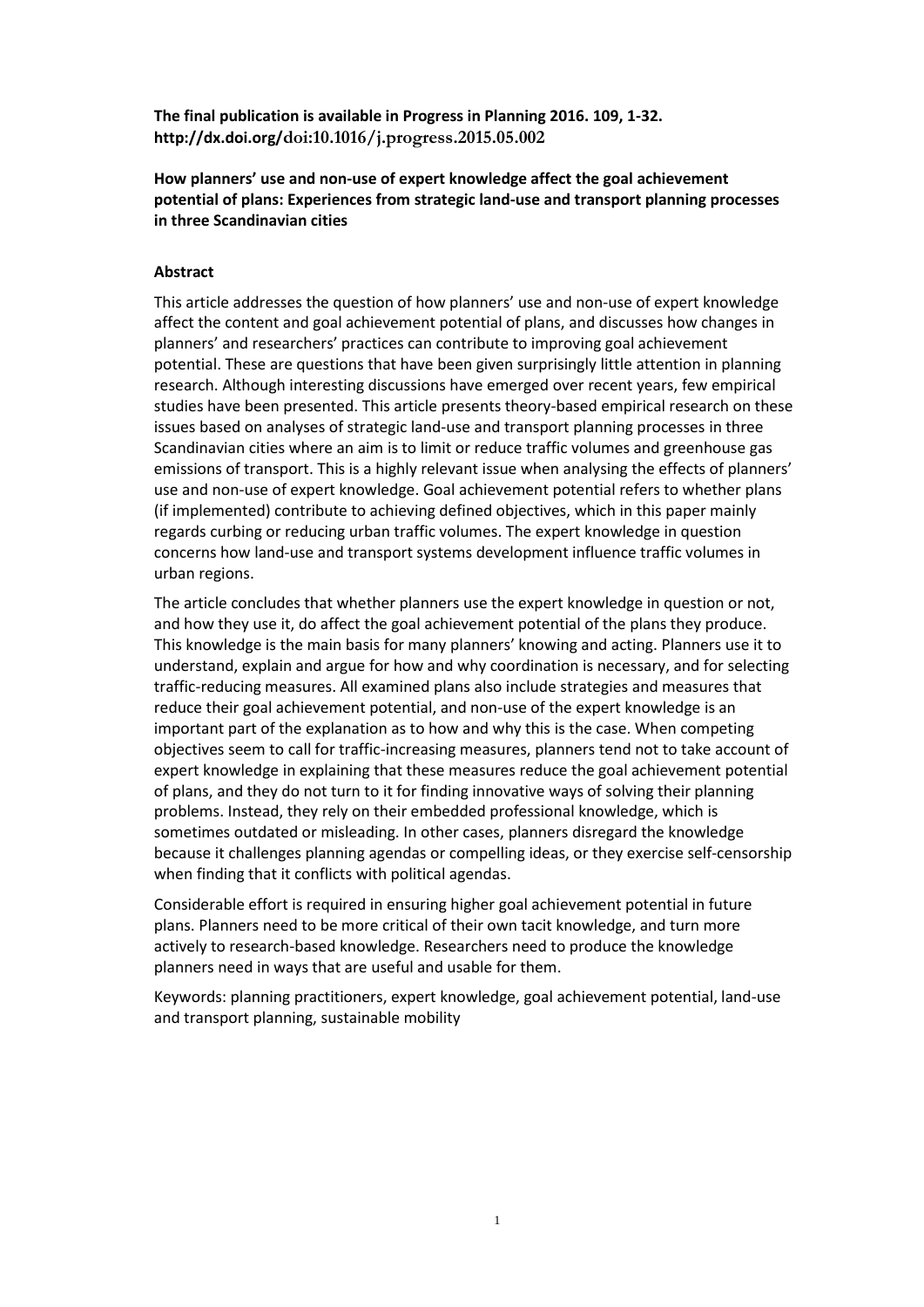**The final publication is available in Progress in Planning 2016. 109, 1-32. http://dx.doi.org/doi:10.1016/j.progress.2015.05.002**

# How planners' use and non-use of expert knowledge affect the goal achievement potential of plans: Experiences from strategic land-use and transport planning processes in three Scandinavian cities

## Abstract

This article addresses the question of how planners' use and non-use of expert knowledge affect the content and goal achievement potential of plans, and discusses how changes in planners' and researchers' practices can contribute to improving goal achievement potential. These are questions that have been given surprisingly little attention in planning research. Although interesting discussions have emerged over recent years, few empirical studies have been presented. This article presents theory-based empirical research on these issues based on analyses of strategic land-use and transport planning processes in three Scandinavian cities where an aim is to limit or reduce traffic volumes and greenhouse gas emissions of transport. This is a highly relevant issue when analysing the effects of planners' use and non-use of expert knowledge. Goal achievement potential refers to whether plans (if implemented) contribute to achieving defined objectives, which in this paper mainly regards curbing or reducing urban traffic volumes. The expert knowledge in question concerns how land-use and transport systems development influence traffic volumes in urban regions.

The article concludes that whether planners use the expert knowledge in question or not, and how they use it, do affect the goal achievement potential of the plans they produce. This knowledge is the main basis for many planners' knowing and acting. Planners use it to understand, explain and argue for how and why coordination is necessary, and for selecting traffic-reducing measures. All examined plans also include strategies and measures that reduce their goal achievement potential, and non-use of the expert knowledge is an important part of the explanation as to how and why this is the case. When competing objectives seem to call for traffic-increasing measures, planners tend not to take account of expert knowledge in explaining that these measures reduce the goal achievement potential of plans, and they do not turn to it for finding innovative ways of solving their planning problems. Instead, they rely on their embedded professional knowledge, which is sometimes outdated or misleading. In other cases, planners disregard the knowledge because it challenges planning agendas or compelling ideas, or they exercise self-censorship when finding that it conflicts with political agendas.

Considerable effort is required in ensuring higher goal achievement potential in future plans. Planners need to be more critical of their own tacit knowledge, and turn more actively to research-based knowledge. Researchers need to produce the knowledge planners need in ways that are useful and usable for them.

Keywords: planning practitioners, expert knowledge, goal achievement potential, land-use and transport planning, sustainable mobility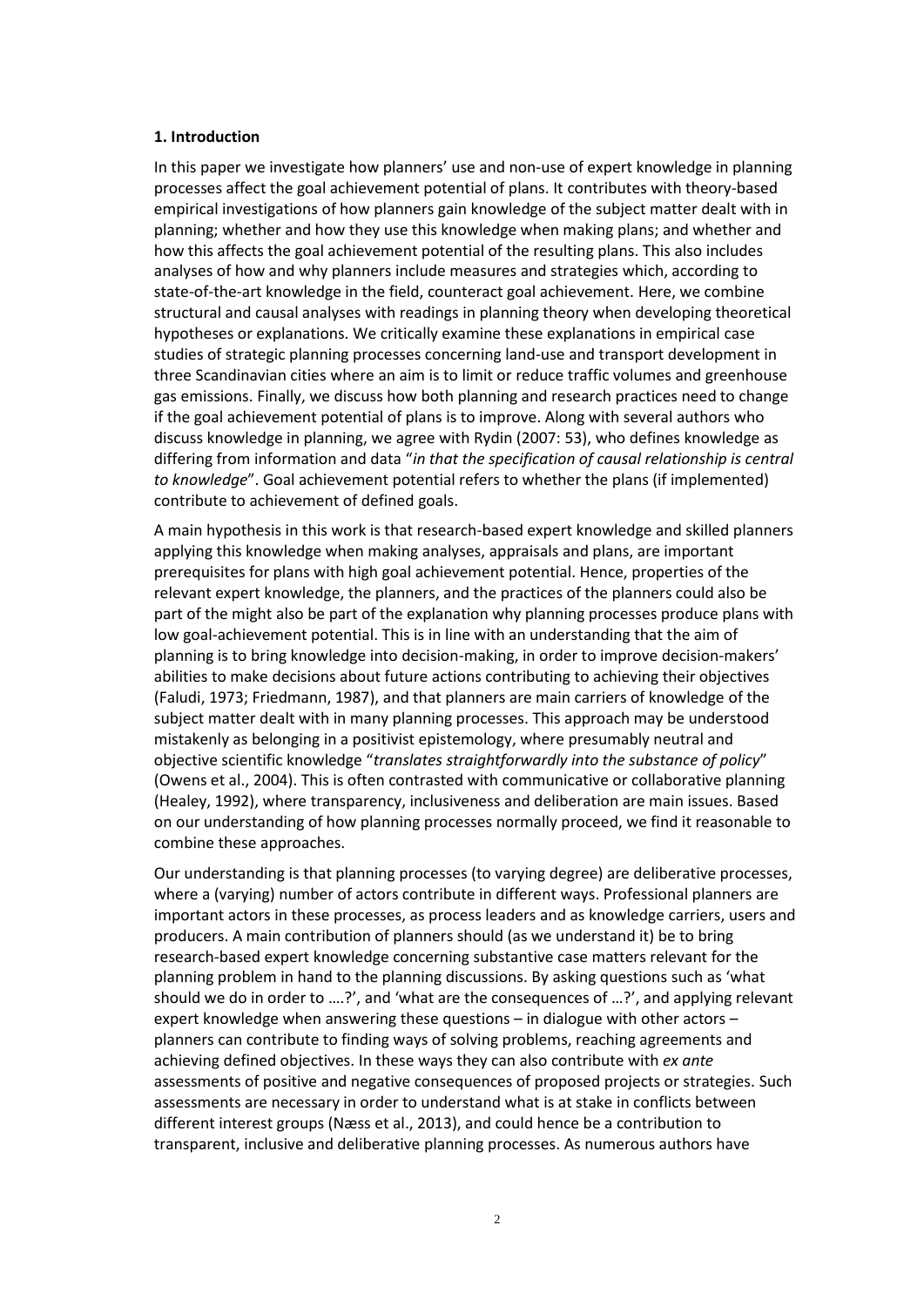**1. Introduction**

In this paper we investigate how planners' use and non-use of expert knowledge in planning processes affect the goal achievement potential of plans. It contributes with theory-based empirical investigations of how planners gain knowledge of the subject matter dealt with in planning; whether and how they use this knowledge when making plans; and whether and how this affects the goal achievement potential of the resulting plans. This also includes analyses of how and why planners include measures and strategies which, according to state-of-the-art knowledge in the field, counteract goal achievement. Here, we combine structural and causal analyses with readings in planning theory when developing theoretical hypotheses or explanations. We critically examine these explanations in empirical case studies of strategic planning processes concerning land-use and transport development in three Scandinavian cities where an aim is to limit or reduce traffic volumes and greenhouse gas emissions. Finally, we discuss how both planning and research practices need to change if the goal achievement potential of plans is to improve. Along with several authors who discuss knowledge in planning, we agree with Rydin (2007: 53), who defines knowledge as differing from information and data "*in that the specification of causal relationship is central to knowledge*". Goal achievement potential refers to whether the plans (if implemented) contribute to achievement of defined goals.

A main hypothesis in this work is that research-based expert knowledge and skilled planners applying this knowledge when making analyses, appraisals and plans, are important prerequisites for plans with high goal achievement potential. Hence, properties of the relevant expert knowledge, the planners, and the practices of the planners could also be part of the might also be part of the explanation why planning processes produce plans with low goal-achievement potential. This is in line with an understanding that the aim of planning is to bring knowledge into decision-making, in order to improve decision-makers' abilities to make decisions about future actions contributing to achieving their objectives (Faludi, 1973; Friedmann, 1987), and that planners are main carriers of knowledge of the subject matter dealt with in many planning processes. This approach may be understood mistakenly as belonging in a positivist epistemology, where presumably neutral and objective scientific knowledge "*translates straightforwardly into the substance of policy*" (Owens et al., 2004). This is often contrasted with communicative or collaborative planning (Healey, 1992), where transparency, inclusiveness and deliberation are main issues. Based on our understanding of how planning processes normally proceed, we find it reasonable to combine these approaches.

Our understanding is that planning processes (to varying degree) are deliberative processes, where a (varying) number of actors contribute in different ways. Professional planners are important actors in these processes, as process leaders and as knowledge carriers, users and producers. A main contribution of planners should (as we understand it) be to bring research-based expert knowledge concerning substantive case matters relevant for the planning problem in hand to the planning discussions. By asking questions such as 'what should we do in order to ….?', and 'what are the consequences of …?', and applying relevant expert knowledge when answering these questions – in dialogue with other actors – planners can contribute to finding ways of solving problems, reaching agreements and achieving defined objectives. In these ways they can also contribute with *ex ante* assessments of positive and negative consequences of proposed projects or strategies. Such assessments are necessary in order to understand what is at stake in conflicts between different interest groups (Næss et al., 2013), and could hence be a contribution to transparent, inclusive and deliberative planning processes. As numerous authors have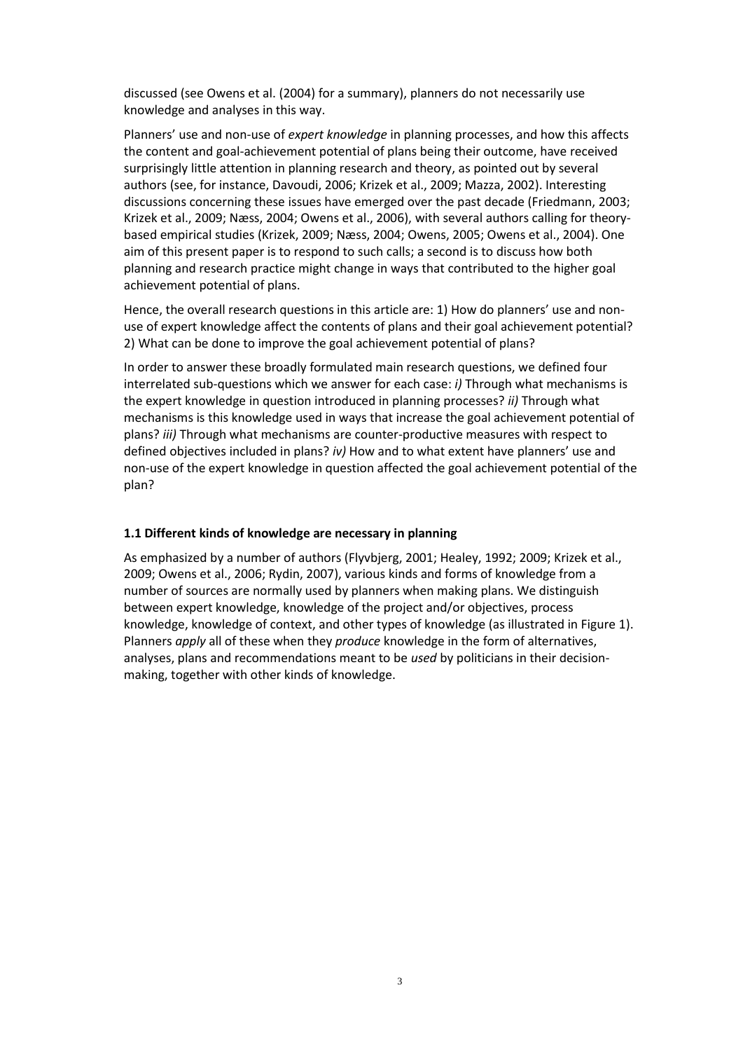discussed (see Owens et al. (2004) for a summary), planners do not necessarily use knowledge and analyses in this way.

Planners' use and non-use of *expert knowledge* in planning processes, and how this affects the content and goal-achievement potential of plans being their outcome, have received surprisingly little attention in planning research and theory, as pointed out by several authors (see, for instance, Davoudi, 2006; Krizek et al., 2009; Mazza, 2002). Interesting discussions concerning these issues have emerged over the past decade (Friedmann, 2003; Krizek et al., 2009; Næss, 2004; Owens et al., 2006), with several authors calling for theory-based empirical studies (Krizek, 2009; Næss, 2004; Owens, 2005; Owens et al., 2004). One aim of this present paper is to respond to such calls; a second is to discuss how both planning and research practice might change in ways that contributed to the higher goal achievement potential of plans.

Hence, the overall research questions in this article are: 1) How do planners' use and non-use of expert knowledge affect the contents of plans and their goal achievement potential? 2) What can be done to improve the goal achievement potential of plans?

In order to answer these broadly formulated main research questions, we defined four interrelated sub-questions which we answer for each case: *i)* Through what mechanisms is the expert knowledge in question introduced in planning processes? *ii)* Through what mechanisms is this knowledge used in ways that increase the goal achievement potential of plans? *iii)* Through what mechanisms are counter-productive measures with respect to defined objectives included in plans? *iv)* How and to what extent have planners' use and non-use of the expert knowledge in question affected the goal achievement potential of the plan?

### 1.1 Different kinds of knowledge are necessary in planning

As emphasized by a number of authors (Flyvbjerg, 2001; Healey, 1992; 2009; Krizek et al., 2009; Owens et al., 2006; Rydin, 2007), various kinds and forms of knowledge from a number of sources are normally used by planners when making plans. We distinguish between expert knowledge, knowledge of the project and/or objectives, process knowledge, knowledge of context, and other types of knowledge (as illustrated in Figure 1). Planners *apply* all of these when they *produce* knowledge in the form of alternatives, analyses, plans and recommendations meant to be *used* by politicians in their decision-making, together with other kinds of knowledge.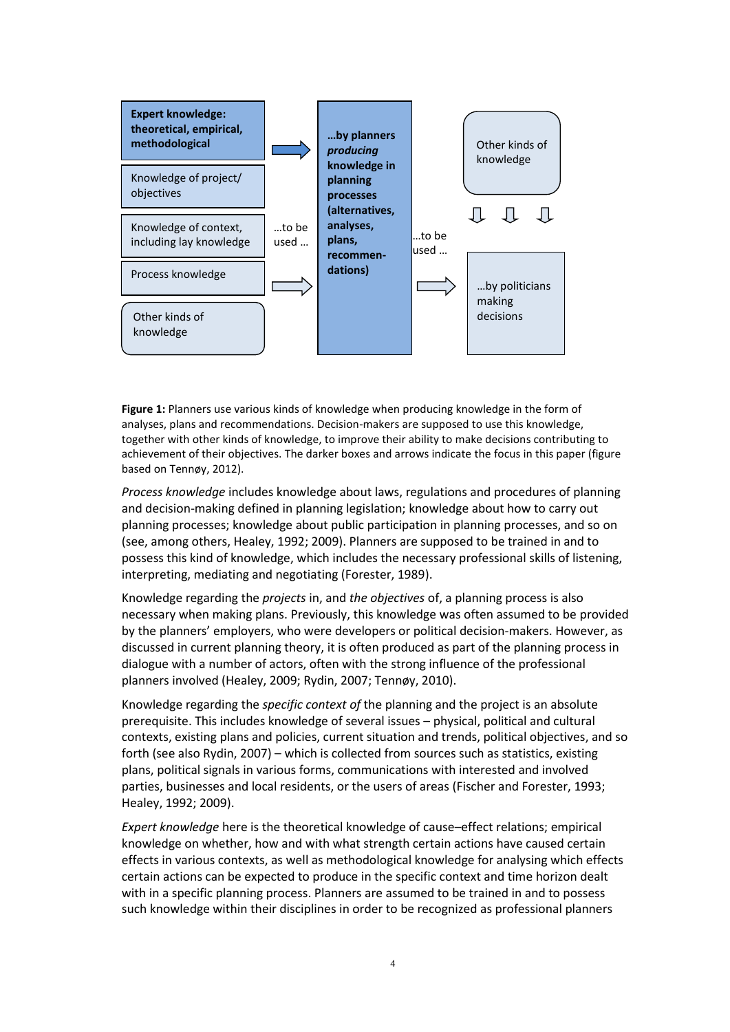| | | | | |
|---|---|---|---|---|
| **Expert knowledge: theoretical, empirical, methodological** | | **…by planners *producing* knowledge in planning processes (alternatives, analyses, plans, recommen-dations)** | | Other kinds of knowledge |
| Knowledge of project/ objectives | | | | |
| Knowledge of context, including lay knowledge | …to be used … | | …to be used … | |
| Process knowledge | | | | …by politicians making decisions |
| Other kinds of knowledge | | | | |

**Figure 1:** Planners use various kinds of knowledge when producing knowledge in the form of analyses, plans and recommendations. Decision-makers are supposed to use this knowledge, together with other kinds of knowledge, to improve their ability to make decisions contributing to achievement of their objectives. The darker boxes and arrows indicate the focus in this paper (figure based on Tennøy, 2012).

*Process knowledge* includes knowledge about laws, regulations and procedures of planning and decision-making defined in planning legislation; knowledge about how to carry out planning processes; knowledge about public participation in planning processes, and so on (see, among others, Healey, 1992; 2009). Planners are supposed to be trained in and to possess this kind of knowledge, which includes the necessary professional skills of listening, interpreting, mediating and negotiating (Forester, 1989).

Knowledge regarding the *projects* in, and *the objectives* of, a planning process is also necessary when making plans. Previously, this knowledge was often assumed to be provided by the planners' employers, who were developers or political decision-makers. However, as discussed in current planning theory, it is often produced as part of the planning process in dialogue with a number of actors, often with the strong influence of the professional planners involved (Healey, 2009; Rydin, 2007; Tennøy, 2010).

Knowledge regarding the *specific context of* the planning and the project is an absolute prerequisite. This includes knowledge of several issues – physical, political and cultural contexts, existing plans and policies, current situation and trends, political objectives, and so forth (see also Rydin, 2007) – which is collected from sources such as statistics, existing plans, political signals in various forms, communications with interested and involved parties, businesses and local residents, or the users of areas (Fischer and Forester, 1993; Healey, 1992; 2009).

*Expert knowledge* here is the theoretical knowledge of cause–effect relations; empirical knowledge on whether, how and with what strength certain actions have caused certain effects in various contexts, as well as methodological knowledge for analysing which effects certain actions can be expected to produce in the specific context and time horizon dealt with in a specific planning process. Planners are assumed to be trained in and to possess such knowledge within their disciplines in order to be recognized as professional planners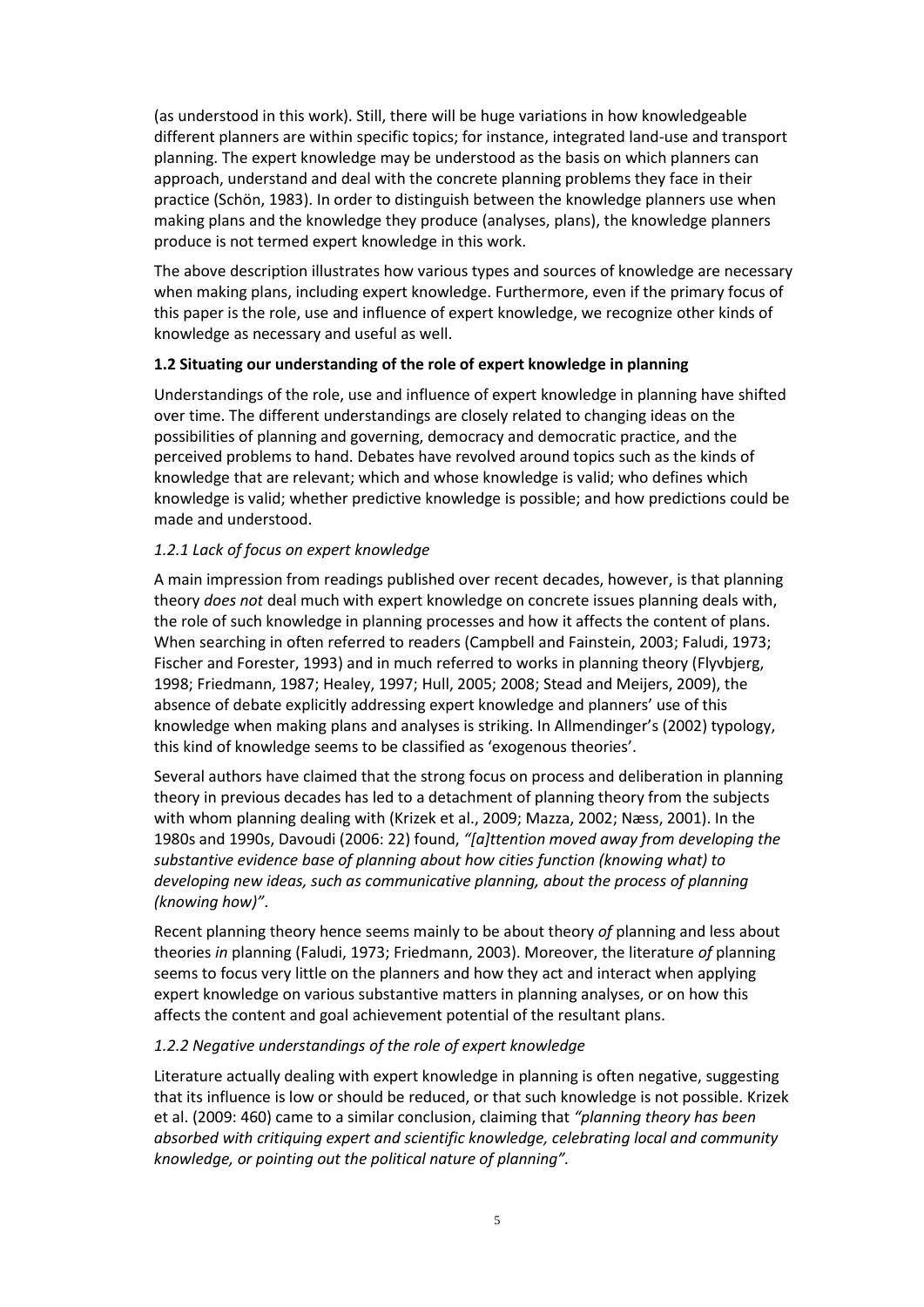(as understood in this work). Still, there will be huge variations in how knowledgeable different planners are within specific topics; for instance, integrated land-use and transport planning. The expert knowledge may be understood as the basis on which planners can approach, understand and deal with the concrete planning problems they face in their practice (Schön, 1983). In order to distinguish between the knowledge planners use when making plans and the knowledge they produce (analyses, plans), the knowledge planners produce is not termed expert knowledge in this work.

The above description illustrates how various types and sources of knowledge are necessary when making plans, including expert knowledge. Furthermore, even if the primary focus of this paper is the role, use and influence of expert knowledge, we recognize other kinds of knowledge as necessary and useful as well.

### 1.2 Situating our understanding of the role of expert knowledge in planning

Understandings of the role, use and influence of expert knowledge in planning have shifted over time. The different understandings are closely related to changing ideas on the possibilities of planning and governing, democracy and democratic practice, and the perceived problems to hand. Debates have revolved around topics such as the kinds of knowledge that are relevant; which and whose knowledge is valid; who defines which knowledge is valid; whether predictive knowledge is possible; and how predictions could be made and understood.

#### *1.2.1 Lack of focus on expert knowledge*

A main impression from readings published over recent decades, however, is that planning theory *does not* deal much with expert knowledge on concrete issues planning deals with, the role of such knowledge in planning processes and how it affects the content of plans. When searching in often referred to readers (Campbell and Fainstein, 2003; Faludi, 1973; Fischer and Forester, 1993) and in much referred to works in planning theory (Flyvbjerg, 1998; Friedmann, 1987; Healey, 1997; Hull, 2005; 2008; Stead and Meijers, 2009), the absence of debate explicitly addressing expert knowledge and planners' use of this knowledge when making plans and analyses is striking. In Allmendinger's (2002) typology, this kind of knowledge seems to be classified as 'exogenous theories'.

Several authors have claimed that the strong focus on process and deliberation in planning theory in previous decades has led to a detachment of planning theory from the subjects with whom planning dealing with (Krizek et al., 2009; Mazza, 2002; Næss, 2001). In the 1980s and 1990s, Davoudi (2006: 22) found, *"[a]ttention moved away from developing the substantive evidence base of planning about how cities function (knowing what) to developing new ideas, such as communicative planning, about the process of planning (knowing how)"*.

Recent planning theory hence seems mainly to be about theory *of* planning and less about theories *in* planning (Faludi, 1973; Friedmann, 2003). Moreover, the literature *of* planning seems to focus very little on the planners and how they act and interact when applying expert knowledge on various substantive matters in planning analyses, or on how this affects the content and goal achievement potential of the resultant plans.

#### *1.2.2 Negative understandings of the role of expert knowledge*

Literature actually dealing with expert knowledge in planning is often negative, suggesting that its influence is low or should be reduced, or that such knowledge is not possible. Krizek et al. (2009: 460) came to a similar conclusion, claiming that *"planning theory has been absorbed with critiquing expert and scientific knowledge, celebrating local and community knowledge, or pointing out the political nature of planning".*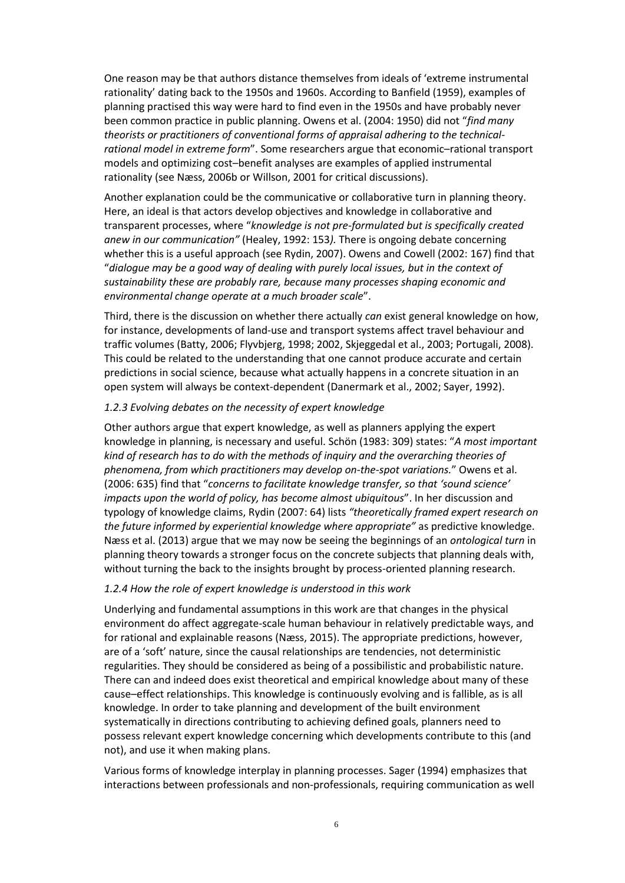One reason may be that authors distance themselves from ideals of 'extreme instrumental rationality' dating back to the 1950s and 1960s. According to Banfield (1959), examples of planning practised this way were hard to find even in the 1950s and have probably never been common practice in public planning. Owens et al. (2004: 1950) did not "*find many theorists or practitioners of conventional forms of appraisal adhering to the technical-rational model in extreme form*". Some researchers argue that economic–rational transport models and optimizing cost–benefit analyses are examples of applied instrumental rationality (see Næss, 2006b or Willson, 2001 for critical discussions).

Another explanation could be the communicative or collaborative turn in planning theory. Here, an ideal is that actors develop objectives and knowledge in collaborative and transparent processes, where "*knowledge is not pre-formulated but is specifically created anew in our communication"* (Healey, 1992: 153*).* There is ongoing debate concerning whether this is a useful approach (see Rydin, 2007). Owens and Cowell (2002: 167) find that "*dialogue may be a good way of dealing with purely local issues, but in the context of sustainability these are probably rare, because many processes shaping economic and environmental change operate at a much broader scale*".

Third, there is the discussion on whether there actually *can* exist general knowledge on how, for instance, developments of land-use and transport systems affect travel behaviour and traffic volumes (Batty, 2006; Flyvbjerg, 1998; 2002, Skjeggedal et al., 2003; Portugali, 2008). This could be related to the understanding that one cannot produce accurate and certain predictions in social science, because what actually happens in a concrete situation in an open system will always be context-dependent (Danermark et al., 2002; Sayer, 1992).

### *1.2.3 Evolving debates on the necessity of expert knowledge*

Other authors argue that expert knowledge, as well as planners applying the expert knowledge in planning, is necessary and useful. Schön (1983: 309) states: "*A most important kind of research has to do with the methods of inquiry and the overarching theories of phenomena, from which practitioners may develop on-the-spot variations.*" Owens et al. (2006: 635) find that "*concerns to facilitate knowledge transfer, so that 'sound science' impacts upon the world of policy, has become almost ubiquitous*". In her discussion and typology of knowledge claims, Rydin (2007: 64) lists *"theoretically framed expert research on the future informed by experiential knowledge where appropriate"* as predictive knowledge. Næss et al. (2013) argue that we may now be seeing the beginnings of an *ontological turn* in planning theory towards a stronger focus on the concrete subjects that planning deals with, without turning the back to the insights brought by process-oriented planning research.

### *1.2.4 How the role of expert knowledge is understood in this work*

Underlying and fundamental assumptions in this work are that changes in the physical environment do affect aggregate-scale human behaviour in relatively predictable ways, and for rational and explainable reasons (Næss, 2015). The appropriate predictions, however, are of a 'soft' nature, since the causal relationships are tendencies, not deterministic regularities. They should be considered as being of a possibilistic and probabilistic nature. There can and indeed does exist theoretical and empirical knowledge about many of these cause–effect relationships. This knowledge is continuously evolving and is fallible, as is all knowledge. In order to take planning and development of the built environment systematically in directions contributing to achieving defined goals, planners need to possess relevant expert knowledge concerning which developments contribute to this (and not), and use it when making plans.

Various forms of knowledge interplay in planning processes. Sager (1994) emphasizes that interactions between professionals and non-professionals, requiring communication as well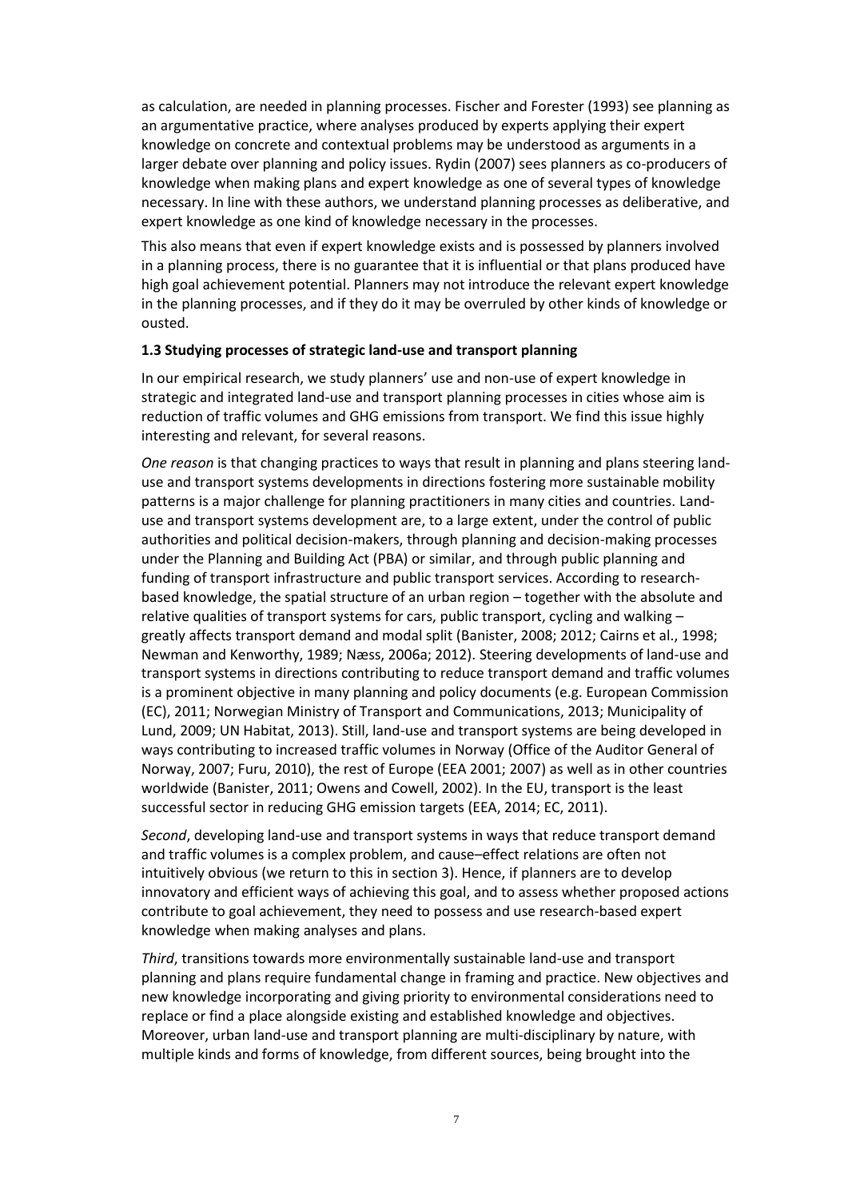as calculation, are needed in planning processes. Fischer and Forester (1993) see planning as an argumentative practice, where analyses produced by experts applying their expert knowledge on concrete and contextual problems may be understood as arguments in a larger debate over planning and policy issues. Rydin (2007) sees planners as co-producers of knowledge when making plans and expert knowledge as one of several types of knowledge necessary. In line with these authors, we understand planning processes as deliberative, and expert knowledge as one kind of knowledge necessary in the processes.

This also means that even if expert knowledge exists and is possessed by planners involved in a planning process, there is no guarantee that it is influential or that plans produced have high goal achievement potential. Planners may not introduce the relevant expert knowledge in the planning processes, and if they do it may be overruled by other kinds of knowledge or ousted.

### 1.3 Studying processes of strategic land-use and transport planning

In our empirical research, we study planners' use and non-use of expert knowledge in strategic and integrated land-use and transport planning processes in cities whose aim is reduction of traffic volumes and GHG emissions from transport. We find this issue highly interesting and relevant, for several reasons.

*One reason* is that changing practices to ways that result in planning and plans steering land-use and transport systems developments in directions fostering more sustainable mobility patterns is a major challenge for planning practitioners in many cities and countries. Land-use and transport systems development are, to a large extent, under the control of public authorities and political decision-makers, through planning and decision-making processes under the Planning and Building Act (PBA) or similar, and through public planning and funding of transport infrastructure and public transport services. According to research-based knowledge, the spatial structure of an urban region – together with the absolute and relative qualities of transport systems for cars, public transport, cycling and walking – greatly affects transport demand and modal split (Banister, 2008; 2012; Cairns et al., 1998; Newman and Kenworthy, 1989; Næss, 2006a; 2012). Steering developments of land-use and transport systems in directions contributing to reduce transport demand and traffic volumes is a prominent objective in many planning and policy documents (e.g. European Commission (EC), 2011; Norwegian Ministry of Transport and Communications, 2013; Municipality of Lund, 2009; UN Habitat, 2013). Still, land-use and transport systems are being developed in ways contributing to increased traffic volumes in Norway (Office of the Auditor General of Norway, 2007; Furu, 2010), the rest of Europe (EEA 2001; 2007) as well as in other countries worldwide (Banister, 2011; Owens and Cowell, 2002). In the EU, transport is the least successful sector in reducing GHG emission targets (EEA, 2014; EC, 2011).

*Second*, developing land-use and transport systems in ways that reduce transport demand and traffic volumes is a complex problem, and cause–effect relations are often not intuitively obvious (we return to this in section 3). Hence, if planners are to develop innovatory and efficient ways of achieving this goal, and to assess whether proposed actions contribute to goal achievement, they need to possess and use research-based expert knowledge when making analyses and plans.

*Third*, transitions towards more environmentally sustainable land-use and transport planning and plans require fundamental change in framing and practice. New objectives and new knowledge incorporating and giving priority to environmental considerations need to replace or find a place alongside existing and established knowledge and objectives. Moreover, urban land-use and transport planning are multi-disciplinary by nature, with multiple kinds and forms of knowledge, from different sources, being brought into the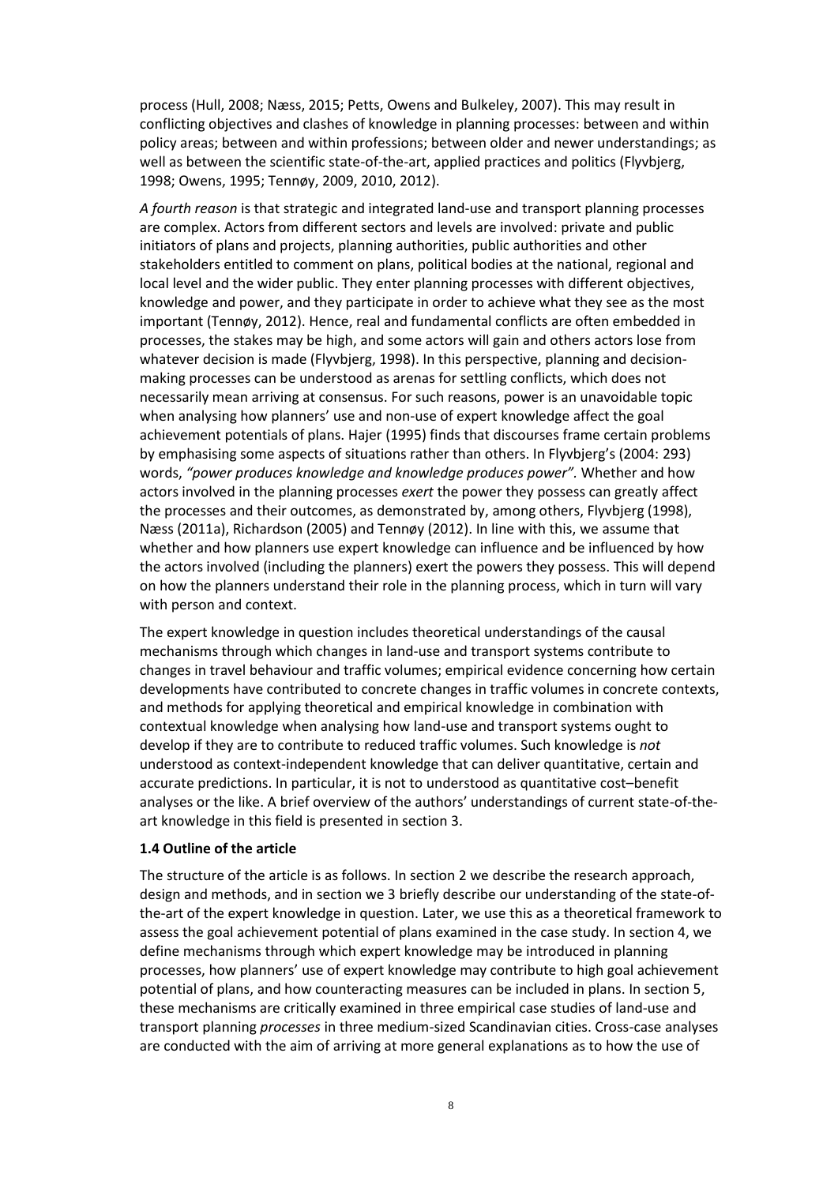process (Hull, 2008; Næss, 2015; Petts, Owens and Bulkeley, 2007). This may result in conflicting objectives and clashes of knowledge in planning processes: between and within policy areas; between and within professions; between older and newer understandings; as well as between the scientific state-of-the-art, applied practices and politics (Flyvbjerg, 1998; Owens, 1995; Tennøy, 2009, 2010, 2012).

*A fourth reason* is that strategic and integrated land-use and transport planning processes are complex. Actors from different sectors and levels are involved: private and public initiators of plans and projects, planning authorities, public authorities and other stakeholders entitled to comment on plans, political bodies at the national, regional and local level and the wider public. They enter planning processes with different objectives, knowledge and power, and they participate in order to achieve what they see as the most important (Tennøy, 2012). Hence, real and fundamental conflicts are often embedded in processes, the stakes may be high, and some actors will gain and others actors lose from whatever decision is made (Flyvbjerg, 1998). In this perspective, planning and decision-making processes can be understood as arenas for settling conflicts, which does not necessarily mean arriving at consensus. For such reasons, power is an unavoidable topic when analysing how planners' use and non-use of expert knowledge affect the goal achievement potentials of plans. Hajer (1995) finds that discourses frame certain problems by emphasising some aspects of situations rather than others. In Flyvbjerg's (2004: 293) words, *"power produces knowledge and knowledge produces power".* Whether and how actors involved in the planning processes *exert* the power they possess can greatly affect the processes and their outcomes, as demonstrated by, among others, Flyvbjerg (1998), Næss (2011a), Richardson (2005) and Tennøy (2012). In line with this, we assume that whether and how planners use expert knowledge can influence and be influenced by how the actors involved (including the planners) exert the powers they possess. This will depend on how the planners understand their role in the planning process, which in turn will vary with person and context.

The expert knowledge in question includes theoretical understandings of the causal mechanisms through which changes in land-use and transport systems contribute to changes in travel behaviour and traffic volumes; empirical evidence concerning how certain developments have contributed to concrete changes in traffic volumes in concrete contexts, and methods for applying theoretical and empirical knowledge in combination with contextual knowledge when analysing how land-use and transport systems ought to develop if they are to contribute to reduced traffic volumes. Such knowledge is *not* understood as context-independent knowledge that can deliver quantitative, certain and accurate predictions. In particular, it is not to understood as quantitative cost–benefit analyses or the like. A brief overview of the authors' understandings of current state-of-the-art knowledge in this field is presented in section 3.

### 1.4 Outline of the article

The structure of the article is as follows. In section 2 we describe the research approach, design and methods, and in section we 3 briefly describe our understanding of the state-of-the-art of the expert knowledge in question. Later, we use this as a theoretical framework to assess the goal achievement potential of plans examined in the case study. In section 4, we define mechanisms through which expert knowledge may be introduced in planning processes, how planners' use of expert knowledge may contribute to high goal achievement potential of plans, and how counteracting measures can be included in plans. In section 5, these mechanisms are critically examined in three empirical case studies of land-use and transport planning *processes* in three medium-sized Scandinavian cities. Cross-case analyses are conducted with the aim of arriving at more general explanations as to how the use of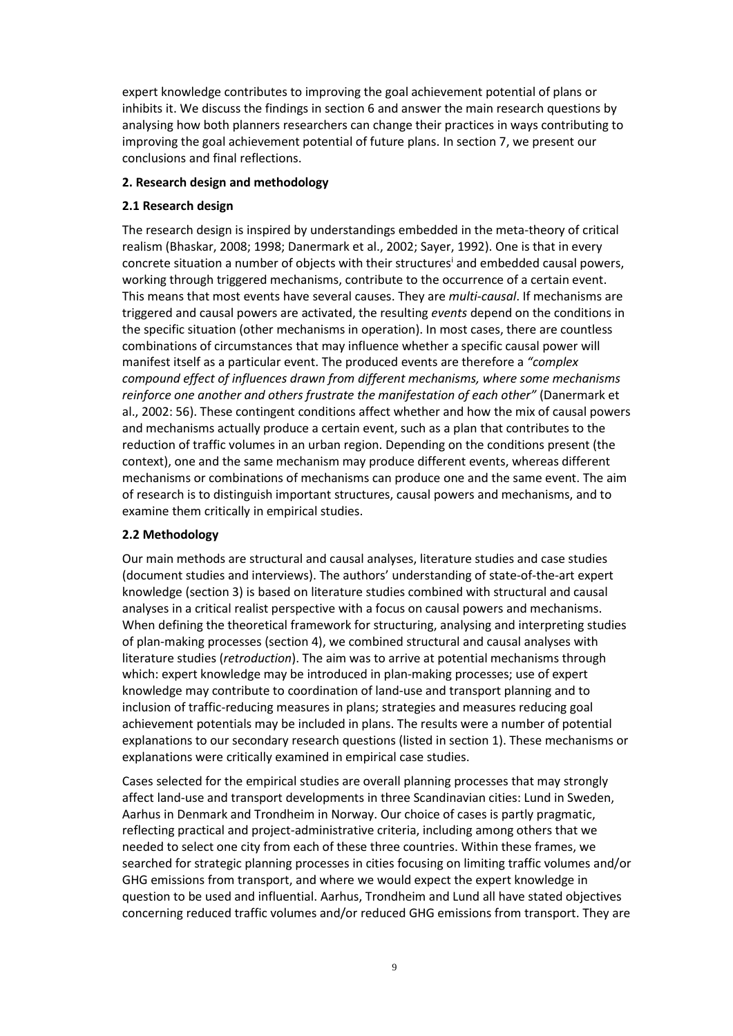expert knowledge contributes to improving the goal achievement potential of plans or inhibits it. We discuss the findings in section 6 and answer the main research questions by analysing how both planners researchers can change their practices in ways contributing to improving the goal achievement potential of future plans. In section 7, we present our conclusions and final reflections.

## 2. Research design and methodology

### 2.1 Research design

The research design is inspired by understandings embedded in the meta-theory of critical realism (Bhaskar, 2008; 1998; Danermark et al., 2002; Sayer, 1992). One is that in every concrete situation a number of objects with their structures[i] and embedded causal powers, working through triggered mechanisms, contribute to the occurrence of a certain event. This means that most events have several causes. They are *multi-causal*. If mechanisms are triggered and causal powers are activated, the resulting *events* depend on the conditions in the specific situation (other mechanisms in operation). In most cases, there are countless combinations of circumstances that may influence whether a specific causal power will manifest itself as a particular event. The produced events are therefore a *"complex compound effect of influences drawn from different mechanisms, where some mechanisms reinforce one another and others frustrate the manifestation of each other"* (Danermark et al., 2002: 56). These contingent conditions affect whether and how the mix of causal powers and mechanisms actually produce a certain event, such as a plan that contributes to the reduction of traffic volumes in an urban region. Depending on the conditions present (the context), one and the same mechanism may produce different events, whereas different mechanisms or combinations of mechanisms can produce one and the same event. The aim of research is to distinguish important structures, causal powers and mechanisms, and to examine them critically in empirical studies.

### 2.2 Methodology

Our main methods are structural and causal analyses, literature studies and case studies (document studies and interviews). The authors' understanding of state-of-the-art expert knowledge (section 3) is based on literature studies combined with structural and causal analyses in a critical realist perspective with a focus on causal powers and mechanisms. When defining the theoretical framework for structuring, analysing and interpreting studies of plan-making processes (section 4), we combined structural and causal analyses with literature studies (*retroduction*). The aim was to arrive at potential mechanisms through which: expert knowledge may be introduced in plan-making processes; use of expert knowledge may contribute to coordination of land-use and transport planning and to inclusion of traffic-reducing measures in plans; strategies and measures reducing goal achievement potentials may be included in plans. The results were a number of potential explanations to our secondary research questions (listed in section 1). These mechanisms or explanations were critically examined in empirical case studies.

Cases selected for the empirical studies are overall planning processes that may strongly affect land-use and transport developments in three Scandinavian cities: Lund in Sweden, Aarhus in Denmark and Trondheim in Norway. Our choice of cases is partly pragmatic, reflecting practical and project-administrative criteria, including among others that we needed to select one city from each of these three countries. Within these frames, we searched for strategic planning processes in cities focusing on limiting traffic volumes and/or GHG emissions from transport, and where we would expect the expert knowledge in question to be used and influential. Aarhus, Trondheim and Lund all have stated objectives concerning reduced traffic volumes and/or reduced GHG emissions from transport. They are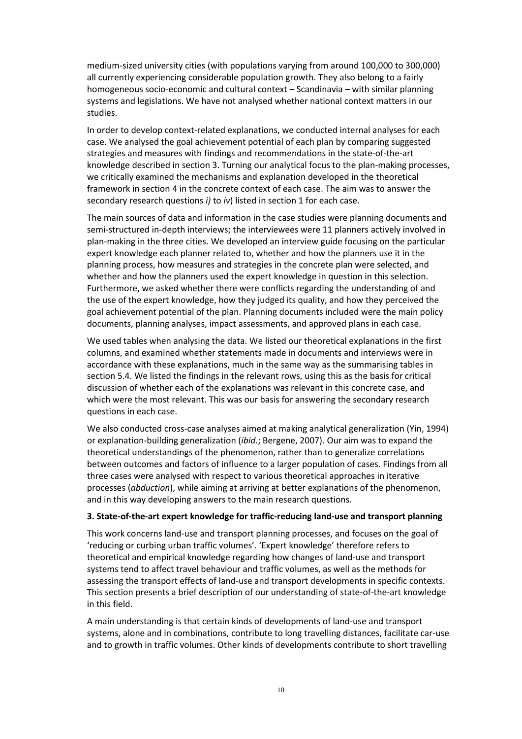medium-sized university cities (with populations varying from around 100,000 to 300,000) all currently experiencing considerable population growth. They also belong to a fairly homogeneous socio-economic and cultural context – Scandinavia – with similar planning systems and legislations. We have not analysed whether national context matters in our studies.

In order to develop context-related explanations, we conducted internal analyses for each case. We analysed the goal achievement potential of each plan by comparing suggested strategies and measures with findings and recommendations in the state-of-the-art knowledge described in section 3. Turning our analytical focus to the plan-making processes, we critically examined the mechanisms and explanation developed in the theoretical framework in section 4 in the concrete context of each case. The aim was to answer the secondary research questions *i)* to *iv*) listed in section 1 for each case.

The main sources of data and information in the case studies were planning documents and semi-structured in-depth interviews; the interviewees were 11 planners actively involved in plan-making in the three cities. We developed an interview guide focusing on the particular expert knowledge each planner related to, whether and how the planners use it in the planning process, how measures and strategies in the concrete plan were selected, and whether and how the planners used the expert knowledge in question in this selection. Furthermore, we asked whether there were conflicts regarding the understanding of and the use of the expert knowledge, how they judged its quality, and how they perceived the goal achievement potential of the plan. Planning documents included were the main policy documents, planning analyses, impact assessments, and approved plans in each case.

We used tables when analysing the data. We listed our theoretical explanations in the first columns, and examined whether statements made in documents and interviews were in accordance with these explanations, much in the same way as the summarising tables in section 5.4. We listed the findings in the relevant rows, using this as the basis for critical discussion of whether each of the explanations was relevant in this concrete case, and which were the most relevant. This was our basis for answering the secondary research questions in each case.

We also conducted cross-case analyses aimed at making analytical generalization (Yin, 1994) or explanation-building generalization (*ibid.*; Bergene, 2007). Our aim was to expand the theoretical understandings of the phenomenon, rather than to generalize correlations between outcomes and factors of influence to a larger population of cases. Findings from all three cases were analysed with respect to various theoretical approaches in iterative processes (*abduction*), while aiming at arriving at better explanations of the phenomenon, and in this way developing answers to the main research questions.

### 3. State-of-the-art expert knowledge for traffic-reducing land-use and transport planning

This work concerns land-use and transport planning processes, and focuses on the goal of 'reducing or curbing urban traffic volumes'. 'Expert knowledge' therefore refers to theoretical and empirical knowledge regarding how changes of land-use and transport systems tend to affect travel behaviour and traffic volumes, as well as the methods for assessing the transport effects of land-use and transport developments in specific contexts. This section presents a brief description of our understanding of state-of-the-art knowledge in this field.

A main understanding is that certain kinds of developments of land-use and transport systems, alone and in combinations, contribute to long travelling distances, facilitate car-use and to growth in traffic volumes. Other kinds of developments contribute to short travelling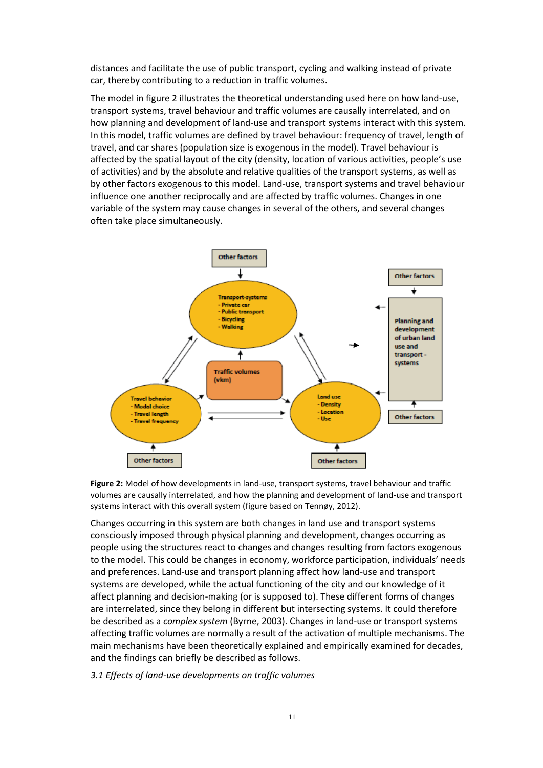distances and facilitate the use of public transport, cycling and walking instead of private car, thereby contributing to a reduction in traffic volumes.

The model in figure 2 illustrates the theoretical understanding used here on how land-use, transport systems, travel behaviour and traffic volumes are causally interrelated, and on how planning and development of land-use and transport systems interact with this system. In this model, traffic volumes are defined by travel behaviour: frequency of travel, length of travel, and car shares (population size is exogenous in the model). Travel behaviour is affected by the spatial layout of the city (density, location of various activities, people's use of activities) and by the absolute and relative qualities of the transport systems, as well as by other factors exogenous to this model. Land-use, transport systems and travel behaviour influence one another reciprocally and are affected by traffic volumes. Changes in one variable of the system may cause changes in several of the others, and several changes often take place simultaneously.

**Figure 2:** Model of how developments in land-use, transport systems, travel behaviour and traffic volumes are causally interrelated, and how the planning and development of land-use and transport systems interact with this overall system (figure based on Tennøy, 2012).

Changes occurring in this system are both changes in land use and transport systems consciously imposed through physical planning and development, changes occurring as people using the structures react to changes and changes resulting from factors exogenous to the model. This could be changes in economy, workforce participation, individuals' needs and preferences. Land-use and transport planning affect how land-use and transport systems are developed, while the actual functioning of the city and our knowledge of it affect planning and decision-making (or is supposed to). These different forms of changes are interrelated, since they belong in different but intersecting systems. It could therefore be described as a *complex system* (Byrne, 2003). Changes in land-use or transport systems affecting traffic volumes are normally a result of the activation of multiple mechanisms. The main mechanisms have been theoretically explained and empirically examined for decades, and the findings can briefly be described as follows.

### *3.1 Effects of land-use developments on traffic volumes*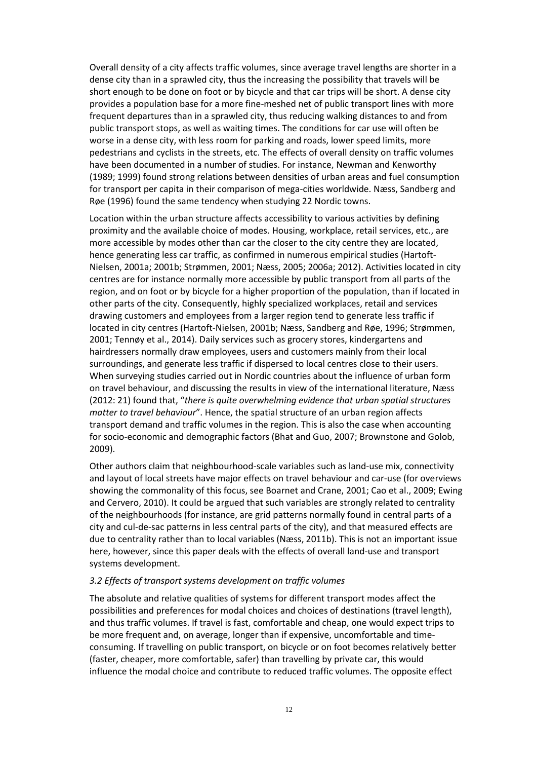Overall density of a city affects traffic volumes, since average travel lengths are shorter in a dense city than in a sprawled city, thus the increasing the possibility that travels will be short enough to be done on foot or by bicycle and that car trips will be short. A dense city provides a population base for a more fine-meshed net of public transport lines with more frequent departures than in a sprawled city, thus reducing walking distances to and from public transport stops, as well as waiting times. The conditions for car use will often be worse in a dense city, with less room for parking and roads, lower speed limits, more pedestrians and cyclists in the streets, etc. The effects of overall density on traffic volumes have been documented in a number of studies. For instance, Newman and Kenworthy (1989; 1999) found strong relations between densities of urban areas and fuel consumption for transport per capita in their comparison of mega-cities worldwide. Næss, Sandberg and Røe (1996) found the same tendency when studying 22 Nordic towns.

Location within the urban structure affects accessibility to various activities by defining proximity and the available choice of modes. Housing, workplace, retail services, etc., are more accessible by modes other than car the closer to the city centre they are located, hence generating less car traffic, as confirmed in numerous empirical studies (Hartoft-Nielsen, 2001a; 2001b; Strømmen, 2001; Næss, 2005; 2006a; 2012). Activities located in city centres are for instance normally more accessible by public transport from all parts of the region, and on foot or by bicycle for a higher proportion of the population, than if located in other parts of the city. Consequently, highly specialized workplaces, retail and services drawing customers and employees from a larger region tend to generate less traffic if located in city centres (Hartoft-Nielsen, 2001b; Næss, Sandberg and Røe, 1996; Strømmen, 2001; Tennøy et al., 2014). Daily services such as grocery stores, kindergartens and hairdressers normally draw employees, users and customers mainly from their local surroundings, and generate less traffic if dispersed to local centres close to their users. When surveying studies carried out in Nordic countries about the influence of urban form on travel behaviour, and discussing the results in view of the international literature, Næss (2012: 21) found that, "*there is quite overwhelming evidence that urban spatial structures matter to travel behaviour*". Hence, the spatial structure of an urban region affects transport demand and traffic volumes in the region. This is also the case when accounting for socio-economic and demographic factors (Bhat and Guo, 2007; Brownstone and Golob, 2009).

Other authors claim that neighbourhood-scale variables such as land-use mix, connectivity and layout of local streets have major effects on travel behaviour and car-use (for overviews showing the commonality of this focus, see Boarnet and Crane, 2001; Cao et al., 2009; Ewing and Cervero, 2010). It could be argued that such variables are strongly related to centrality of the neighbourhoods (for instance, are grid patterns normally found in central parts of a city and cul-de-sac patterns in less central parts of the city), and that measured effects are due to centrality rather than to local variables (Næss, 2011b). This is not an important issue here, however, since this paper deals with the effects of overall land-use and transport systems development.

### *3.2 Effects of transport systems development on traffic volumes*

The absolute and relative qualities of systems for different transport modes affect the possibilities and preferences for modal choices and choices of destinations (travel length), and thus traffic volumes. If travel is fast, comfortable and cheap, one would expect trips to be more frequent and, on average, longer than if expensive, uncomfortable and time-consuming. If travelling on public transport, on bicycle or on foot becomes relatively better (faster, cheaper, more comfortable, safer) than travelling by private car, this would influence the modal choice and contribute to reduced traffic volumes. The opposite effect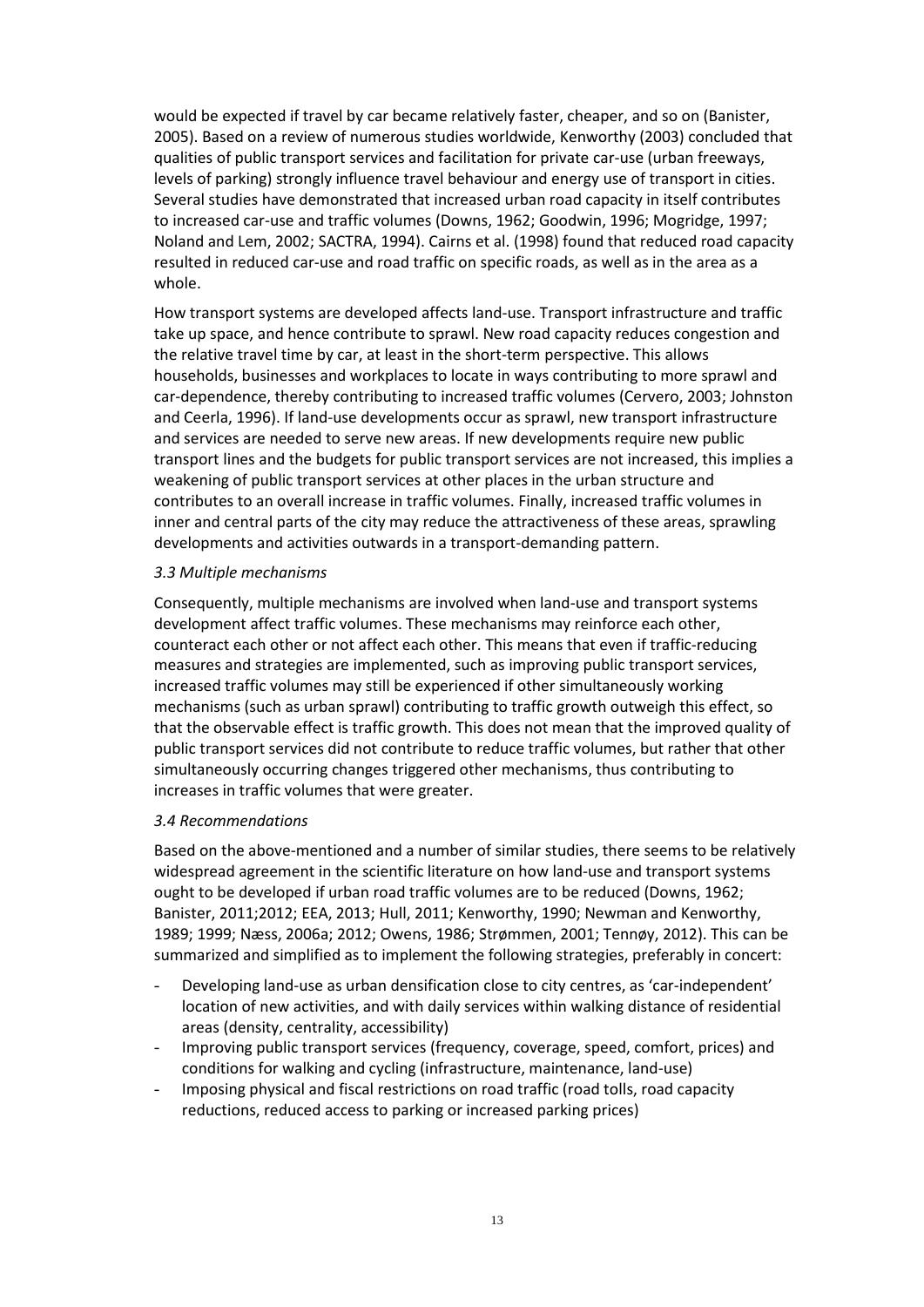would be expected if travel by car became relatively faster, cheaper, and so on (Banister, 2005). Based on a review of numerous studies worldwide, Kenworthy (2003) concluded that qualities of public transport services and facilitation for private car-use (urban freeways, levels of parking) strongly influence travel behaviour and energy use of transport in cities. Several studies have demonstrated that increased urban road capacity in itself contributes to increased car-use and traffic volumes (Downs, 1962; Goodwin, 1996; Mogridge, 1997; Noland and Lem, 2002; SACTRA, 1994). Cairns et al. (1998) found that reduced road capacity resulted in reduced car-use and road traffic on specific roads, as well as in the area as a whole.

How transport systems are developed affects land-use. Transport infrastructure and traffic take up space, and hence contribute to sprawl. New road capacity reduces congestion and the relative travel time by car, at least in the short-term perspective. This allows households, businesses and workplaces to locate in ways contributing to more sprawl and car-dependence, thereby contributing to increased traffic volumes (Cervero, 2003; Johnston and Ceerla, 1996). If land-use developments occur as sprawl, new transport infrastructure and services are needed to serve new areas. If new developments require new public transport lines and the budgets for public transport services are not increased, this implies a weakening of public transport services at other places in the urban structure and contributes to an overall increase in traffic volumes. Finally, increased traffic volumes in inner and central parts of the city may reduce the attractiveness of these areas, sprawling developments and activities outwards in a transport-demanding pattern.

### *3.3 Multiple mechanisms*

Consequently, multiple mechanisms are involved when land-use and transport systems development affect traffic volumes. These mechanisms may reinforce each other, counteract each other or not affect each other. This means that even if traffic-reducing measures and strategies are implemented, such as improving public transport services, increased traffic volumes may still be experienced if other simultaneously working mechanisms (such as urban sprawl) contributing to traffic growth outweigh this effect, so that the observable effect is traffic growth. This does not mean that the improved quality of public transport services did not contribute to reduce traffic volumes, but rather that other simultaneously occurring changes triggered other mechanisms, thus contributing to increases in traffic volumes that were greater.

### *3.4 Recommendations*

Based on the above-mentioned and a number of similar studies, there seems to be relatively widespread agreement in the scientific literature on how land-use and transport systems ought to be developed if urban road traffic volumes are to be reduced (Downs, 1962; Banister, 2011;2012; EEA, 2013; Hull, 2011; Kenworthy, 1990; Newman and Kenworthy, 1989; 1999; Næss, 2006a; 2012; Owens, 1986; Strømmen, 2001; Tennøy, 2012). This can be summarized and simplified as to implement the following strategies, preferably in concert:

- Developing land-use as urban densification close to city centres, as 'car-independent' location of new activities, and with daily services within walking distance of residential areas (density, centrality, accessibility)
- Improving public transport services (frequency, coverage, speed, comfort, prices) and conditions for walking and cycling (infrastructure, maintenance, land-use)
- Imposing physical and fiscal restrictions on road traffic (road tolls, road capacity reductions, reduced access to parking or increased parking prices)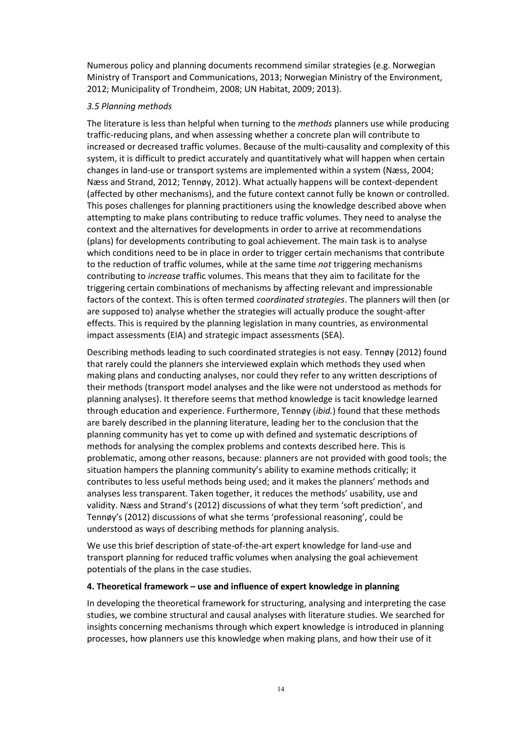Numerous policy and planning documents recommend similar strategies (e.g. Norwegian Ministry of Transport and Communications, 2013; Norwegian Ministry of the Environment, 2012; Municipality of Trondheim, 2008; UN Habitat, 2009; 2013).

### *3.5 Planning methods*

The literature is less than helpful when turning to the *methods* planners use while producing traffic-reducing plans, and when assessing whether a concrete plan will contribute to increased or decreased traffic volumes. Because of the multi-causality and complexity of this system, it is difficult to predict accurately and quantitatively what will happen when certain changes in land-use or transport systems are implemented within a system (Næss, 2004; Næss and Strand, 2012; Tennøy, 2012). What actually happens will be context-dependent (affected by other mechanisms), and the future context cannot fully be known or controlled. This poses challenges for planning practitioners using the knowledge described above when attempting to make plans contributing to reduce traffic volumes. They need to analyse the context and the alternatives for developments in order to arrive at recommendations (plans) for developments contributing to goal achievement. The main task is to analyse which conditions need to be in place in order to trigger certain mechanisms that contribute to the reduction of traffic volumes, while at the same time *not* triggering mechanisms contributing to *increase* traffic volumes. This means that they aim to facilitate for the triggering certain combinations of mechanisms by affecting relevant and impressionable factors of the context. This is often termed *coordinated strategies*. The planners will then (or are supposed to) analyse whether the strategies will actually produce the sought-after effects. This is required by the planning legislation in many countries, as environmental impact assessments (EIA) and strategic impact assessments (SEA).

Describing methods leading to such coordinated strategies is not easy. Tennøy (2012) found that rarely could the planners she interviewed explain which methods they used when making plans and conducting analyses, nor could they refer to any written descriptions of their methods (transport model analyses and the like were not understood as methods for planning analyses). It therefore seems that method knowledge is tacit knowledge learned through education and experience. Furthermore, Tennøy (*ibid.*) found that these methods are barely described in the planning literature, leading her to the conclusion that the planning community has yet to come up with defined and systematic descriptions of methods for analysing the complex problems and contexts described here. This is problematic, among other reasons, because: planners are not provided with good tools; the situation hampers the planning community's ability to examine methods critically; it contributes to less useful methods being used; and it makes the planners' methods and analyses less transparent. Taken together, it reduces the methods' usability, use and validity. Næss and Strand's (2012) discussions of what they term 'soft prediction', and Tennøy's (2012) discussions of what she terms 'professional reasoning', could be understood as ways of describing methods for planning analysis.

We use this brief description of state-of-the-art expert knowledge for land-use and transport planning for reduced traffic volumes when analysing the goal achievement potentials of the plans in the case studies.

## **4. Theoretical framework – use and influence of expert knowledge in planning**

In developing the theoretical framework for structuring, analysing and interpreting the case studies, we combine structural and causal analyses with literature studies. We searched for insights concerning mechanisms through which expert knowledge is introduced in planning processes, how planners use this knowledge when making plans, and how their use of it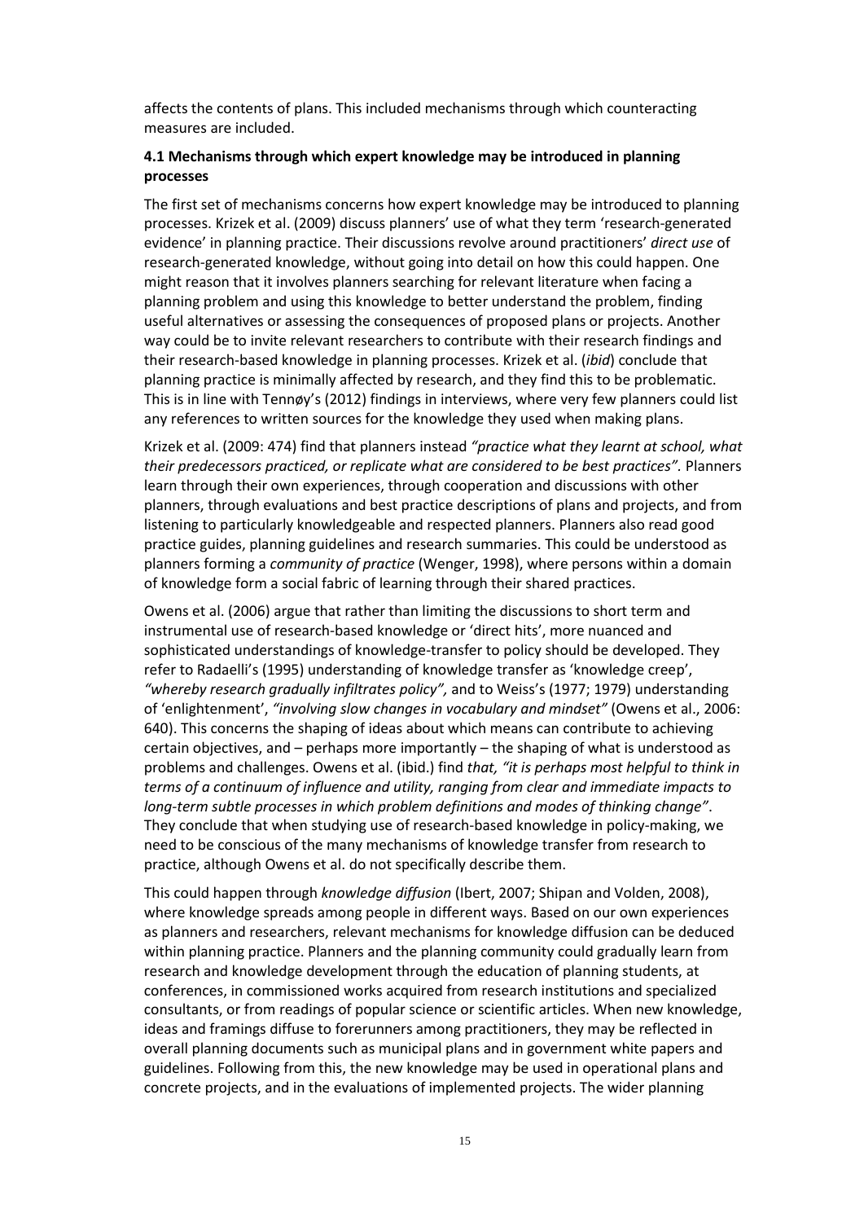affects the contents of plans. This included mechanisms through which counteracting measures are included.

### 4.1 Mechanisms through which expert knowledge may be introduced in planning processes

The first set of mechanisms concerns how expert knowledge may be introduced to planning processes. Krizek et al. (2009) discuss planners' use of what they term 'research-generated evidence' in planning practice. Their discussions revolve around practitioners' *direct use* of research-generated knowledge, without going into detail on how this could happen. One might reason that it involves planners searching for relevant literature when facing a planning problem and using this knowledge to better understand the problem, finding useful alternatives or assessing the consequences of proposed plans or projects. Another way could be to invite relevant researchers to contribute with their research findings and their research-based knowledge in planning processes. Krizek et al. (*ibid*) conclude that planning practice is minimally affected by research, and they find this to be problematic. This is in line with Tennøy's (2012) findings in interviews, where very few planners could list any references to written sources for the knowledge they used when making plans.

Krizek et al. (2009: 474) find that planners instead *"practice what they learnt at school, what their predecessors practiced, or replicate what are considered to be best practices"*. Planners learn through their own experiences, through cooperation and discussions with other planners, through evaluations and best practice descriptions of plans and projects, and from listening to particularly knowledgeable and respected planners. Planners also read good practice guides, planning guidelines and research summaries. This could be understood as planners forming a *community of practice* (Wenger, 1998), where persons within a domain of knowledge form a social fabric of learning through their shared practices.

Owens et al. (2006) argue that rather than limiting the discussions to short term and instrumental use of research-based knowledge or 'direct hits', more nuanced and sophisticated understandings of knowledge-transfer to policy should be developed. They refer to Radaelli's (1995) understanding of knowledge transfer as 'knowledge creep', *"whereby research gradually infiltrates policy",* and to Weiss's (1977; 1979) understanding of 'enlightenment', *"involving slow changes in vocabulary and mindset"* (Owens et al., 2006: 640). This concerns the shaping of ideas about which means can contribute to achieving certain objectives, and – perhaps more importantly – the shaping of what is understood as problems and challenges. Owens et al. (ibid.) find *that, "it is perhaps most helpful to think in terms of a continuum of influence and utility, ranging from clear and immediate impacts to long-term subtle processes in which problem definitions and modes of thinking change"*. They conclude that when studying use of research-based knowledge in policy-making, we need to be conscious of the many mechanisms of knowledge transfer from research to practice, although Owens et al. do not specifically describe them.

This could happen through *knowledge diffusion* (Ibert, 2007; Shipan and Volden, 2008), where knowledge spreads among people in different ways. Based on our own experiences as planners and researchers, relevant mechanisms for knowledge diffusion can be deduced within planning practice. Planners and the planning community could gradually learn from research and knowledge development through the education of planning students, at conferences, in commissioned works acquired from research institutions and specialized consultants, or from readings of popular science or scientific articles. When new knowledge, ideas and framings diffuse to forerunners among practitioners, they may be reflected in overall planning documents such as municipal plans and in government white papers and guidelines. Following from this, the new knowledge may be used in operational plans and concrete projects, and in the evaluations of implemented projects. The wider planning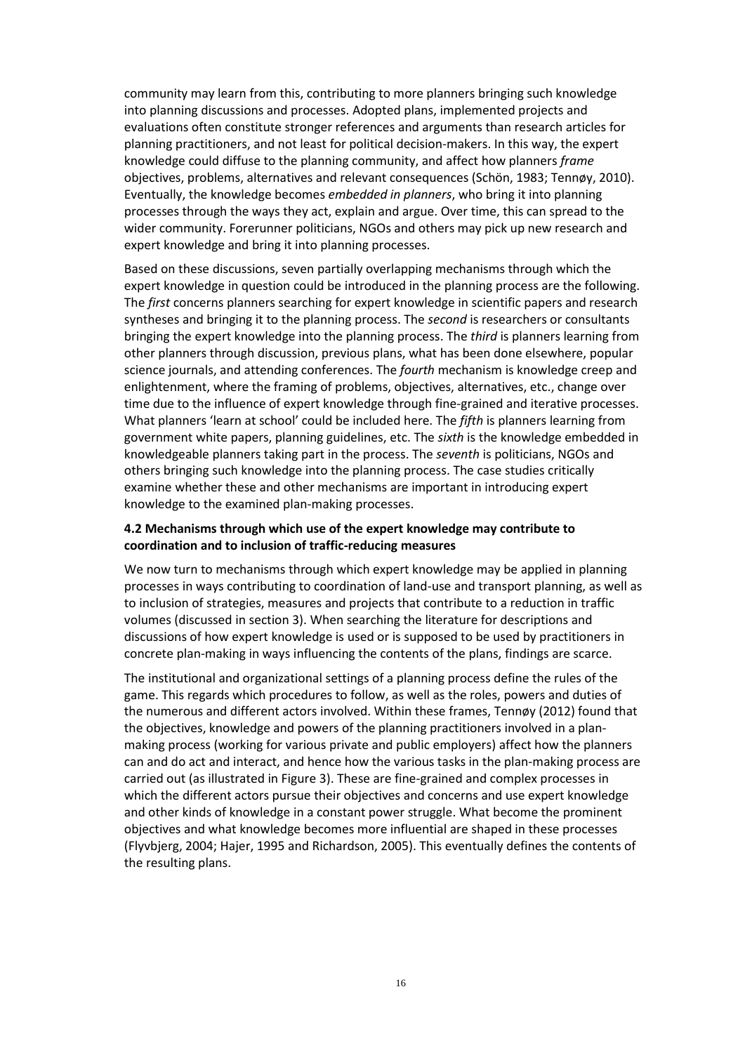community may learn from this, contributing to more planners bringing such knowledge into planning discussions and processes. Adopted plans, implemented projects and evaluations often constitute stronger references and arguments than research articles for planning practitioners, and not least for political decision-makers. In this way, the expert knowledge could diffuse to the planning community, and affect how planners *frame* objectives, problems, alternatives and relevant consequences (Schön, 1983; Tennøy, 2010). Eventually, the knowledge becomes *embedded in planners*, who bring it into planning processes through the ways they act, explain and argue. Over time, this can spread to the wider community. Forerunner politicians, NGOs and others may pick up new research and expert knowledge and bring it into planning processes.

Based on these discussions, seven partially overlapping mechanisms through which the expert knowledge in question could be introduced in the planning process are the following. The *first* concerns planners searching for expert knowledge in scientific papers and research syntheses and bringing it to the planning process. The *second* is researchers or consultants bringing the expert knowledge into the planning process. The *third* is planners learning from other planners through discussion, previous plans, what has been done elsewhere, popular science journals, and attending conferences. The *fourth* mechanism is knowledge creep and enlightenment, where the framing of problems, objectives, alternatives, etc., change over time due to the influence of expert knowledge through fine-grained and iterative processes. What planners 'learn at school' could be included here. The *fifth* is planners learning from government white papers, planning guidelines, etc. The *sixth* is the knowledge embedded in knowledgeable planners taking part in the process. The *seventh* is politicians, NGOs and others bringing such knowledge into the planning process. The case studies critically examine whether these and other mechanisms are important in introducing expert knowledge to the examined plan-making processes.

### 4.2 Mechanisms through which use of the expert knowledge may contribute to coordination and to inclusion of traffic-reducing measures

We now turn to mechanisms through which expert knowledge may be applied in planning processes in ways contributing to coordination of land-use and transport planning, as well as to inclusion of strategies, measures and projects that contribute to a reduction in traffic volumes (discussed in section 3). When searching the literature for descriptions and discussions of how expert knowledge is used or is supposed to be used by practitioners in concrete plan-making in ways influencing the contents of the plans, findings are scarce.

The institutional and organizational settings of a planning process define the rules of the game. This regards which procedures to follow, as well as the roles, powers and duties of the numerous and different actors involved. Within these frames, Tennøy (2012) found that the objectives, knowledge and powers of the planning practitioners involved in a plan-making process (working for various private and public employers) affect how the planners can and do act and interact, and hence how the various tasks in the plan-making process are carried out (as illustrated in Figure 3). These are fine-grained and complex processes in which the different actors pursue their objectives and concerns and use expert knowledge and other kinds of knowledge in a constant power struggle. What become the prominent objectives and what knowledge becomes more influential are shaped in these processes (Flyvbjerg, 2004; Hajer, 1995 and Richardson, 2005). This eventually defines the contents of the resulting plans.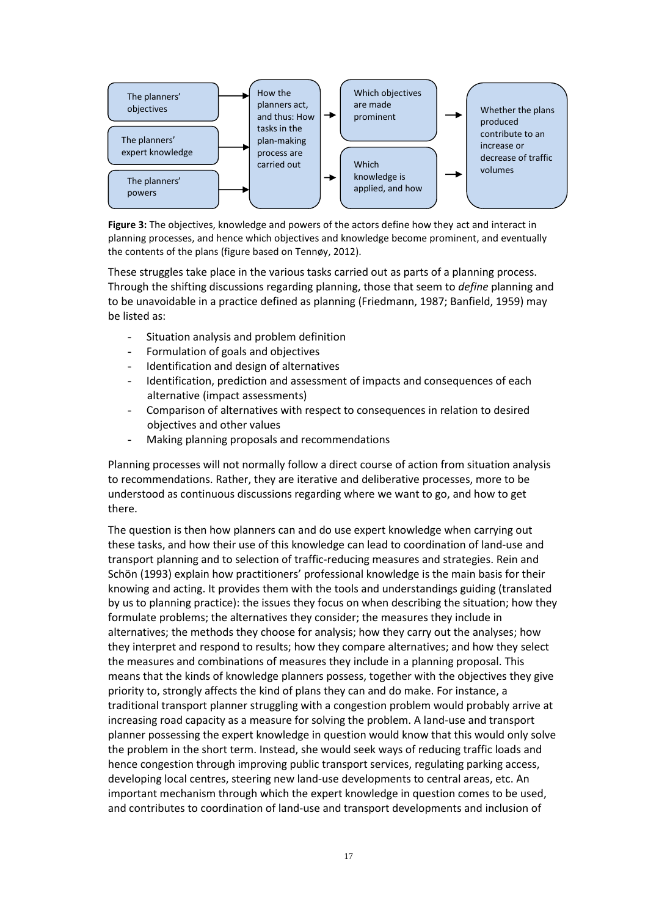The planners' objectives

The planners' expert knowledge

The planners' powers

How the planners act, and thus: How tasks in the plan-making process are carried out

Which objectives are made prominent

Which knowledge is applied, and how

Whether the plans produced contribute to an increase or decrease of traffic volumes

**Figure 3:** The objectives, knowledge and powers of the actors define how they act and interact in planning processes, and hence which objectives and knowledge become prominent, and eventually the contents of the plans (figure based on Tennøy, 2012).

These struggles take place in the various tasks carried out as parts of a planning process. Through the shifting discussions regarding planning, those that seem to *define* planning and to be unavoidable in a practice defined as planning (Friedmann, 1987; Banfield, 1959) may be listed as:

- Situation analysis and problem definition
- Formulation of goals and objectives
- Identification and design of alternatives
- Identification, prediction and assessment of impacts and consequences of each alternative (impact assessments)
- Comparison of alternatives with respect to consequences in relation to desired objectives and other values
- Making planning proposals and recommendations

Planning processes will not normally follow a direct course of action from situation analysis to recommendations. Rather, they are iterative and deliberative processes, more to be understood as continuous discussions regarding where we want to go, and how to get there.

The question is then how planners can and do use expert knowledge when carrying out these tasks, and how their use of this knowledge can lead to coordination of land-use and transport planning and to selection of traffic-reducing measures and strategies. Rein and Schön (1993) explain how practitioners' professional knowledge is the main basis for their knowing and acting. It provides them with the tools and understandings guiding (translated by us to planning practice): the issues they focus on when describing the situation; how they formulate problems; the alternatives they consider; the measures they include in alternatives; the methods they choose for analysis; how they carry out the analyses; how they interpret and respond to results; how they compare alternatives; and how they select the measures and combinations of measures they include in a planning proposal. This means that the kinds of knowledge planners possess, together with the objectives they give priority to, strongly affects the kind of plans they can and do make. For instance, a traditional transport planner struggling with a congestion problem would probably arrive at increasing road capacity as a measure for solving the problem. A land-use and transport planner possessing the expert knowledge in question would know that this would only solve the problem in the short term. Instead, she would seek ways of reducing traffic loads and hence congestion through improving public transport services, regulating parking access, developing local centres, steering new land-use developments to central areas, etc. An important mechanism through which the expert knowledge in question comes to be used, and contributes to coordination of land-use and transport developments and inclusion of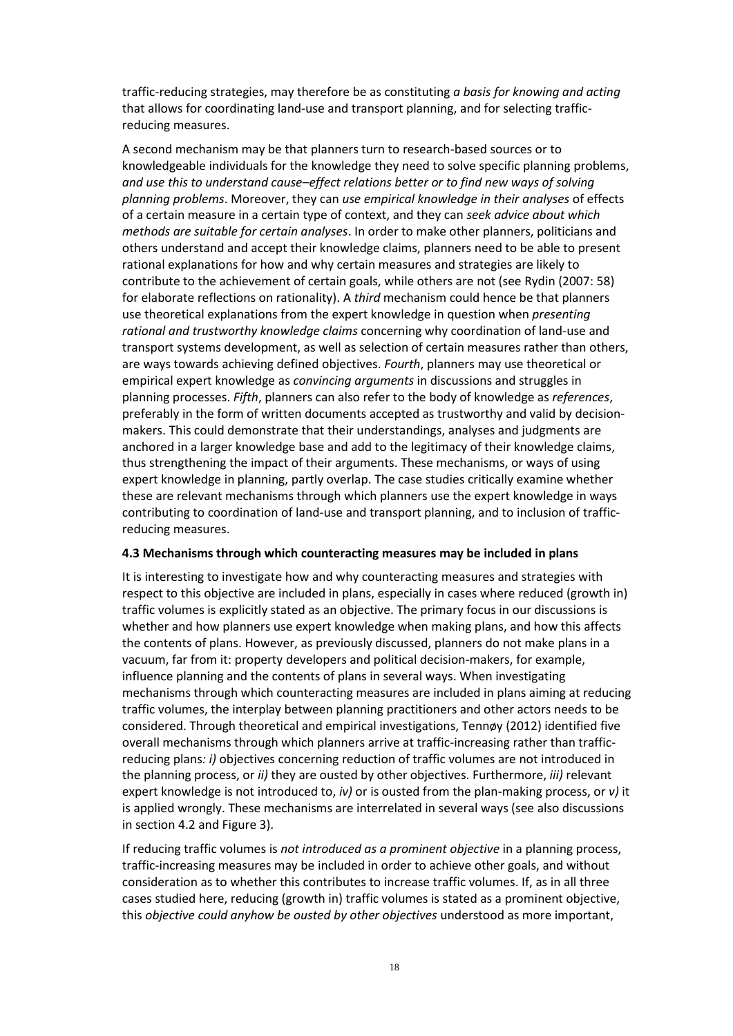traffic-reducing strategies, may therefore be as constituting *a basis for knowing and acting* that allows for coordinating land-use and transport planning, and for selecting traffic-reducing measures.

A second mechanism may be that planners turn to research-based sources or to knowledgeable individuals for the knowledge they need to solve specific planning problems, *and use this to understand cause–effect relations better or to find new ways of solving planning problems*. Moreover, they can *use empirical knowledge in their analyses* of effects of a certain measure in a certain type of context, and they can *seek advice about which methods are suitable for certain analyses*. In order to make other planners, politicians and others understand and accept their knowledge claims, planners need to be able to present rational explanations for how and why certain measures and strategies are likely to contribute to the achievement of certain goals, while others are not (see Rydin (2007: 58) for elaborate reflections on rationality). A *third* mechanism could hence be that planners use theoretical explanations from the expert knowledge in question when *presenting rational and trustworthy knowledge claims* concerning why coordination of land-use and transport systems development, as well as selection of certain measures rather than others, are ways towards achieving defined objectives. *Fourth*, planners may use theoretical or empirical expert knowledge as *convincing arguments* in discussions and struggles in planning processes. *Fifth*, planners can also refer to the body of knowledge as *references*, preferably in the form of written documents accepted as trustworthy and valid by decision-makers. This could demonstrate that their understandings, analyses and judgments are anchored in a larger knowledge base and add to the legitimacy of their knowledge claims, thus strengthening the impact of their arguments. These mechanisms, or ways of using expert knowledge in planning, partly overlap. The case studies critically examine whether these are relevant mechanisms through which planners use the expert knowledge in ways contributing to coordination of land-use and transport planning, and to inclusion of traffic-reducing measures.

**4.3 Mechanisms through which counteracting measures may be included in plans**

It is interesting to investigate how and why counteracting measures and strategies with respect to this objective are included in plans, especially in cases where reduced (growth in) traffic volumes is explicitly stated as an objective. The primary focus in our discussions is whether and how planners use expert knowledge when making plans, and how this affects the contents of plans. However, as previously discussed, planners do not make plans in a vacuum, far from it: property developers and political decision-makers, for example, influence planning and the contents of plans in several ways. When investigating mechanisms through which counteracting measures are included in plans aiming at reducing traffic volumes, the interplay between planning practitioners and other actors needs to be considered. Through theoretical and empirical investigations, Tennøy (2012) identified five overall mechanisms through which planners arrive at traffic-increasing rather than traffic-reducing plans*: i)* objectives concerning reduction of traffic volumes are not introduced in the planning process, or *ii)* they are ousted by other objectives. Furthermore, *iii)* relevant expert knowledge is not introduced to, *iv)* or is ousted from the plan-making process, or *v)* it is applied wrongly. These mechanisms are interrelated in several ways (see also discussions in section 4.2 and Figure 3).

If reducing traffic volumes is *not introduced as a prominent objective* in a planning process, traffic-increasing measures may be included in order to achieve other goals, and without consideration as to whether this contributes to increase traffic volumes. If, as in all three cases studied here, reducing (growth in) traffic volumes is stated as a prominent objective, this *objective could anyhow be ousted by other objectives* understood as more important,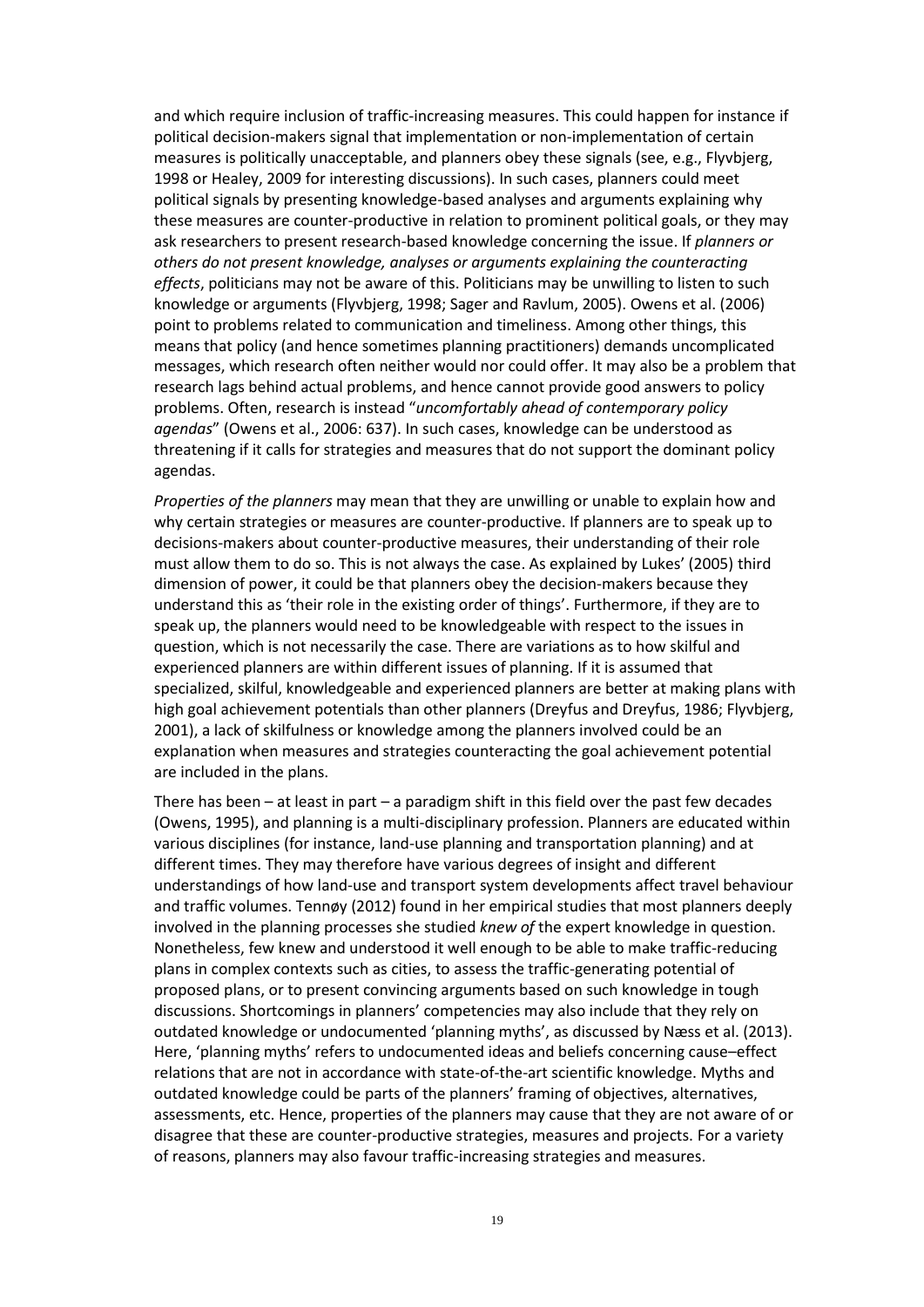and which require inclusion of traffic-increasing measures. This could happen for instance if political decision-makers signal that implementation or non-implementation of certain measures is politically unacceptable, and planners obey these signals (see, e.g., Flyvbjerg, 1998 or Healey, 2009 for interesting discussions). In such cases, planners could meet political signals by presenting knowledge-based analyses and arguments explaining why these measures are counter-productive in relation to prominent political goals, or they may ask researchers to present research-based knowledge concerning the issue. If *planners or others do not present knowledge, analyses or arguments explaining the counteracting effects*, politicians may not be aware of this. Politicians may be unwilling to listen to such knowledge or arguments (Flyvbjerg, 1998; Sager and Ravlum, 2005). Owens et al. (2006) point to problems related to communication and timeliness. Among other things, this means that policy (and hence sometimes planning practitioners) demands uncomplicated messages, which research often neither would nor could offer. It may also be a problem that research lags behind actual problems, and hence cannot provide good answers to policy problems. Often, research is instead "*uncomfortably ahead of contemporary policy agendas*" (Owens et al., 2006: 637). In such cases, knowledge can be understood as threatening if it calls for strategies and measures that do not support the dominant policy agendas.

*Properties of the planners* may mean that they are unwilling or unable to explain how and why certain strategies or measures are counter-productive. If planners are to speak up to decisions-makers about counter-productive measures, their understanding of their role must allow them to do so. This is not always the case. As explained by Lukes' (2005) third dimension of power, it could be that planners obey the decision-makers because they understand this as 'their role in the existing order of things'. Furthermore, if they are to speak up, the planners would need to be knowledgeable with respect to the issues in question, which is not necessarily the case. There are variations as to how skilful and experienced planners are within different issues of planning. If it is assumed that specialized, skilful, knowledgeable and experienced planners are better at making plans with high goal achievement potentials than other planners (Dreyfus and Dreyfus, 1986; Flyvbjerg, 2001), a lack of skilfulness or knowledge among the planners involved could be an explanation when measures and strategies counteracting the goal achievement potential are included in the plans.

There has been – at least in part – a paradigm shift in this field over the past few decades (Owens, 1995), and planning is a multi-disciplinary profession. Planners are educated within various disciplines (for instance, land-use planning and transportation planning) and at different times. They may therefore have various degrees of insight and different understandings of how land-use and transport system developments affect travel behaviour and traffic volumes. Tennøy (2012) found in her empirical studies that most planners deeply involved in the planning processes she studied *knew of* the expert knowledge in question. Nonetheless, few knew and understood it well enough to be able to make traffic-reducing plans in complex contexts such as cities, to assess the traffic-generating potential of proposed plans, or to present convincing arguments based on such knowledge in tough discussions. Shortcomings in planners' competencies may also include that they rely on outdated knowledge or undocumented 'planning myths', as discussed by Næss et al. (2013). Here, 'planning myths' refers to undocumented ideas and beliefs concerning cause–effect relations that are not in accordance with state-of-the-art scientific knowledge. Myths and outdated knowledge could be parts of the planners' framing of objectives, alternatives, assessments, etc. Hence, properties of the planners may cause that they are not aware of or disagree that these are counter-productive strategies, measures and projects. For a variety of reasons, planners may also favour traffic-increasing strategies and measures.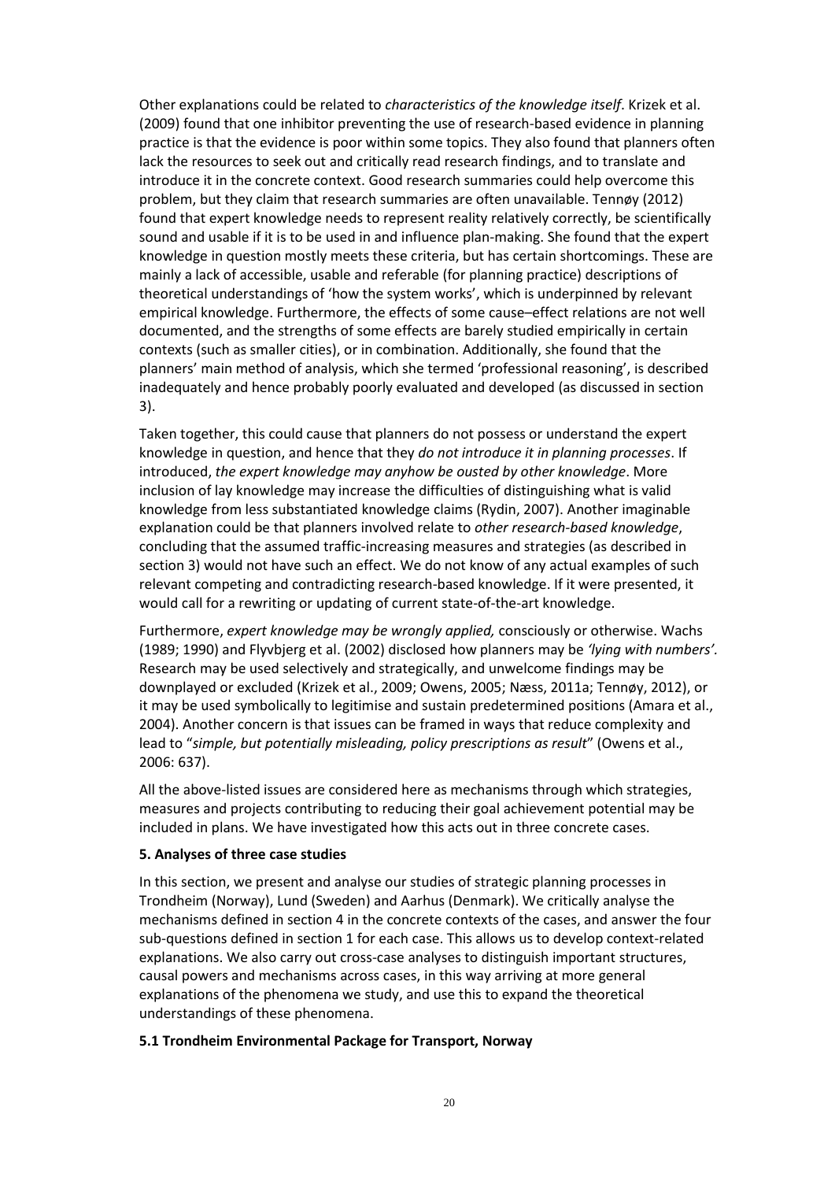Other explanations could be related to *characteristics of the knowledge itself*. Krizek et al. (2009) found that one inhibitor preventing the use of research-based evidence in planning practice is that the evidence is poor within some topics. They also found that planners often lack the resources to seek out and critically read research findings, and to translate and introduce it in the concrete context. Good research summaries could help overcome this problem, but they claim that research summaries are often unavailable. Tennøy (2012) found that expert knowledge needs to represent reality relatively correctly, be scientifically sound and usable if it is to be used in and influence plan-making. She found that the expert knowledge in question mostly meets these criteria, but has certain shortcomings. These are mainly a lack of accessible, usable and referable (for planning practice) descriptions of theoretical understandings of 'how the system works', which is underpinned by relevant empirical knowledge. Furthermore, the effects of some cause–effect relations are not well documented, and the strengths of some effects are barely studied empirically in certain contexts (such as smaller cities), or in combination. Additionally, she found that the planners' main method of analysis, which she termed 'professional reasoning', is described inadequately and hence probably poorly evaluated and developed (as discussed in section 3).

Taken together, this could cause that planners do not possess or understand the expert knowledge in question, and hence that they *do not introduce it in planning processes*. If introduced, *the expert knowledge may anyhow be ousted by other knowledge*. More inclusion of lay knowledge may increase the difficulties of distinguishing what is valid knowledge from less substantiated knowledge claims (Rydin, 2007). Another imaginable explanation could be that planners involved relate to *other research-based knowledge*, concluding that the assumed traffic-increasing measures and strategies (as described in section 3) would not have such an effect. We do not know of any actual examples of such relevant competing and contradicting research-based knowledge. If it were presented, it would call for a rewriting or updating of current state-of-the-art knowledge.

Furthermore, *expert knowledge may be wrongly applied,* consciously or otherwise. Wachs (1989; 1990) and Flyvbjerg et al. (2002) disclosed how planners may be *'lying with numbers'.* Research may be used selectively and strategically, and unwelcome findings may be downplayed or excluded (Krizek et al., 2009; Owens, 2005; Næss, 2011a; Tennøy, 2012), or it may be used symbolically to legitimise and sustain predetermined positions (Amara et al., 2004). Another concern is that issues can be framed in ways that reduce complexity and lead to "*simple, but potentially misleading, policy prescriptions as result*" (Owens et al., 2006: 637).

All the above-listed issues are considered here as mechanisms through which strategies, measures and projects contributing to reducing their goal achievement potential may be included in plans. We have investigated how this acts out in three concrete cases.

## 5. Analyses of three case studies

In this section, we present and analyse our studies of strategic planning processes in Trondheim (Norway), Lund (Sweden) and Aarhus (Denmark). We critically analyse the mechanisms defined in section 4 in the concrete contexts of the cases, and answer the four sub-questions defined in section 1 for each case. This allows us to develop context-related explanations. We also carry out cross-case analyses to distinguish important structures, causal powers and mechanisms across cases, in this way arriving at more general explanations of the phenomena we study, and use this to expand the theoretical understandings of these phenomena.

### 5.1 Trondheim Environmental Package for Transport, Norway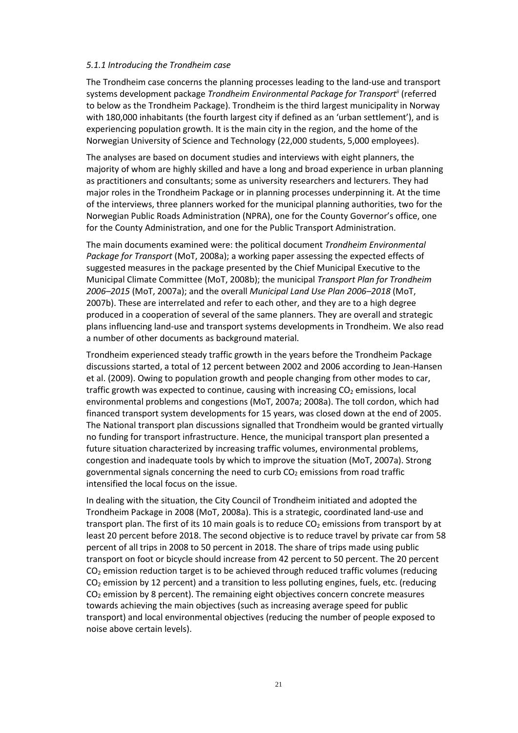*5.1.1 Introducing the Trondheim case*

The Trondheim case concerns the planning processes leading to the land-use and transport systems development package *Trondheim Environmental Package for Transport*[ii] (referred to below as the Trondheim Package). Trondheim is the third largest municipality in Norway with 180,000 inhabitants (the fourth largest city if defined as an 'urban settlement'), and is experiencing population growth. It is the main city in the region, and the home of the Norwegian University of Science and Technology (22,000 students, 5,000 employees).

The analyses are based on document studies and interviews with eight planners, the majority of whom are highly skilled and have a long and broad experience in urban planning as practitioners and consultants; some as university researchers and lecturers. They had major roles in the Trondheim Package or in planning processes underpinning it. At the time of the interviews, three planners worked for the municipal planning authorities, two for the Norwegian Public Roads Administration (NPRA), one for the County Governor's office, one for the County Administration, and one for the Public Transport Administration.

The main documents examined were: the political document *Trondheim Environmental Package for Transport* (MoT, 2008a); a working paper assessing the expected effects of suggested measures in the package presented by the Chief Municipal Executive to the Municipal Climate Committee (MoT, 2008b); the municipal *Transport Plan for Trondheim 2006–2015* (MoT, 2007a); and the overall *Municipal Land Use Plan 2006–2018* (MoT, 2007b). These are interrelated and refer to each other, and they are to a high degree produced in a cooperation of several of the same planners. They are overall and strategic plans influencing land-use and transport systems developments in Trondheim. We also read a number of other documents as background material.

Trondheim experienced steady traffic growth in the years before the Trondheim Package discussions started, a total of 12 percent between 2002 and 2006 according to Jean-Hansen et al. (2009). Owing to population growth and people changing from other modes to car, traffic growth was expected to continue, causing with increasing $CO_2$ emissions, local environmental problems and congestions (MoT, 2007a; 2008a). The toll cordon, which had financed transport system developments for 15 years, was closed down at the end of 2005. The National transport plan discussions signalled that Trondheim would be granted virtually no funding for transport infrastructure. Hence, the municipal transport plan presented a future situation characterized by increasing traffic volumes, environmental problems, congestion and inadequate tools by which to improve the situation (MoT, 2007a). Strong governmental signals concerning the need to curb $CO_2$ emissions from road traffic intensified the local focus on the issue.

In dealing with the situation, the City Council of Trondheim initiated and adopted the Trondheim Package in 2008 (MoT, 2008a). This is a strategic, coordinated land-use and transport plan. The first of its 10 main goals is to reduce $CO_2$ emissions from transport by at least 20 percent before 2018. The second objective is to reduce travel by private car from 58 percent of all trips in 2008 to 50 percent in 2018. The share of trips made using public transport on foot or bicycle should increase from 42 percent to 50 percent. The 20 percent $CO_2$ emission reduction target is to be achieved through reduced traffic volumes (reducing $CO_2$ emission by 12 percent) and a transition to less polluting engines, fuels, etc. (reducing $CO_2$ emission by 8 percent). The remaining eight objectives concern concrete measures towards achieving the main objectives (such as increasing average speed for public transport) and local environmental objectives (reducing the number of people exposed to noise above certain levels).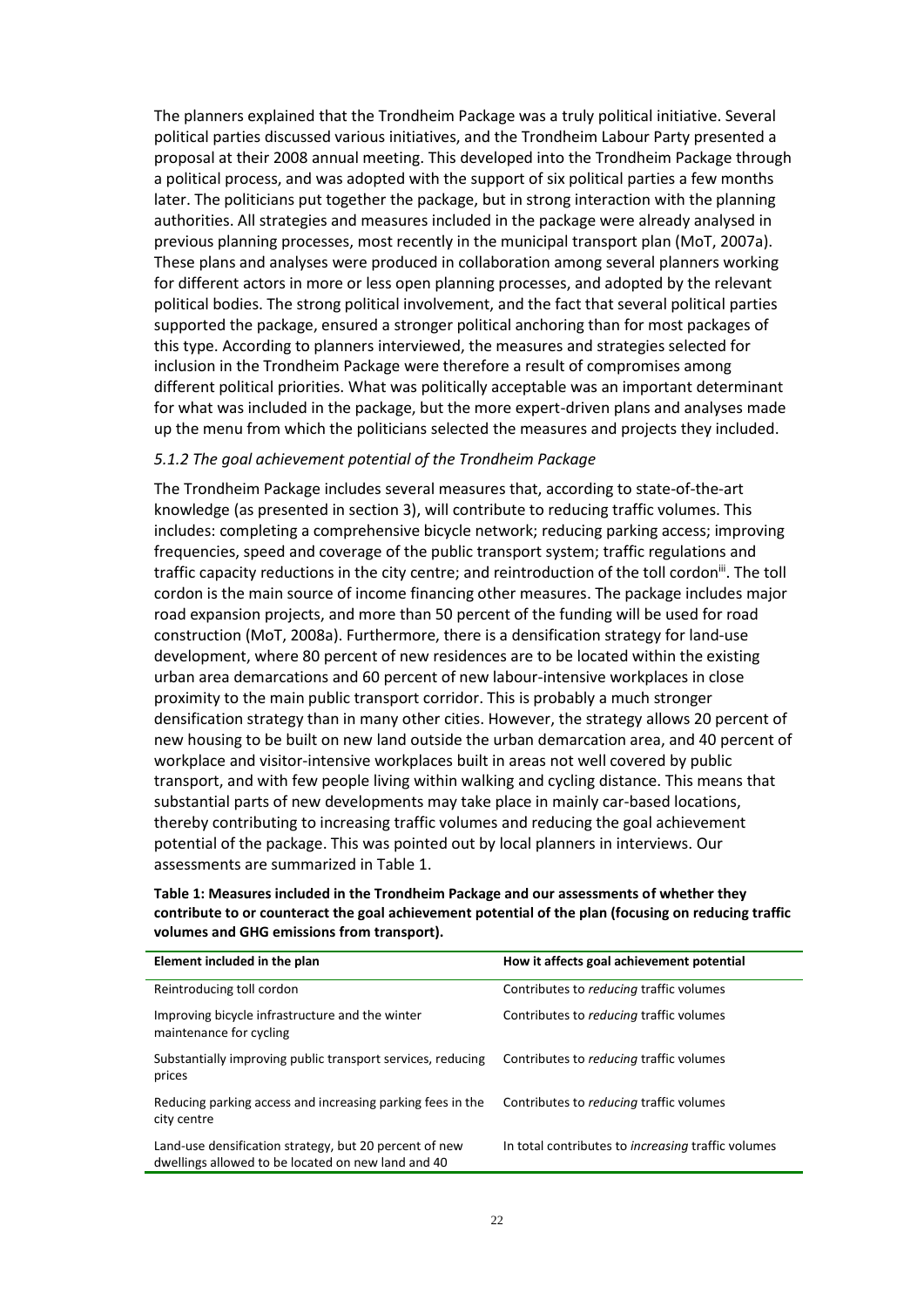The planners explained that the Trondheim Package was a truly political initiative. Several political parties discussed various initiatives, and the Trondheim Labour Party presented a proposal at their 2008 annual meeting. This developed into the Trondheim Package through a political process, and was adopted with the support of six political parties a few months later. The politicians put together the package, but in strong interaction with the planning authorities. All strategies and measures included in the package were already analysed in previous planning processes, most recently in the municipal transport plan (MoT, 2007a). These plans and analyses were produced in collaboration among several planners working for different actors in more or less open planning processes, and adopted by the relevant political bodies. The strong political involvement, and the fact that several political parties supported the package, ensured a stronger political anchoring than for most packages of this type. According to planners interviewed, the measures and strategies selected for inclusion in the Trondheim Package were therefore a result of compromises among different political priorities. What was politically acceptable was an important determinant for what was included in the package, but the more expert-driven plans and analyses made up the menu from which the politicians selected the measures and projects they included.

### *5.1.2 The goal achievement potential of the Trondheim Package*

The Trondheim Package includes several measures that, according to state-of-the-art knowledge (as presented in section 3), will contribute to reducing traffic volumes. This includes: completing a comprehensive bicycle network; reducing parking access; improving frequencies, speed and coverage of the public transport system; traffic regulations and traffic capacity reductions in the city centre; and reintroduction of the toll cordon[iii]. The toll cordon is the main source of income financing other measures. The package includes major road expansion projects, and more than 50 percent of the funding will be used for road construction (MoT, 2008a). Furthermore, there is a densification strategy for land-use development, where 80 percent of new residences are to be located within the existing urban area demarcations and 60 percent of new labour-intensive workplaces in close proximity to the main public transport corridor. This is probably a much stronger densification strategy than in many other cities. However, the strategy allows 20 percent of new housing to be built on new land outside the urban demarcation area, and 40 percent of workplace and visitor-intensive workplaces built in areas not well covered by public transport, and with few people living within walking and cycling distance. This means that substantial parts of new developments may take place in mainly car-based locations, thereby contributing to increasing traffic volumes and reducing the goal achievement potential of the package. This was pointed out by local planners in interviews. Our assessments are summarized in Table 1.

**Table 1: Measures included in the Trondheim Package and our assessments of whether they contribute to or counteract the goal achievement potential of the plan (focusing on reducing traffic volumes and GHG emissions from transport).**

| Element included in the plan | How it affects goal achievement potential |
| --- | --- |
| Reintroducing toll cordon | Contributes to *reducing* traffic volumes |
| Improving bicycle infrastructure and the winter maintenance for cycling | Contributes to *reducing* traffic volumes |
| Substantially improving public transport services, reducing prices | Contributes to *reducing* traffic volumes |
| Reducing parking access and increasing parking fees in the city centre | Contributes to *reducing* traffic volumes |
| Land-use densification strategy, but 20 percent of new dwellings allowed to be located on new land and 40 | In total contributes to *increasing* traffic volumes |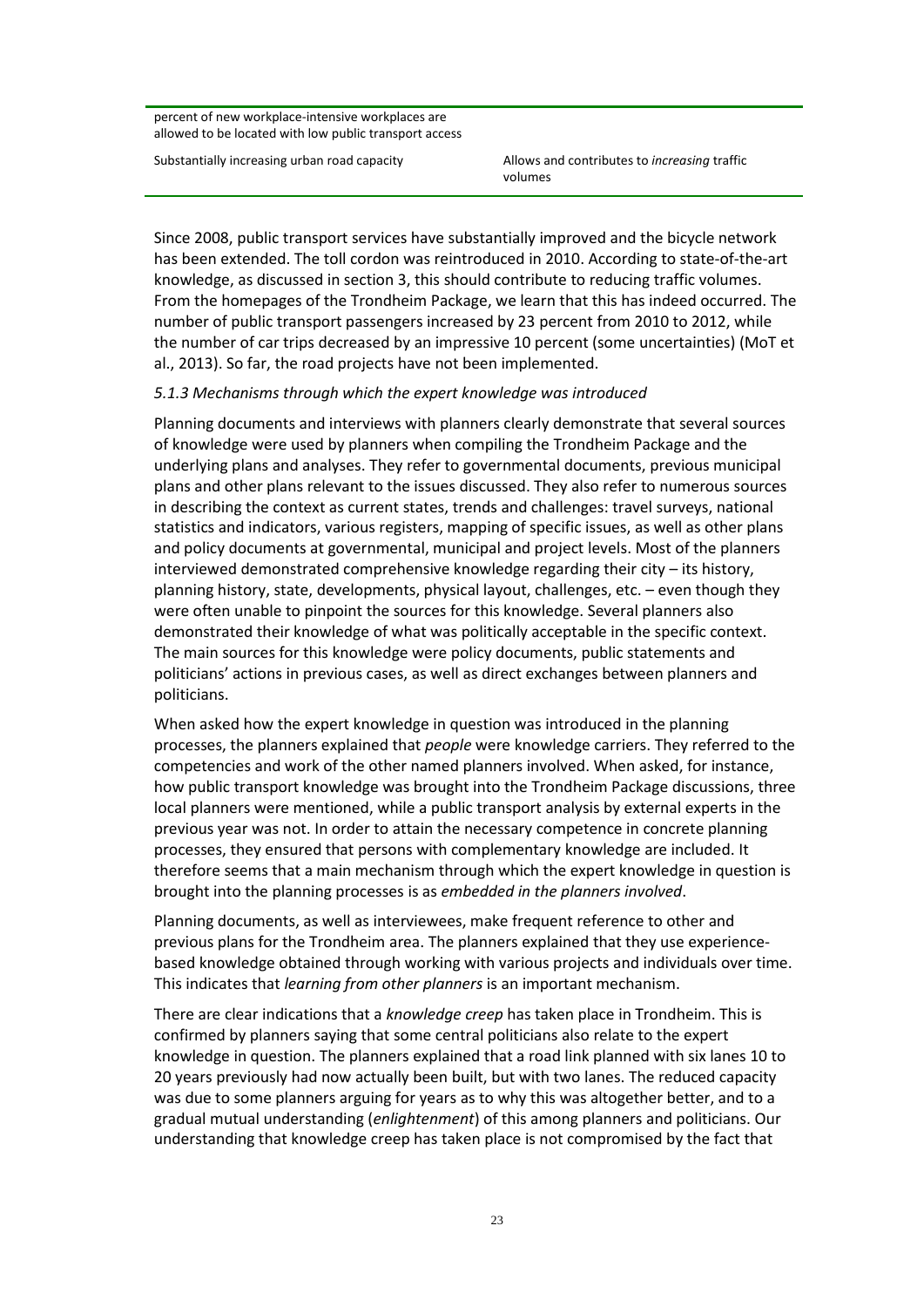| | |
|---|---|
| percent of new workplace-intensive workplaces are allowed to be located with low public transport access | |
| Substantially increasing urban road capacity | Allows and contributes to *increasing* traffic volumes |

Since 2008, public transport services have substantially improved and the bicycle network has been extended. The toll cordon was reintroduced in 2010. According to state-of-the-art knowledge, as discussed in section 3, this should contribute to reducing traffic volumes. From the homepages of the Trondheim Package, we learn that this has indeed occurred. The number of public transport passengers increased by 23 percent from 2010 to 2012, while the number of car trips decreased by an impressive 10 percent (some uncertainties) (MoT et al., 2013). So far, the road projects have not been implemented.

### *5.1.3 Mechanisms through which the expert knowledge was introduced*

Planning documents and interviews with planners clearly demonstrate that several sources of knowledge were used by planners when compiling the Trondheim Package and the underlying plans and analyses. They refer to governmental documents, previous municipal plans and other plans relevant to the issues discussed. They also refer to numerous sources in describing the context as current states, trends and challenges: travel surveys, national statistics and indicators, various registers, mapping of specific issues, as well as other plans and policy documents at governmental, municipal and project levels. Most of the planners interviewed demonstrated comprehensive knowledge regarding their city – its history, planning history, state, developments, physical layout, challenges, etc. – even though they were often unable to pinpoint the sources for this knowledge. Several planners also demonstrated their knowledge of what was politically acceptable in the specific context. The main sources for this knowledge were policy documents, public statements and politicians' actions in previous cases, as well as direct exchanges between planners and politicians.

When asked how the expert knowledge in question was introduced in the planning processes, the planners explained that *people* were knowledge carriers. They referred to the competencies and work of the other named planners involved. When asked, for instance, how public transport knowledge was brought into the Trondheim Package discussions, three local planners were mentioned, while a public transport analysis by external experts in the previous year was not. In order to attain the necessary competence in concrete planning processes, they ensured that persons with complementary knowledge are included. It therefore seems that a main mechanism through which the expert knowledge in question is brought into the planning processes is as *embedded in the planners involved*.

Planning documents, as well as interviewees, make frequent reference to other and previous plans for the Trondheim area. The planners explained that they use experience-based knowledge obtained through working with various projects and individuals over time. This indicates that *learning from other planners* is an important mechanism.

There are clear indications that a *knowledge creep* has taken place in Trondheim. This is confirmed by planners saying that some central politicians also relate to the expert knowledge in question. The planners explained that a road link planned with six lanes 10 to 20 years previously had now actually been built, but with two lanes. The reduced capacity was due to some planners arguing for years as to why this was altogether better, and to a gradual mutual understanding (*enlightenment*) of this among planners and politicians. Our understanding that knowledge creep has taken place is not compromised by the fact that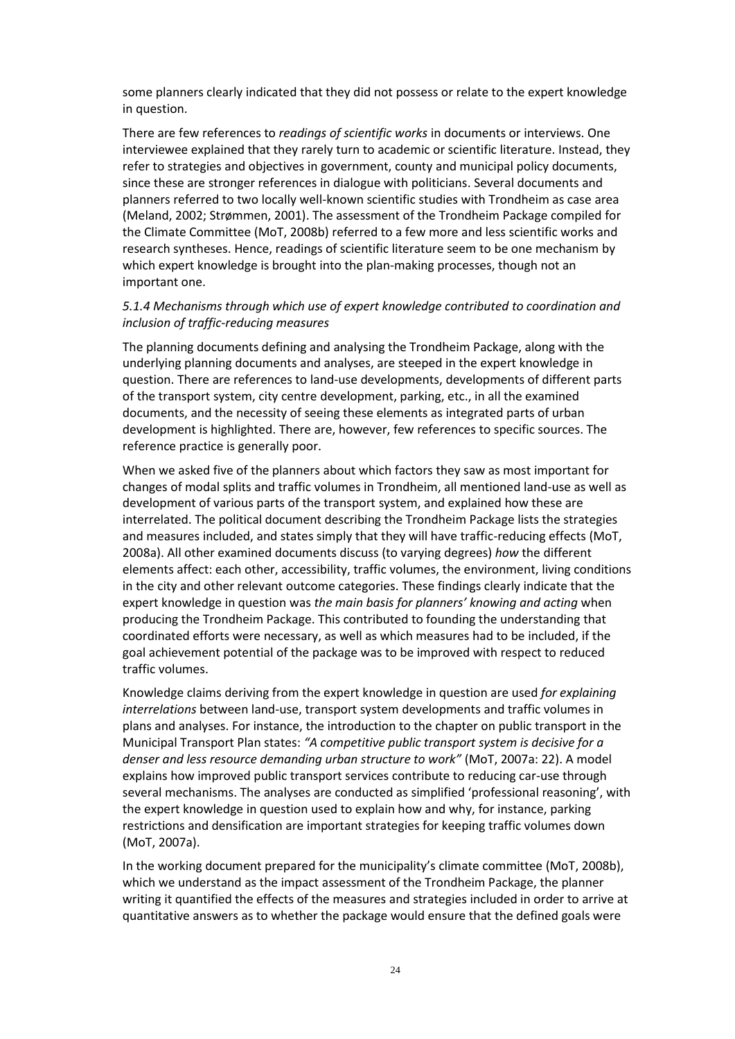some planners clearly indicated that they did not possess or relate to the expert knowledge in question.

There are few references to *readings of scientific works* in documents or interviews. One interviewee explained that they rarely turn to academic or scientific literature. Instead, they refer to strategies and objectives in government, county and municipal policy documents, since these are stronger references in dialogue with politicians. Several documents and planners referred to two locally well-known scientific studies with Trondheim as case area (Meland, 2002; Strømmen, 2001). The assessment of the Trondheim Package compiled for the Climate Committee (MoT, 2008b) referred to a few more and less scientific works and research syntheses. Hence, readings of scientific literature seem to be one mechanism by which expert knowledge is brought into the plan-making processes, though not an important one.

#### *5.1.4 Mechanisms through which use of expert knowledge contributed to coordination and inclusion of traffic-reducing measures*

The planning documents defining and analysing the Trondheim Package, along with the underlying planning documents and analyses, are steeped in the expert knowledge in question. There are references to land-use developments, developments of different parts of the transport system, city centre development, parking, etc., in all the examined documents, and the necessity of seeing these elements as integrated parts of urban development is highlighted. There are, however, few references to specific sources. The reference practice is generally poor.

When we asked five of the planners about which factors they saw as most important for changes of modal splits and traffic volumes in Trondheim, all mentioned land-use as well as development of various parts of the transport system, and explained how these are interrelated. The political document describing the Trondheim Package lists the strategies and measures included, and states simply that they will have traffic-reducing effects (MoT, 2008a). All other examined documents discuss (to varying degrees) *how* the different elements affect: each other, accessibility, traffic volumes, the environment, living conditions in the city and other relevant outcome categories. These findings clearly indicate that the expert knowledge in question was *the main basis for planners' knowing and acting* when producing the Trondheim Package. This contributed to founding the understanding that coordinated efforts were necessary, as well as which measures had to be included, if the goal achievement potential of the package was to be improved with respect to reduced traffic volumes.

Knowledge claims deriving from the expert knowledge in question are used *for explaining interrelations* between land-use, transport system developments and traffic volumes in plans and analyses. For instance, the introduction to the chapter on public transport in the Municipal Transport Plan states: *"A competitive public transport system is decisive for a denser and less resource demanding urban structure to work"* (MoT, 2007a: 22). A model explains how improved public transport services contribute to reducing car-use through several mechanisms. The analyses are conducted as simplified 'professional reasoning', with the expert knowledge in question used to explain how and why, for instance, parking restrictions and densification are important strategies for keeping traffic volumes down (MoT, 2007a).

In the working document prepared for the municipality's climate committee (MoT, 2008b), which we understand as the impact assessment of the Trondheim Package, the planner writing it quantified the effects of the measures and strategies included in order to arrive at quantitative answers as to whether the package would ensure that the defined goals were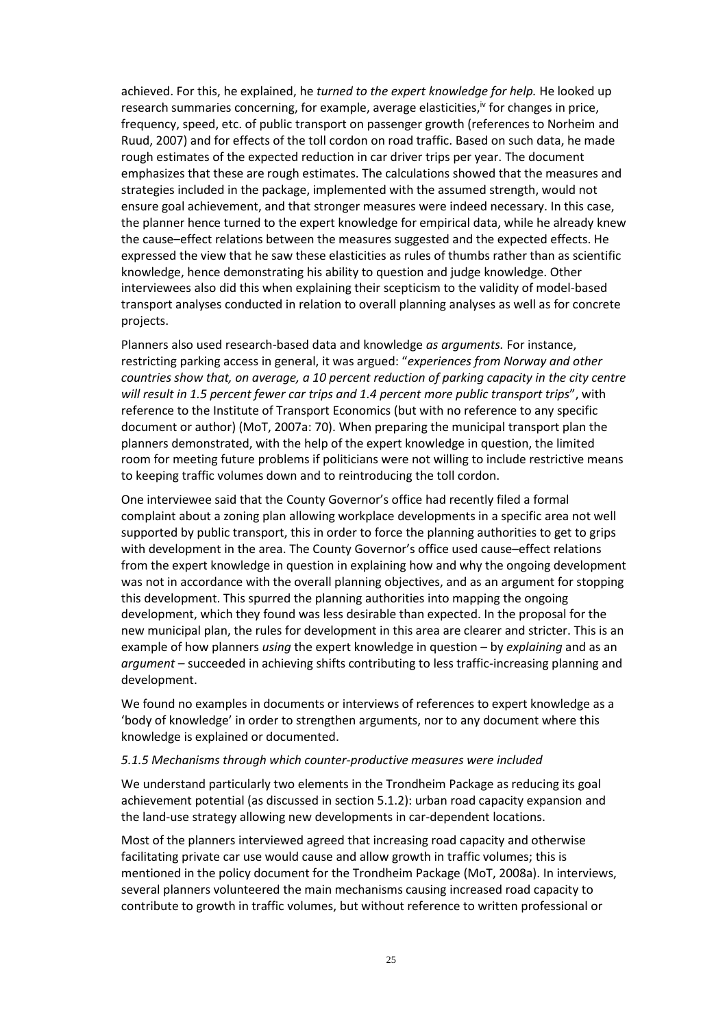achieved. For this, he explained, he *turned to the expert knowledge for help.* He looked up research summaries concerning, for example, average elasticities,[iv] for changes in price, frequency, speed, etc. of public transport on passenger growth (references to Norheim and Ruud, 2007) and for effects of the toll cordon on road traffic. Based on such data, he made rough estimates of the expected reduction in car driver trips per year. The document emphasizes that these are rough estimates. The calculations showed that the measures and strategies included in the package, implemented with the assumed strength, would not ensure goal achievement, and that stronger measures were indeed necessary. In this case, the planner hence turned to the expert knowledge for empirical data, while he already knew the cause–effect relations between the measures suggested and the expected effects. He expressed the view that he saw these elasticities as rules of thumbs rather than as scientific knowledge, hence demonstrating his ability to question and judge knowledge. Other interviewees also did this when explaining their scepticism to the validity of model-based transport analyses conducted in relation to overall planning analyses as well as for concrete projects.

Planners also used research-based data and knowledge *as arguments.* For instance, restricting parking access in general, it was argued: "*experiences from Norway and other countries show that, on average, a 10 percent reduction of parking capacity in the city centre will result in 1.5 percent fewer car trips and 1.4 percent more public transport trips*", with reference to the Institute of Transport Economics (but with no reference to any specific document or author) (MoT, 2007a: 70). When preparing the municipal transport plan the planners demonstrated, with the help of the expert knowledge in question, the limited room for meeting future problems if politicians were not willing to include restrictive means to keeping traffic volumes down and to reintroducing the toll cordon.

One interviewee said that the County Governor's office had recently filed a formal complaint about a zoning plan allowing workplace developments in a specific area not well supported by public transport, this in order to force the planning authorities to get to grips with development in the area. The County Governor's office used cause–effect relations from the expert knowledge in question in explaining how and why the ongoing development was not in accordance with the overall planning objectives, and as an argument for stopping this development. This spurred the planning authorities into mapping the ongoing development, which they found was less desirable than expected. In the proposal for the new municipal plan, the rules for development in this area are clearer and stricter. This is an example of how planners *using* the expert knowledge in question – by *explaining* and as an *argument* – succeeded in achieving shifts contributing to less traffic-increasing planning and development.

We found no examples in documents or interviews of references to expert knowledge as a 'body of knowledge' in order to strengthen arguments, nor to any document where this knowledge is explained or documented.

#### *5.1.5 Mechanisms through which counter-productive measures were included*

We understand particularly two elements in the Trondheim Package as reducing its goal achievement potential (as discussed in section 5.1.2): urban road capacity expansion and the land-use strategy allowing new developments in car-dependent locations.

Most of the planners interviewed agreed that increasing road capacity and otherwise facilitating private car use would cause and allow growth in traffic volumes; this is mentioned in the policy document for the Trondheim Package (MoT, 2008a). In interviews, several planners volunteered the main mechanisms causing increased road capacity to contribute to growth in traffic volumes, but without reference to written professional or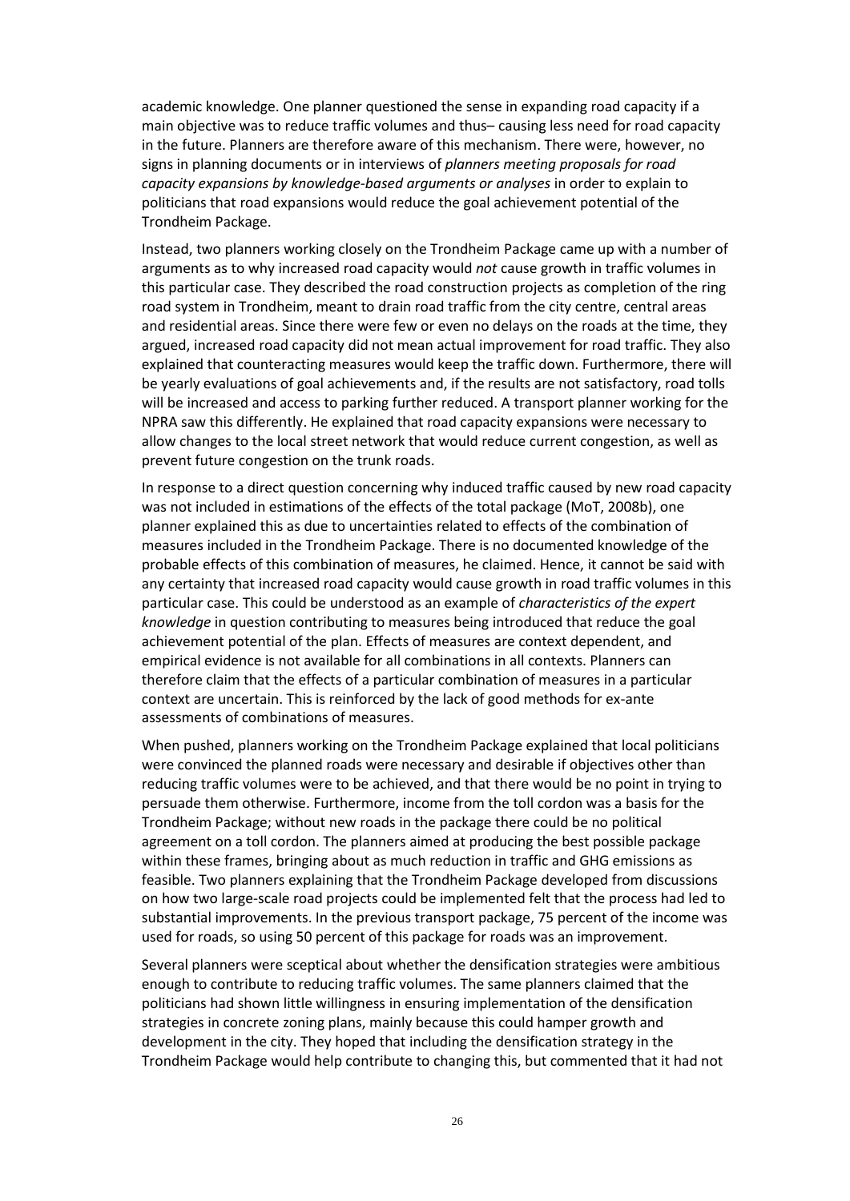academic knowledge. One planner questioned the sense in expanding road capacity if a main objective was to reduce traffic volumes and thus– causing less need for road capacity in the future. Planners are therefore aware of this mechanism. There were, however, no signs in planning documents or in interviews of *planners meeting proposals for road capacity expansions by knowledge-based arguments or analyses* in order to explain to politicians that road expansions would reduce the goal achievement potential of the Trondheim Package.

Instead, two planners working closely on the Trondheim Package came up with a number of arguments as to why increased road capacity would *not* cause growth in traffic volumes in this particular case. They described the road construction projects as completion of the ring road system in Trondheim, meant to drain road traffic from the city centre, central areas and residential areas. Since there were few or even no delays on the roads at the time, they argued, increased road capacity did not mean actual improvement for road traffic. They also explained that counteracting measures would keep the traffic down. Furthermore, there will be yearly evaluations of goal achievements and, if the results are not satisfactory, road tolls will be increased and access to parking further reduced. A transport planner working for the NPRA saw this differently. He explained that road capacity expansions were necessary to allow changes to the local street network that would reduce current congestion, as well as prevent future congestion on the trunk roads.

In response to a direct question concerning why induced traffic caused by new road capacity was not included in estimations of the effects of the total package (MoT, 2008b), one planner explained this as due to uncertainties related to effects of the combination of measures included in the Trondheim Package. There is no documented knowledge of the probable effects of this combination of measures, he claimed. Hence, it cannot be said with any certainty that increased road capacity would cause growth in road traffic volumes in this particular case. This could be understood as an example of *characteristics of the expert knowledge* in question contributing to measures being introduced that reduce the goal achievement potential of the plan. Effects of measures are context dependent, and empirical evidence is not available for all combinations in all contexts. Planners can therefore claim that the effects of a particular combination of measures in a particular context are uncertain. This is reinforced by the lack of good methods for ex-ante assessments of combinations of measures.

When pushed, planners working on the Trondheim Package explained that local politicians were convinced the planned roads were necessary and desirable if objectives other than reducing traffic volumes were to be achieved, and that there would be no point in trying to persuade them otherwise. Furthermore, income from the toll cordon was a basis for the Trondheim Package; without new roads in the package there could be no political agreement on a toll cordon. The planners aimed at producing the best possible package within these frames, bringing about as much reduction in traffic and GHG emissions as feasible. Two planners explaining that the Trondheim Package developed from discussions on how two large-scale road projects could be implemented felt that the process had led to substantial improvements. In the previous transport package, 75 percent of the income was used for roads, so using 50 percent of this package for roads was an improvement.

Several planners were sceptical about whether the densification strategies were ambitious enough to contribute to reducing traffic volumes. The same planners claimed that the politicians had shown little willingness in ensuring implementation of the densification strategies in concrete zoning plans, mainly because this could hamper growth and development in the city. They hoped that including the densification strategy in the Trondheim Package would help contribute to changing this, but commented that it had not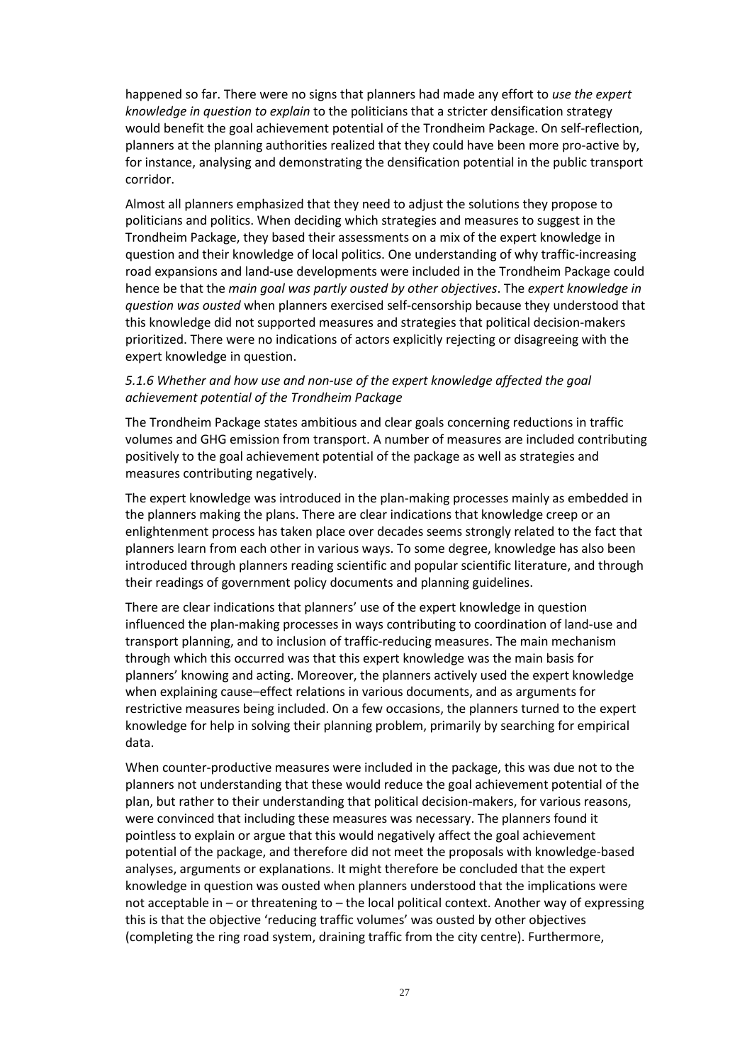happened so far. There were no signs that planners had made any effort to *use the expert knowledge in question to explain* to the politicians that a stricter densification strategy would benefit the goal achievement potential of the Trondheim Package. On self-reflection, planners at the planning authorities realized that they could have been more pro-active by, for instance, analysing and demonstrating the densification potential in the public transport corridor.

Almost all planners emphasized that they need to adjust the solutions they propose to politicians and politics. When deciding which strategies and measures to suggest in the Trondheim Package, they based their assessments on a mix of the expert knowledge in question and their knowledge of local politics. One understanding of why traffic-increasing road expansions and land-use developments were included in the Trondheim Package could hence be that the *main goal was partly ousted by other objectives*. The *expert knowledge in question was ousted* when planners exercised self-censorship because they understood that this knowledge did not supported measures and strategies that political decision-makers prioritized. There were no indications of actors explicitly rejecting or disagreeing with the expert knowledge in question.

### *5.1.6 Whether and how use and non-use of the expert knowledge affected the goal achievement potential of the Trondheim Package*

The Trondheim Package states ambitious and clear goals concerning reductions in traffic volumes and GHG emission from transport. A number of measures are included contributing positively to the goal achievement potential of the package as well as strategies and measures contributing negatively.

The expert knowledge was introduced in the plan-making processes mainly as embedded in the planners making the plans. There are clear indications that knowledge creep or an enlightenment process has taken place over decades seems strongly related to the fact that planners learn from each other in various ways. To some degree, knowledge has also been introduced through planners reading scientific and popular scientific literature, and through their readings of government policy documents and planning guidelines.

There are clear indications that planners' use of the expert knowledge in question influenced the plan-making processes in ways contributing to coordination of land-use and transport planning, and to inclusion of traffic-reducing measures. The main mechanism through which this occurred was that this expert knowledge was the main basis for planners' knowing and acting. Moreover, the planners actively used the expert knowledge when explaining cause–effect relations in various documents, and as arguments for restrictive measures being included. On a few occasions, the planners turned to the expert knowledge for help in solving their planning problem, primarily by searching for empirical data.

When counter-productive measures were included in the package, this was due not to the planners not understanding that these would reduce the goal achievement potential of the plan, but rather to their understanding that political decision-makers, for various reasons, were convinced that including these measures was necessary. The planners found it pointless to explain or argue that this would negatively affect the goal achievement potential of the package, and therefore did not meet the proposals with knowledge-based analyses, arguments or explanations. It might therefore be concluded that the expert knowledge in question was ousted when planners understood that the implications were not acceptable in – or threatening to – the local political context. Another way of expressing this is that the objective 'reducing traffic volumes' was ousted by other objectives (completing the ring road system, draining traffic from the city centre). Furthermore,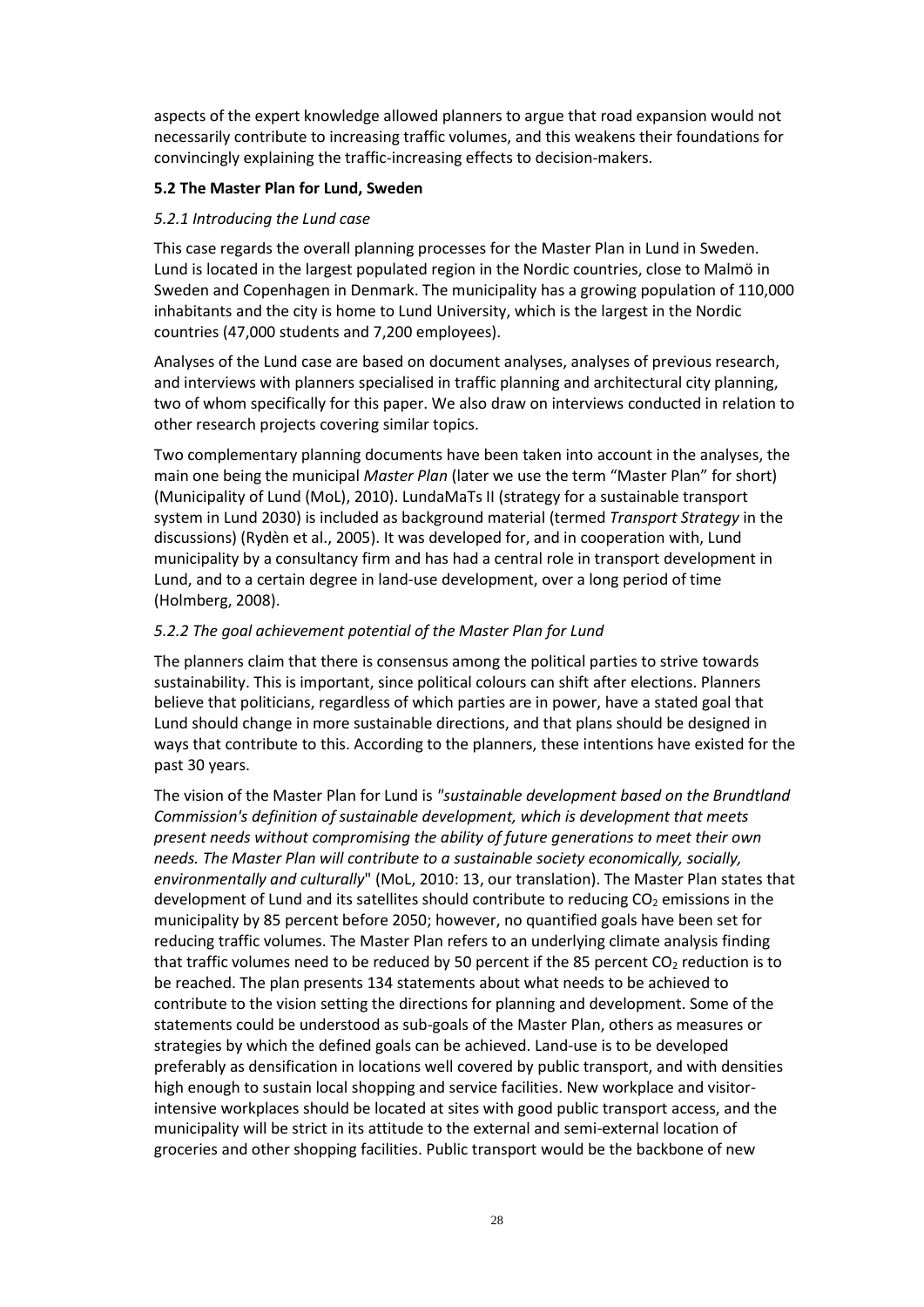aspects of the expert knowledge allowed planners to argue that road expansion would not necessarily contribute to increasing traffic volumes, and this weakens their foundations for convincingly explaining the traffic-increasing effects to decision-makers.

### 5.2 The Master Plan for Lund, Sweden

#### *5.2.1 Introducing the Lund case*

This case regards the overall planning processes for the Master Plan in Lund in Sweden. Lund is located in the largest populated region in the Nordic countries, close to Malmö in Sweden and Copenhagen in Denmark. The municipality has a growing population of 110,000 inhabitants and the city is home to Lund University, which is the largest in the Nordic countries (47,000 students and 7,200 employees).

Analyses of the Lund case are based on document analyses, analyses of previous research, and interviews with planners specialised in traffic planning and architectural city planning, two of whom specifically for this paper. We also draw on interviews conducted in relation to other research projects covering similar topics.

Two complementary planning documents have been taken into account in the analyses, the main one being the municipal *Master Plan* (later we use the term "Master Plan" for short) (Municipality of Lund (MoL), 2010). LundaMaTs II (strategy for a sustainable transport system in Lund 2030) is included as background material (termed *Transport Strategy* in the discussions) (Rydèn et al., 2005). It was developed for, and in cooperation with, Lund municipality by a consultancy firm and has had a central role in transport development in Lund, and to a certain degree in land-use development, over a long period of time (Holmberg, 2008).

#### *5.2.2 The goal achievement potential of the Master Plan for Lund*

The planners claim that there is consensus among the political parties to strive towards sustainability. This is important, since political colours can shift after elections. Planners believe that politicians, regardless of which parties are in power, have a stated goal that Lund should change in more sustainable directions, and that plans should be designed in ways that contribute to this. According to the planners, these intentions have existed for the past 30 years.

The vision of the Master Plan for Lund is *"sustainable development based on the Brundtland Commission's definition of sustainable development, which is development that meets present needs without compromising the ability of future generations to meet their own needs. The Master Plan will contribute to a sustainable society economically, socially, environmentally and culturally*" (MoL, 2010: 13, our translation). The Master Plan states that development of Lund and its satellites should contribute to reducing $CO_2$ emissions in the municipality by 85 percent before 2050; however, no quantified goals have been set for reducing traffic volumes. The Master Plan refers to an underlying climate analysis finding that traffic volumes need to be reduced by 50 percent if the 85 percent $CO_2$ reduction is to be reached. The plan presents 134 statements about what needs to be achieved to contribute to the vision setting the directions for planning and development. Some of the statements could be understood as sub-goals of the Master Plan, others as measures or strategies by which the defined goals can be achieved. Land-use is to be developed preferably as densification in locations well covered by public transport, and with densities high enough to sustain local shopping and service facilities. New workplace and visitor-intensive workplaces should be located at sites with good public transport access, and the municipality will be strict in its attitude to the external and semi-external location of groceries and other shopping facilities. Public transport would be the backbone of new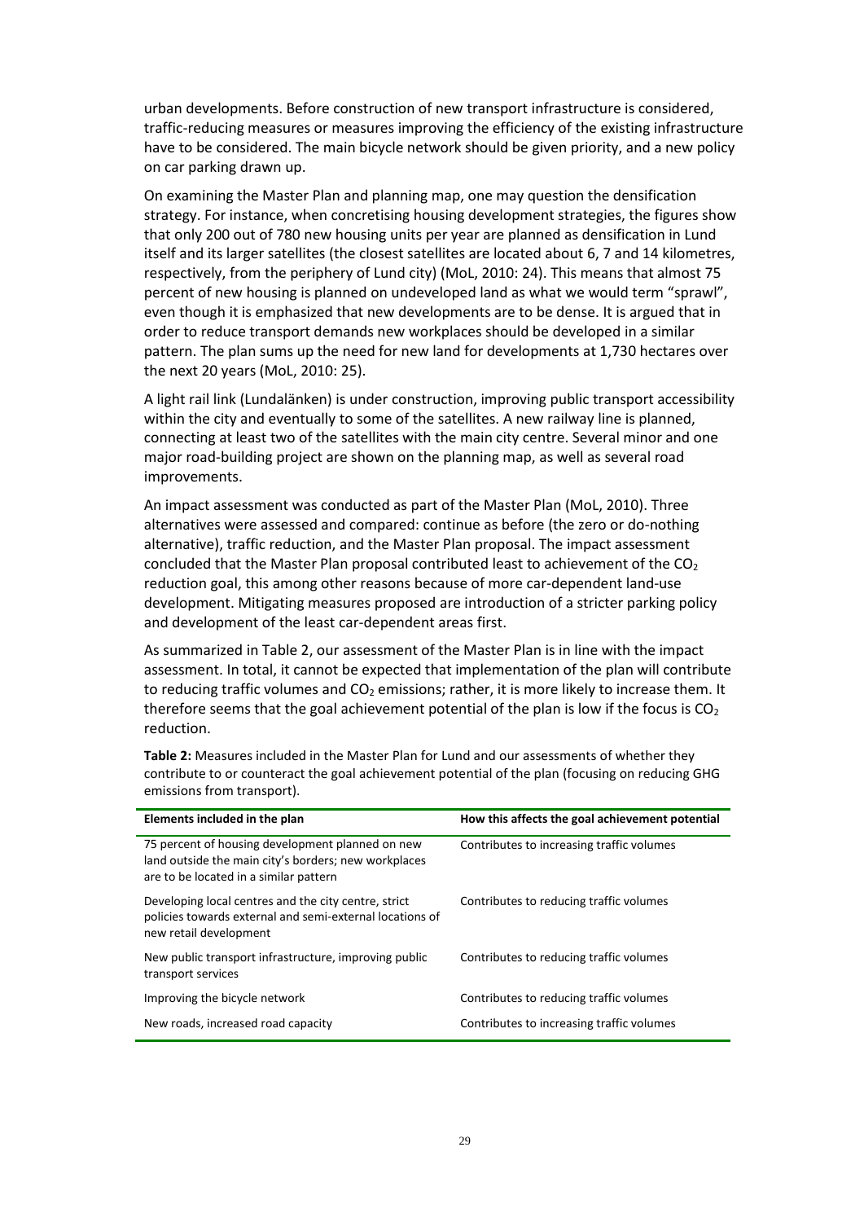urban developments. Before construction of new transport infrastructure is considered, traffic-reducing measures or measures improving the efficiency of the existing infrastructure have to be considered. The main bicycle network should be given priority, and a new policy on car parking drawn up.

On examining the Master Plan and planning map, one may question the densification strategy. For instance, when concretising housing development strategies, the figures show that only 200 out of 780 new housing units per year are planned as densification in Lund itself and its larger satellites (the closest satellites are located about 6, 7 and 14 kilometres, respectively, from the periphery of Lund city) (MoL, 2010: 24). This means that almost 75 percent of new housing is planned on undeveloped land as what we would term "sprawl", even though it is emphasized that new developments are to be dense. It is argued that in order to reduce transport demands new workplaces should be developed in a similar pattern. The plan sums up the need for new land for developments at 1,730 hectares over the next 20 years (MoL, 2010: 25).

A light rail link (Lundalänken) is under construction, improving public transport accessibility within the city and eventually to some of the satellites. A new railway line is planned, connecting at least two of the satellites with the main city centre. Several minor and one major road-building project are shown on the planning map, as well as several road improvements.

An impact assessment was conducted as part of the Master Plan (MoL, 2010). Three alternatives were assessed and compared: continue as before (the zero or do-nothing alternative), traffic reduction, and the Master Plan proposal. The impact assessment concluded that the Master Plan proposal contributed least to achievement of the $CO_2$ reduction goal, this among other reasons because of more car-dependent land-use development. Mitigating measures proposed are introduction of a stricter parking policy and development of the least car-dependent areas first.

As summarized in Table 2, our assessment of the Master Plan is in line with the impact assessment. In total, it cannot be expected that implementation of the plan will contribute to reducing traffic volumes and $CO_2$ emissions; rather, it is more likely to increase them. It therefore seems that the goal achievement potential of the plan is low if the focus is $CO_2$ reduction.

**Table 2:** Measures included in the Master Plan for Lund and our assessments of whether they contribute to or counteract the goal achievement potential of the plan (focusing on reducing GHG emissions from transport).

| Elements included in the plan | How this affects the goal achievement potential |
|---|---|
| 75 percent of housing development planned on new land outside the main city's borders; new workplaces are to be located in a similar pattern | Contributes to increasing traffic volumes |
| Developing local centres and the city centre, strict policies towards external and semi-external locations of new retail development | Contributes to reducing traffic volumes |
| New public transport infrastructure, improving public transport services | Contributes to reducing traffic volumes |
| Improving the bicycle network | Contributes to reducing traffic volumes |
| New roads, increased road capacity | Contributes to increasing traffic volumes |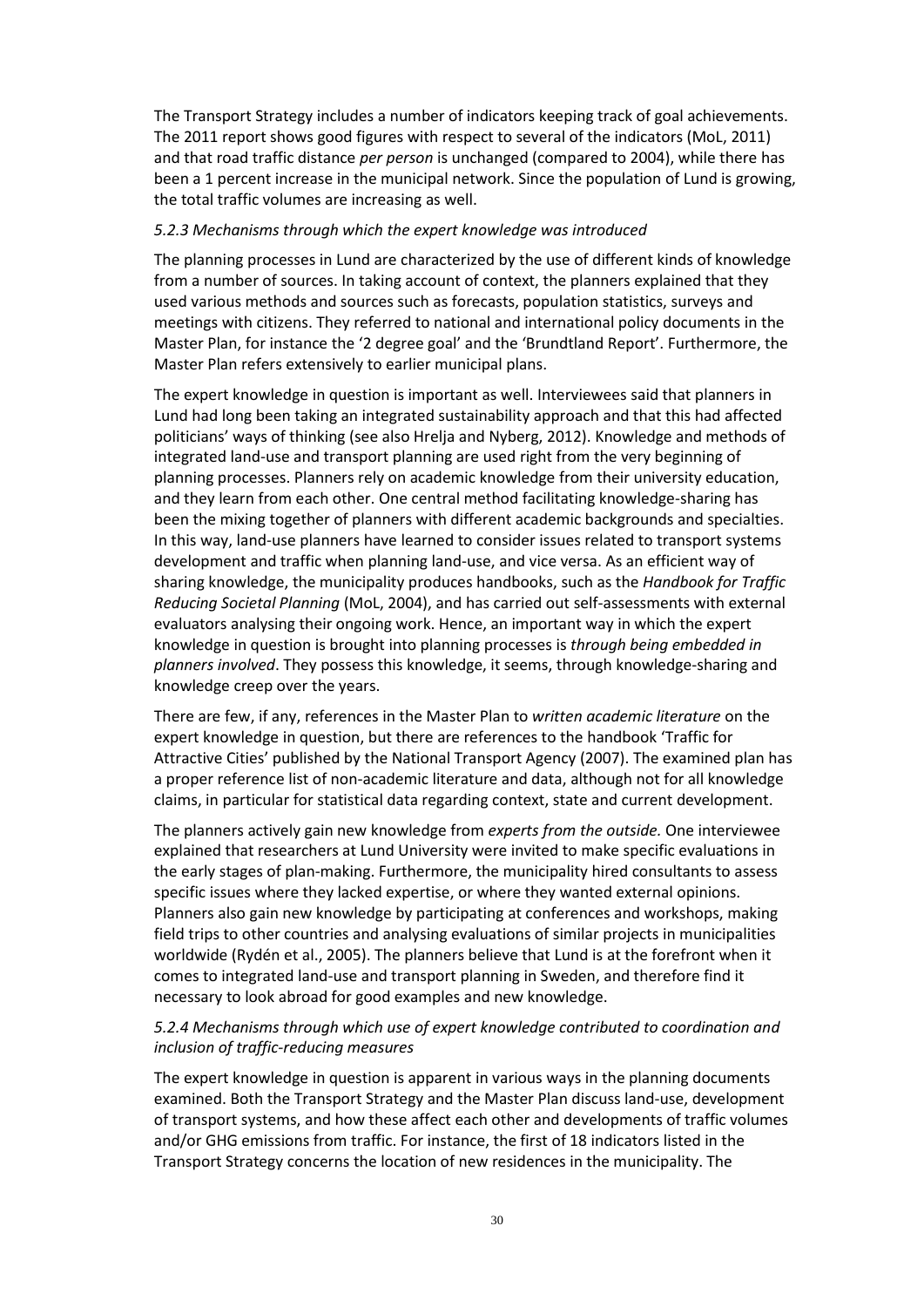The Transport Strategy includes a number of indicators keeping track of goal achievements. The 2011 report shows good figures with respect to several of the indicators (MoL, 2011) and that road traffic distance *per person* is unchanged (compared to 2004), while there has been a 1 percent increase in the municipal network. Since the population of Lund is growing, the total traffic volumes are increasing as well.

#### *5.2.3 Mechanisms through which the expert knowledge was introduced*

The planning processes in Lund are characterized by the use of different kinds of knowledge from a number of sources. In taking account of context, the planners explained that they used various methods and sources such as forecasts, population statistics, surveys and meetings with citizens. They referred to national and international policy documents in the Master Plan, for instance the '2 degree goal' and the 'Brundtland Report'. Furthermore, the Master Plan refers extensively to earlier municipal plans.

The expert knowledge in question is important as well. Interviewees said that planners in Lund had long been taking an integrated sustainability approach and that this had affected politicians' ways of thinking (see also Hrelja and Nyberg, 2012). Knowledge and methods of integrated land-use and transport planning are used right from the very beginning of planning processes. Planners rely on academic knowledge from their university education, and they learn from each other. One central method facilitating knowledge-sharing has been the mixing together of planners with different academic backgrounds and specialties. In this way, land-use planners have learned to consider issues related to transport systems development and traffic when planning land-use, and vice versa. As an efficient way of sharing knowledge, the municipality produces handbooks, such as the *Handbook for Traffic Reducing Societal Planning* (MoL, 2004), and has carried out self-assessments with external evaluators analysing their ongoing work. Hence, an important way in which the expert knowledge in question is brought into planning processes is *through being embedded in planners involved*. They possess this knowledge, it seems, through knowledge-sharing and knowledge creep over the years.

There are few, if any, references in the Master Plan to *written academic literature* on the expert knowledge in question, but there are references to the handbook 'Traffic for Attractive Cities' published by the National Transport Agency (2007). The examined plan has a proper reference list of non-academic literature and data, although not for all knowledge claims, in particular for statistical data regarding context, state and current development.

The planners actively gain new knowledge from *experts from the outside.* One interviewee explained that researchers at Lund University were invited to make specific evaluations in the early stages of plan-making. Furthermore, the municipality hired consultants to assess specific issues where they lacked expertise, or where they wanted external opinions. Planners also gain new knowledge by participating at conferences and workshops, making field trips to other countries and analysing evaluations of similar projects in municipalities worldwide (Rydén et al., 2005). The planners believe that Lund is at the forefront when it comes to integrated land-use and transport planning in Sweden, and therefore find it necessary to look abroad for good examples and new knowledge.

#### *5.2.4 Mechanisms through which use of expert knowledge contributed to coordination and inclusion of traffic-reducing measures*

The expert knowledge in question is apparent in various ways in the planning documents examined. Both the Transport Strategy and the Master Plan discuss land-use, development of transport systems, and how these affect each other and developments of traffic volumes and/or GHG emissions from traffic. For instance, the first of 18 indicators listed in the Transport Strategy concerns the location of new residences in the municipality. The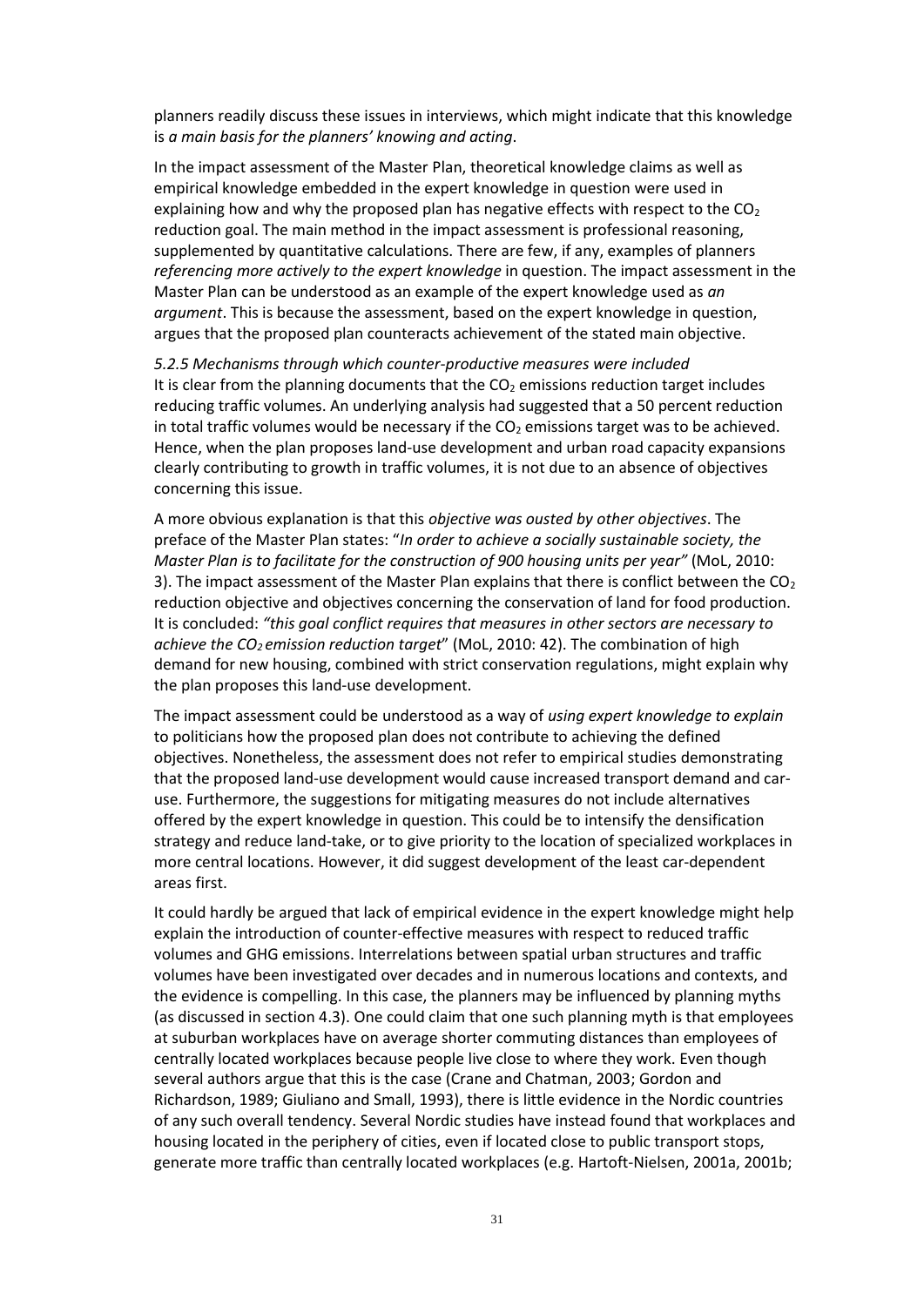planners readily discuss these issues in interviews, which might indicate that this knowledge is *a main basis for the planners' knowing and acting*.

In the impact assessment of the Master Plan, theoretical knowledge claims as well as empirical knowledge embedded in the expert knowledge in question were used in explaining how and why the proposed plan has negative effects with respect to the $CO_2$ reduction goal. The main method in the impact assessment is professional reasoning, supplemented by quantitative calculations. There are few, if any, examples of planners *referencing more actively to the expert knowledge* in question. The impact assessment in the Master Plan can be understood as an example of the expert knowledge used as *an argument*. This is because the assessment, based on the expert knowledge in question, argues that the proposed plan counteracts achievement of the stated main objective.

### *5.2.5 Mechanisms through which counter-productive measures were included*

It is clear from the planning documents that the $CO_2$ emissions reduction target includes reducing traffic volumes. An underlying analysis had suggested that a 50 percent reduction in total traffic volumes would be necessary if the $CO_2$ emissions target was to be achieved. Hence, when the plan proposes land-use development and urban road capacity expansions clearly contributing to growth in traffic volumes, it is not due to an absence of objectives concerning this issue.

A more obvious explanation is that this *objective was ousted by other objectives*. The preface of the Master Plan states: "*In order to achieve a socially sustainable society, the Master Plan is to facilitate for the construction of 900 housing units per year"* (MoL, 2010: 3). The impact assessment of the Master Plan explains that there is conflict between the $CO_2$ reduction objective and objectives concerning the conservation of land for food production. It is concluded: *"this goal conflict requires that measures in other sectors are necessary to achieve the $CO_2$ emission reduction target*" (MoL, 2010: 42). The combination of high demand for new housing, combined with strict conservation regulations, might explain why the plan proposes this land-use development.

The impact assessment could be understood as a way of *using expert knowledge to explain* to politicians how the proposed plan does not contribute to achieving the defined objectives. Nonetheless, the assessment does not refer to empirical studies demonstrating that the proposed land-use development would cause increased transport demand and car-use. Furthermore, the suggestions for mitigating measures do not include alternatives offered by the expert knowledge in question. This could be to intensify the densification strategy and reduce land-take, or to give priority to the location of specialized workplaces in more central locations. However, it did suggest development of the least car-dependent areas first.

It could hardly be argued that lack of empirical evidence in the expert knowledge might help explain the introduction of counter-effective measures with respect to reduced traffic volumes and GHG emissions. Interrelations between spatial urban structures and traffic volumes have been investigated over decades and in numerous locations and contexts, and the evidence is compelling. In this case, the planners may be influenced by planning myths (as discussed in section 4.3). One could claim that one such planning myth is that employees at suburban workplaces have on average shorter commuting distances than employees of centrally located workplaces because people live close to where they work. Even though several authors argue that this is the case (Crane and Chatman, 2003; Gordon and Richardson, 1989; Giuliano and Small, 1993), there is little evidence in the Nordic countries of any such overall tendency. Several Nordic studies have instead found that workplaces and housing located in the periphery of cities, even if located close to public transport stops, generate more traffic than centrally located workplaces (e.g. Hartoft-Nielsen, 2001a, 2001b;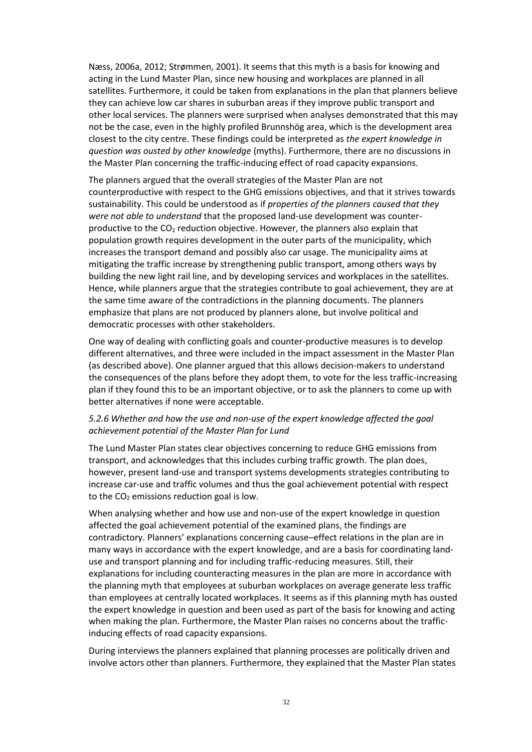Næss, 2006a, 2012; Strømmen, 2001). It seems that this myth is a basis for knowing and acting in the Lund Master Plan, since new housing and workplaces are planned in all satellites. Furthermore, it could be taken from explanations in the plan that planners believe they can achieve low car shares in suburban areas if they improve public transport and other local services. The planners were surprised when analyses demonstrated that this may not be the case, even in the highly profiled Brunnshög area, which is the development area closest to the city centre. These findings could be interpreted as *the expert knowledge in question was ousted by other knowledge* (myths). Furthermore, there are no discussions in the Master Plan concerning the traffic-inducing effect of road capacity expansions.

The planners argued that the overall strategies of the Master Plan are not counterproductive with respect to the GHG emissions objectives, and that it strives towards sustainability. This could be understood as if *properties of the planners caused that they were not able to understand* that the proposed land-use development was counter-productive to the $CO_2$ reduction objective. However, the planners also explain that population growth requires development in the outer parts of the municipality, which increases the transport demand and possibly also car usage. The municipality aims at mitigating the traffic increase by strengthening public transport, among others ways by building the new light rail line, and by developing services and workplaces in the satellites. Hence, while planners argue that the strategies contribute to goal achievement, they are at the same time aware of the contradictions in the planning documents. The planners emphasize that plans are not produced by planners alone, but involve political and democratic processes with other stakeholders.

One way of dealing with conflicting goals and counter-productive measures is to develop different alternatives, and three were included in the impact assessment in the Master Plan (as described above). One planner argued that this allows decision-makers to understand the consequences of the plans before they adopt them, to vote for the less traffic-increasing plan if they found this to be an important objective, or to ask the planners to come up with better alternatives if none were acceptable.

### *5.2.6 Whether and how the use and non-use of the expert knowledge affected the goal achievement potential of the Master Plan for Lund*

The Lund Master Plan states clear objectives concerning to reduce GHG emissions from transport, and acknowledges that this includes curbing traffic growth. The plan does, however, present land-use and transport systems developments strategies contributing to increase car-use and traffic volumes and thus the goal achievement potential with respect to the $CO_2$ emissions reduction goal is low.

When analysing whether and how use and non-use of the expert knowledge in question affected the goal achievement potential of the examined plans, the findings are contradictory. Planners' explanations concerning cause–effect relations in the plan are in many ways in accordance with the expert knowledge, and are a basis for coordinating land-use and transport planning and for including traffic-reducing measures. Still, their explanations for including counteracting measures in the plan are more in accordance with the planning myth that employees at suburban workplaces on average generate less traffic than employees at centrally located workplaces. It seems as if this planning myth has ousted the expert knowledge in question and been used as part of the basis for knowing and acting when making the plan. Furthermore, the Master Plan raises no concerns about the traffic-inducing effects of road capacity expansions.

During interviews the planners explained that planning processes are politically driven and involve actors other than planners. Furthermore, they explained that the Master Plan states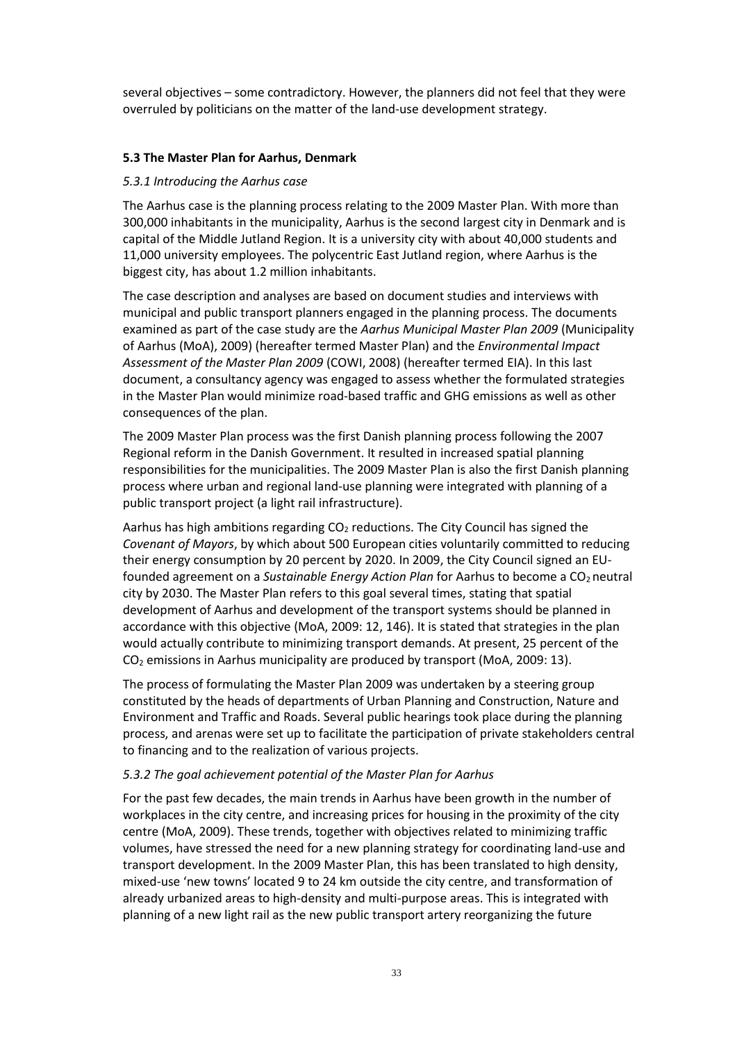several objectives – some contradictory. However, the planners did not feel that they were overruled by politicians on the matter of the land-use development strategy.

### 5.3 The Master Plan for Aarhus, Denmark

#### *5.3.1 Introducing the Aarhus case*

The Aarhus case is the planning process relating to the 2009 Master Plan. With more than 300,000 inhabitants in the municipality, Aarhus is the second largest city in Denmark and is capital of the Middle Jutland Region. It is a university city with about 40,000 students and 11,000 university employees. The polycentric East Jutland region, where Aarhus is the biggest city, has about 1.2 million inhabitants.

The case description and analyses are based on document studies and interviews with municipal and public transport planners engaged in the planning process. The documents examined as part of the case study are the *Aarhus Municipal Master Plan 2009* (Municipality of Aarhus (MoA), 2009) (hereafter termed Master Plan) and the *Environmental Impact Assessment of the Master Plan 2009* (COWI, 2008) (hereafter termed EIA). In this last document, a consultancy agency was engaged to assess whether the formulated strategies in the Master Plan would minimize road-based traffic and GHG emissions as well as other consequences of the plan.

The 2009 Master Plan process was the first Danish planning process following the 2007 Regional reform in the Danish Government. It resulted in increased spatial planning responsibilities for the municipalities. The 2009 Master Plan is also the first Danish planning process where urban and regional land-use planning were integrated with planning of a public transport project (a light rail infrastructure).

Aarhus has high ambitions regarding $CO_2$ reductions. The City Council has signed the *Covenant of Mayors*, by which about 500 European cities voluntarily committed to reducing their energy consumption by 20 percent by 2020. In 2009, the City Council signed an EU-founded agreement on a *Sustainable Energy Action Plan* for Aarhus to become a $CO_2$ neutral city by 2030. The Master Plan refers to this goal several times, stating that spatial development of Aarhus and development of the transport systems should be planned in accordance with this objective (MoA, 2009: 12, 146). It is stated that strategies in the plan would actually contribute to minimizing transport demands. At present, 25 percent of the $CO_2$ emissions in Aarhus municipality are produced by transport (MoA, 2009: 13).

The process of formulating the Master Plan 2009 was undertaken by a steering group constituted by the heads of departments of Urban Planning and Construction, Nature and Environment and Traffic and Roads. Several public hearings took place during the planning process, and arenas were set up to facilitate the participation of private stakeholders central to financing and to the realization of various projects.

#### *5.3.2 The goal achievement potential of the Master Plan for Aarhus*

For the past few decades, the main trends in Aarhus have been growth in the number of workplaces in the city centre, and increasing prices for housing in the proximity of the city centre (MoA, 2009). These trends, together with objectives related to minimizing traffic volumes, have stressed the need for a new planning strategy for coordinating land-use and transport development. In the 2009 Master Plan, this has been translated to high density, mixed-use 'new towns' located 9 to 24 km outside the city centre, and transformation of already urbanized areas to high-density and multi-purpose areas. This is integrated with planning of a new light rail as the new public transport artery reorganizing the future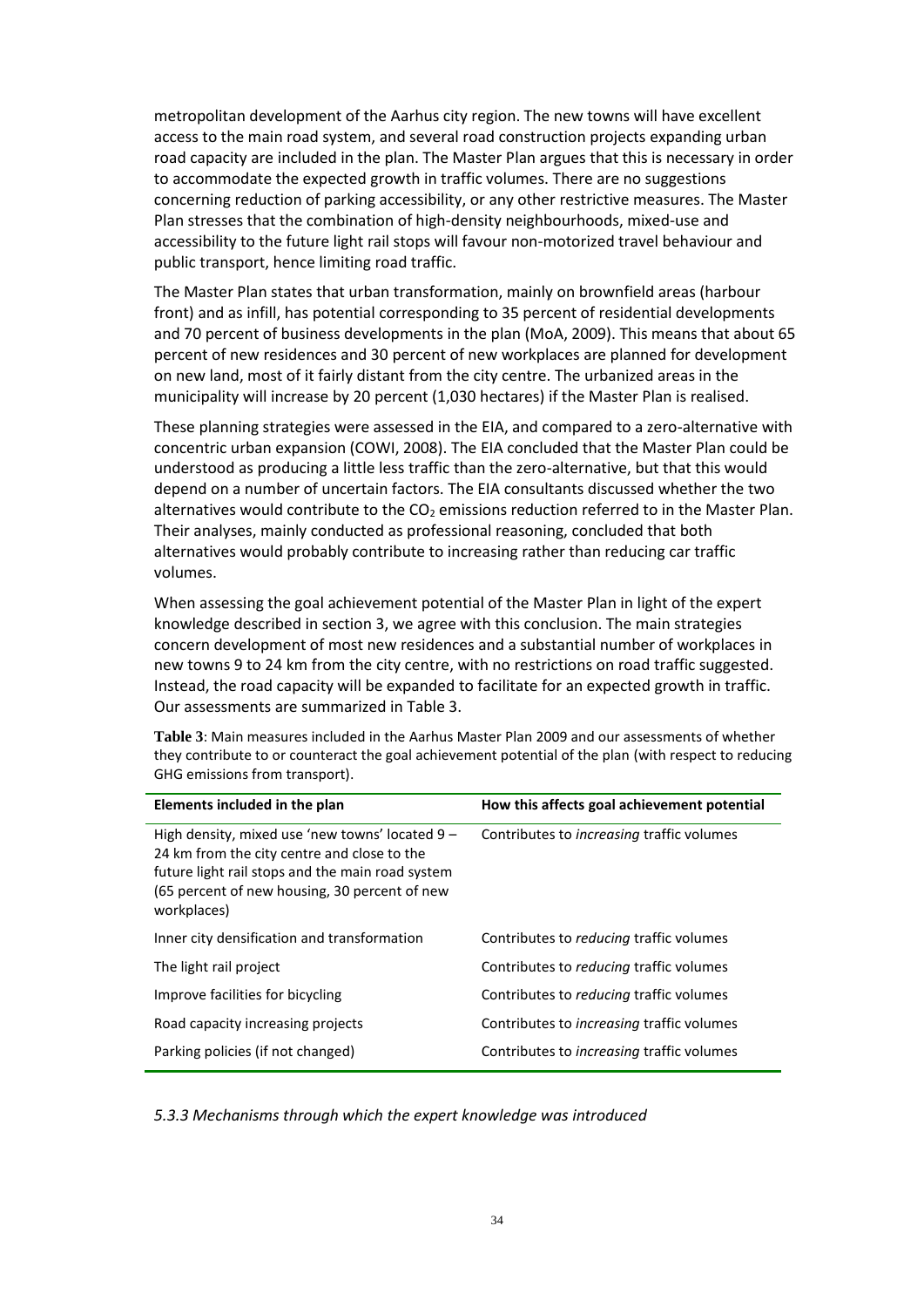metropolitan development of the Aarhus city region. The new towns will have excellent access to the main road system, and several road construction projects expanding urban road capacity are included in the plan. The Master Plan argues that this is necessary in order to accommodate the expected growth in traffic volumes. There are no suggestions concerning reduction of parking accessibility, or any other restrictive measures. The Master Plan stresses that the combination of high-density neighbourhoods, mixed-use and accessibility to the future light rail stops will favour non-motorized travel behaviour and public transport, hence limiting road traffic.

The Master Plan states that urban transformation, mainly on brownfield areas (harbour front) and as infill, has potential corresponding to 35 percent of residential developments and 70 percent of business developments in the plan (MoA, 2009). This means that about 65 percent of new residences and 30 percent of new workplaces are planned for development on new land, most of it fairly distant from the city centre. The urbanized areas in the municipality will increase by 20 percent (1,030 hectares) if the Master Plan is realised.

These planning strategies were assessed in the EIA, and compared to a zero-alternative with concentric urban expansion (COWI, 2008). The EIA concluded that the Master Plan could be understood as producing a little less traffic than the zero-alternative, but that this would depend on a number of uncertain factors. The EIA consultants discussed whether the two alternatives would contribute to the $CO_2$ emissions reduction referred to in the Master Plan. Their analyses, mainly conducted as professional reasoning, concluded that both alternatives would probably contribute to increasing rather than reducing car traffic volumes.

When assessing the goal achievement potential of the Master Plan in light of the expert knowledge described in section 3, we agree with this conclusion. The main strategies concern development of most new residences and a substantial number of workplaces in new towns 9 to 24 km from the city centre, with no restrictions on road traffic suggested. Instead, the road capacity will be expanded to facilitate for an expected growth in traffic. Our assessments are summarized in Table 3.

**Table 3**: Main measures included in the Aarhus Master Plan 2009 and our assessments of whether they contribute to or counteract the goal achievement potential of the plan (with respect to reducing GHG emissions from transport).

| Elements included in the plan | How this affects goal achievement potential |
|---|---|
| High density, mixed use 'new towns' located 9 – 24 km from the city centre and close to the future light rail stops and the main road system (65 percent of new housing, 30 percent of new workplaces) | Contributes to *increasing* traffic volumes |
| Inner city densification and transformation | Contributes to *reducing* traffic volumes |
| The light rail project | Contributes to *reducing* traffic volumes |
| Improve facilities for bicycling | Contributes to *reducing* traffic volumes |
| Road capacity increasing projects | Contributes to *increasing* traffic volumes |
| Parking policies (if not changed) | Contributes to *increasing* traffic volumes |

*5.3.3 Mechanisms through which the expert knowledge was introduced*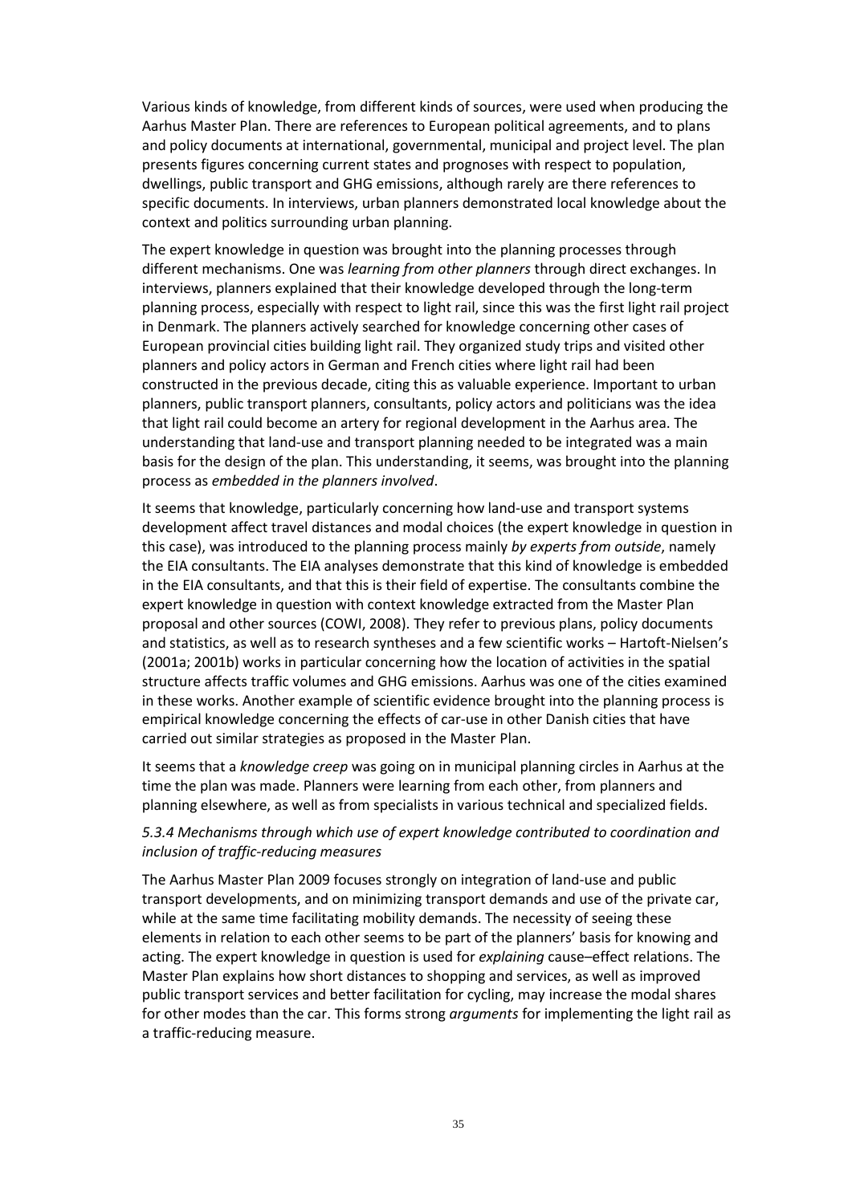Various kinds of knowledge, from different kinds of sources, were used when producing the Aarhus Master Plan. There are references to European political agreements, and to plans and policy documents at international, governmental, municipal and project level. The plan presents figures concerning current states and prognoses with respect to population, dwellings, public transport and GHG emissions, although rarely are there references to specific documents. In interviews, urban planners demonstrated local knowledge about the context and politics surrounding urban planning.

The expert knowledge in question was brought into the planning processes through different mechanisms. One was *learning from other planners* through direct exchanges. In interviews, planners explained that their knowledge developed through the long-term planning process, especially with respect to light rail, since this was the first light rail project in Denmark. The planners actively searched for knowledge concerning other cases of European provincial cities building light rail. They organized study trips and visited other planners and policy actors in German and French cities where light rail had been constructed in the previous decade, citing this as valuable experience. Important to urban planners, public transport planners, consultants, policy actors and politicians was the idea that light rail could become an artery for regional development in the Aarhus area. The understanding that land-use and transport planning needed to be integrated was a main basis for the design of the plan. This understanding, it seems, was brought into the planning process as *embedded in the planners involved*.

It seems that knowledge, particularly concerning how land-use and transport systems development affect travel distances and modal choices (the expert knowledge in question in this case), was introduced to the planning process mainly *by experts from outside*, namely the EIA consultants. The EIA analyses demonstrate that this kind of knowledge is embedded in the EIA consultants, and that this is their field of expertise. The consultants combine the expert knowledge in question with context knowledge extracted from the Master Plan proposal and other sources (COWI, 2008). They refer to previous plans, policy documents and statistics, as well as to research syntheses and a few scientific works – Hartoft-Nielsen's (2001a; 2001b) works in particular concerning how the location of activities in the spatial structure affects traffic volumes and GHG emissions. Aarhus was one of the cities examined in these works. Another example of scientific evidence brought into the planning process is empirical knowledge concerning the effects of car-use in other Danish cities that have carried out similar strategies as proposed in the Master Plan.

It seems that a *knowledge creep* was going on in municipal planning circles in Aarhus at the time the plan was made. Planners were learning from each other, from planners and planning elsewhere, as well as from specialists in various technical and specialized fields.

### *5.3.4 Mechanisms through which use of expert knowledge contributed to coordination and inclusion of traffic-reducing measures*

The Aarhus Master Plan 2009 focuses strongly on integration of land-use and public transport developments, and on minimizing transport demands and use of the private car, while at the same time facilitating mobility demands. The necessity of seeing these elements in relation to each other seems to be part of the planners' basis for knowing and acting. The expert knowledge in question is used for *explaining* cause–effect relations. The Master Plan explains how short distances to shopping and services, as well as improved public transport services and better facilitation for cycling, may increase the modal shares for other modes than the car. This forms strong *arguments* for implementing the light rail as a traffic-reducing measure.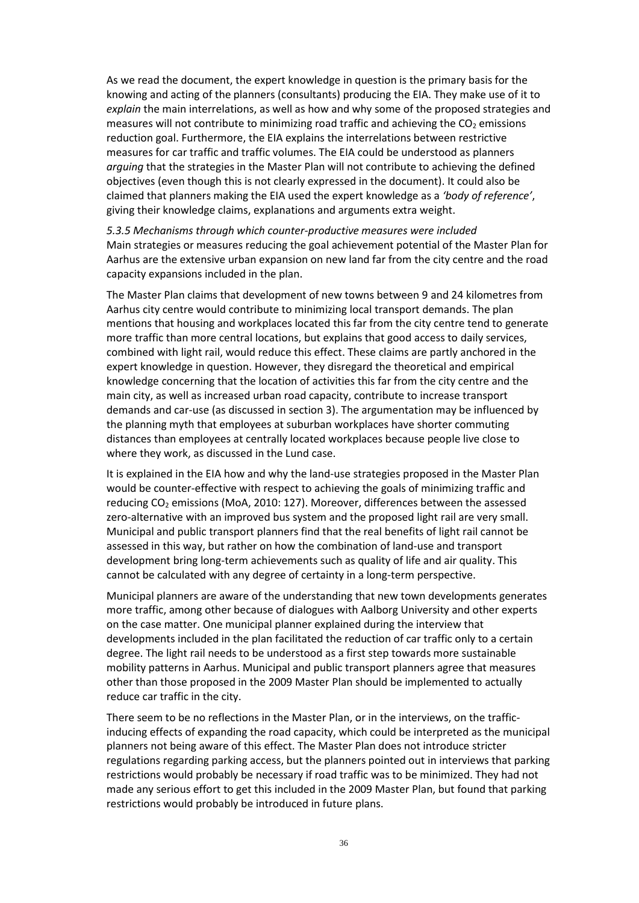As we read the document, the expert knowledge in question is the primary basis for the knowing and acting of the planners (consultants) producing the EIA. They make use of it to *explain* the main interrelations, as well as how and why some of the proposed strategies and measures will not contribute to minimizing road traffic and achieving the $CO_2$ emissions reduction goal. Furthermore, the EIA explains the interrelations between restrictive measures for car traffic and traffic volumes. The EIA could be understood as planners *arguing* that the strategies in the Master Plan will not contribute to achieving the defined objectives (even though this is not clearly expressed in the document). It could also be claimed that planners making the EIA used the expert knowledge as a *'body of reference'*, giving their knowledge claims, explanations and arguments extra weight.

#### *5.3.5 Mechanisms through which counter-productive measures were included*

Main strategies or measures reducing the goal achievement potential of the Master Plan for Aarhus are the extensive urban expansion on new land far from the city centre and the road capacity expansions included in the plan.

The Master Plan claims that development of new towns between 9 and 24 kilometres from Aarhus city centre would contribute to minimizing local transport demands. The plan mentions that housing and workplaces located this far from the city centre tend to generate more traffic than more central locations, but explains that good access to daily services, combined with light rail, would reduce this effect. These claims are partly anchored in the expert knowledge in question. However, they disregard the theoretical and empirical knowledge concerning that the location of activities this far from the city centre and the main city, as well as increased urban road capacity, contribute to increase transport demands and car-use (as discussed in section 3). The argumentation may be influenced by the planning myth that employees at suburban workplaces have shorter commuting distances than employees at centrally located workplaces because people live close to where they work, as discussed in the Lund case.

It is explained in the EIA how and why the land-use strategies proposed in the Master Plan would be counter-effective with respect to achieving the goals of minimizing traffic and reducing $CO_2$ emissions (MoA, 2010: 127). Moreover, differences between the assessed zero-alternative with an improved bus system and the proposed light rail are very small. Municipal and public transport planners find that the real benefits of light rail cannot be assessed in this way, but rather on how the combination of land-use and transport development bring long-term achievements such as quality of life and air quality. This cannot be calculated with any degree of certainty in a long-term perspective.

Municipal planners are aware of the understanding that new town developments generates more traffic, among other because of dialogues with Aalborg University and other experts on the case matter. One municipal planner explained during the interview that developments included in the plan facilitated the reduction of car traffic only to a certain degree. The light rail needs to be understood as a first step towards more sustainable mobility patterns in Aarhus. Municipal and public transport planners agree that measures other than those proposed in the 2009 Master Plan should be implemented to actually reduce car traffic in the city.

There seem to be no reflections in the Master Plan, or in the interviews, on the traffic-inducing effects of expanding the road capacity, which could be interpreted as the municipal planners not being aware of this effect. The Master Plan does not introduce stricter regulations regarding parking access, but the planners pointed out in interviews that parking restrictions would probably be necessary if road traffic was to be minimized. They had not made any serious effort to get this included in the 2009 Master Plan, but found that parking restrictions would probably be introduced in future plans.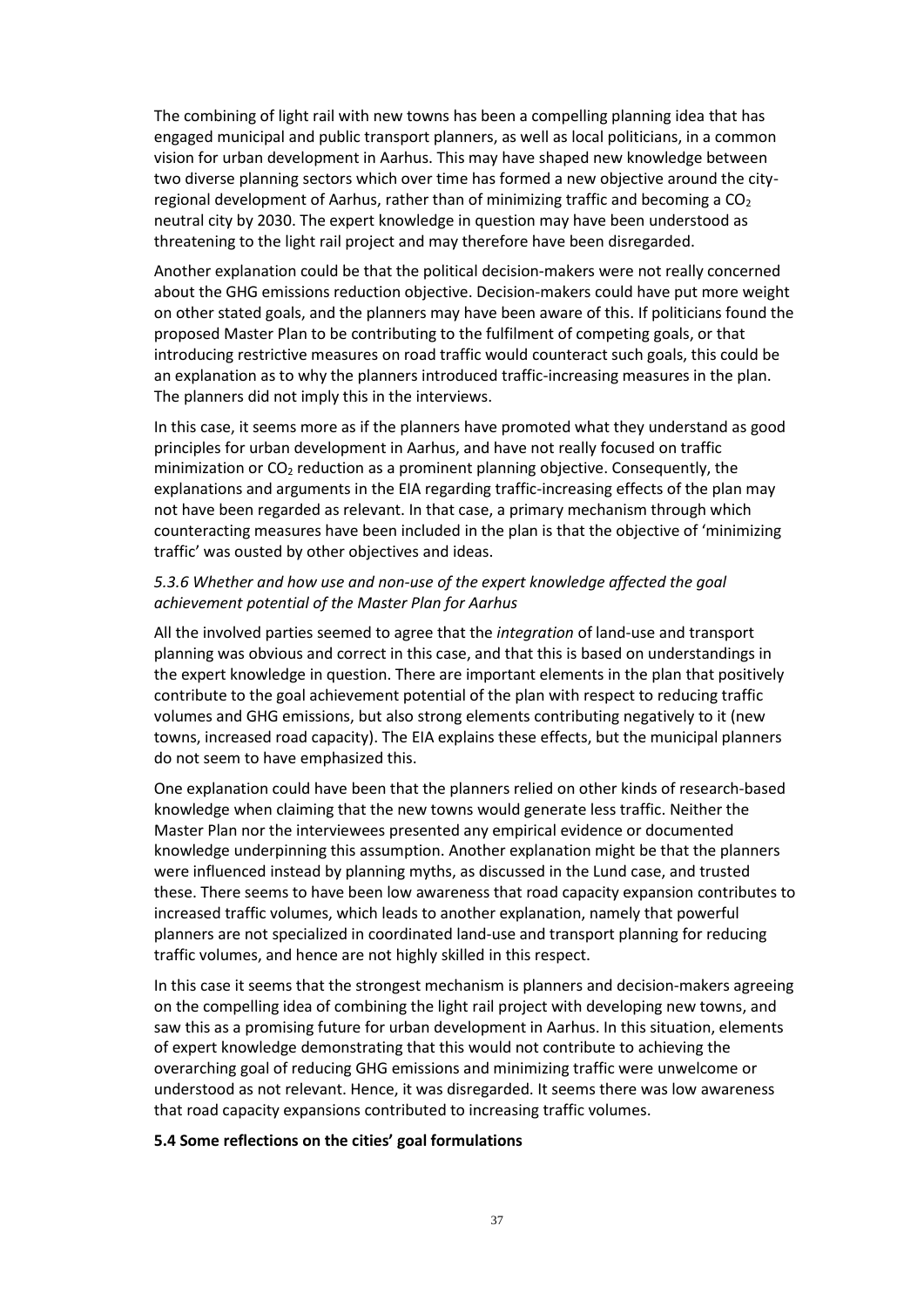The combining of light rail with new towns has been a compelling planning idea that has engaged municipal and public transport planners, as well as local politicians, in a common vision for urban development in Aarhus. This may have shaped new knowledge between two diverse planning sectors which over time has formed a new objective around the city-regional development of Aarhus, rather than of minimizing traffic and becoming a $CO_2$ neutral city by 2030. The expert knowledge in question may have been understood as threatening to the light rail project and may therefore have been disregarded.

Another explanation could be that the political decision-makers were not really concerned about the GHG emissions reduction objective. Decision-makers could have put more weight on other stated goals, and the planners may have been aware of this. If politicians found the proposed Master Plan to be contributing to the fulfilment of competing goals, or that introducing restrictive measures on road traffic would counteract such goals, this could be an explanation as to why the planners introduced traffic-increasing measures in the plan. The planners did not imply this in the interviews.

In this case, it seems more as if the planners have promoted what they understand as good principles for urban development in Aarhus, and have not really focused on traffic minimization or $CO_2$ reduction as a prominent planning objective. Consequently, the explanations and arguments in the EIA regarding traffic-increasing effects of the plan may not have been regarded as relevant. In that case, a primary mechanism through which counteracting measures have been included in the plan is that the objective of 'minimizing traffic' was ousted by other objectives and ideas.

### *5.3.6 Whether and how use and non-use of the expert knowledge affected the goal achievement potential of the Master Plan for Aarhus*

All the involved parties seemed to agree that the *integration* of land-use and transport planning was obvious and correct in this case, and that this is based on understandings in the expert knowledge in question. There are important elements in the plan that positively contribute to the goal achievement potential of the plan with respect to reducing traffic volumes and GHG emissions, but also strong elements contributing negatively to it (new towns, increased road capacity). The EIA explains these effects, but the municipal planners do not seem to have emphasized this.

One explanation could have been that the planners relied on other kinds of research-based knowledge when claiming that the new towns would generate less traffic. Neither the Master Plan nor the interviewees presented any empirical evidence or documented knowledge underpinning this assumption. Another explanation might be that the planners were influenced instead by planning myths, as discussed in the Lund case, and trusted these. There seems to have been low awareness that road capacity expansion contributes to increased traffic volumes, which leads to another explanation, namely that powerful planners are not specialized in coordinated land-use and transport planning for reducing traffic volumes, and hence are not highly skilled in this respect.

In this case it seems that the strongest mechanism is planners and decision-makers agreeing on the compelling idea of combining the light rail project with developing new towns, and saw this as a promising future for urban development in Aarhus. In this situation, elements of expert knowledge demonstrating that this would not contribute to achieving the overarching goal of reducing GHG emissions and minimizing traffic were unwelcome or understood as not relevant. Hence, it was disregarded. It seems there was low awareness that road capacity expansions contributed to increasing traffic volumes.

### **5.4 Some reflections on the cities' goal formulations**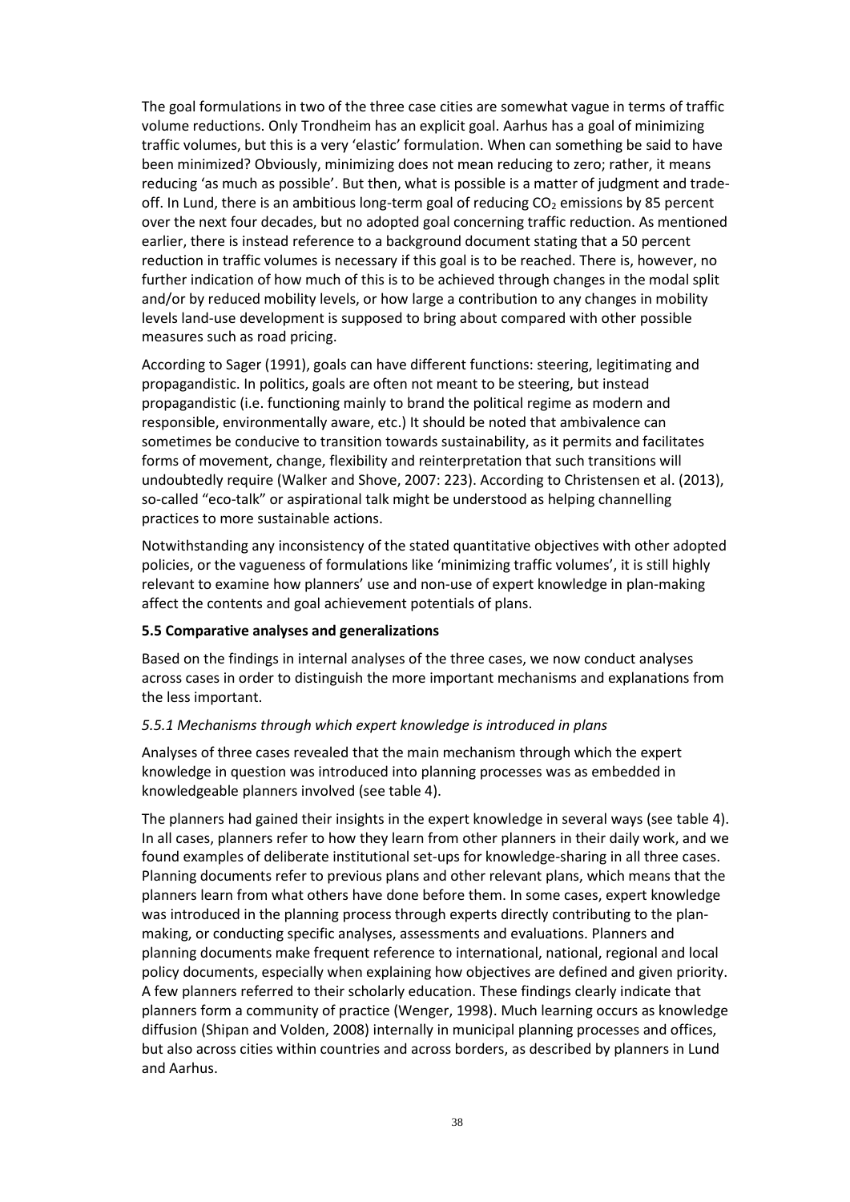The goal formulations in two of the three case cities are somewhat vague in terms of traffic volume reductions. Only Trondheim has an explicit goal. Aarhus has a goal of minimizing traffic volumes, but this is a very 'elastic' formulation. When can something be said to have been minimized? Obviously, minimizing does not mean reducing to zero; rather, it means reducing 'as much as possible'. But then, what is possible is a matter of judgment and trade-off. In Lund, there is an ambitious long-term goal of reducing $CO_2$ emissions by 85 percent over the next four decades, but no adopted goal concerning traffic reduction. As mentioned earlier, there is instead reference to a background document stating that a 50 percent reduction in traffic volumes is necessary if this goal is to be reached. There is, however, no further indication of how much of this is to be achieved through changes in the modal split and/or by reduced mobility levels, or how large a contribution to any changes in mobility levels land-use development is supposed to bring about compared with other possible measures such as road pricing.

According to Sager (1991), goals can have different functions: steering, legitimating and propagandistic. In politics, goals are often not meant to be steering, but instead propagandistic (i.e. functioning mainly to brand the political regime as modern and responsible, environmentally aware, etc.) It should be noted that ambivalence can sometimes be conducive to transition towards sustainability, as it permits and facilitates forms of movement, change, flexibility and reinterpretation that such transitions will undoubtedly require (Walker and Shove, 2007: 223). According to Christensen et al. (2013), so-called "eco-talk" or aspirational talk might be understood as helping channelling practices to more sustainable actions.

Notwithstanding any inconsistency of the stated quantitative objectives with other adopted policies, or the vagueness of formulations like 'minimizing traffic volumes', it is still highly relevant to examine how planners' use and non-use of expert knowledge in plan-making affect the contents and goal achievement potentials of plans.

**5.5 Comparative analyses and generalizations**

Based on the findings in internal analyses of the three cases, we now conduct analyses across cases in order to distinguish the more important mechanisms and explanations from the less important.

*5.5.1 Mechanisms through which expert knowledge is introduced in plans*

Analyses of three cases revealed that the main mechanism through which the expert knowledge in question was introduced into planning processes was as embedded in knowledgeable planners involved (see table 4).

The planners had gained their insights in the expert knowledge in several ways (see table 4). In all cases, planners refer to how they learn from other planners in their daily work, and we found examples of deliberate institutional set-ups for knowledge-sharing in all three cases. Planning documents refer to previous plans and other relevant plans, which means that the planners learn from what others have done before them. In some cases, expert knowledge was introduced in the planning process through experts directly contributing to the plan-making, or conducting specific analyses, assessments and evaluations. Planners and planning documents make frequent reference to international, national, regional and local policy documents, especially when explaining how objectives are defined and given priority. A few planners referred to their scholarly education. These findings clearly indicate that planners form a community of practice (Wenger, 1998). Much learning occurs as knowledge diffusion (Shipan and Volden, 2008) internally in municipal planning processes and offices, but also across cities within countries and across borders, as described by planners in Lund and Aarhus.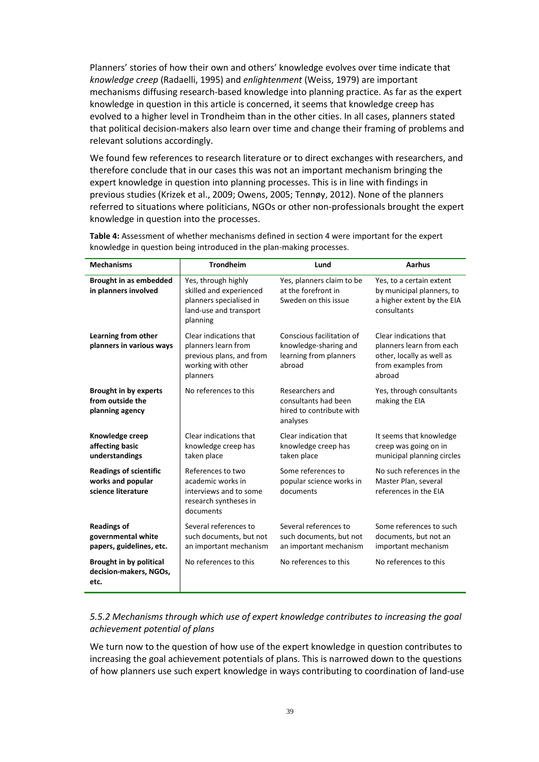Planners' stories of how their own and others' knowledge evolves over time indicate that *knowledge creep* (Radaelli, 1995) and *enlightenment* (Weiss, 1979) are important mechanisms diffusing research-based knowledge into planning practice. As far as the expert knowledge in question in this article is concerned, it seems that knowledge creep has evolved to a higher level in Trondheim than in the other cities. In all cases, planners stated that political decision-makers also learn over time and change their framing of problems and relevant solutions accordingly.

We found few references to research literature or to direct exchanges with researchers, and therefore conclude that in our cases this was not an important mechanism bringing the expert knowledge in question into planning processes. This is in line with findings in previous studies (Krizek et al., 2009; Owens, 2005; Tennøy, 2012). None of the planners referred to situations where politicians, NGOs or other non-professionals brought the expert knowledge in question into the processes.

**Table 4:** Assessment of whether mechanisms defined in section 4 were important for the expert knowledge in question being introduced in the plan-making processes.

| Mechanisms | Trondheim | Lund | Aarhus |
|---|---|---|---|
| **Brought in as embedded in planners involved** | Yes, through highly skilled and experienced planners specialised in land-use and transport planning | Yes, planners claim to be at the forefront in Sweden on this issue | Yes, to a certain extent by municipal planners, to a higher extent by the EIA consultants |
| **Learning from other planners in various ways** | Clear indications that planners learn from previous plans, and from working with other planners | Conscious facilitation of knowledge-sharing and learning from planners abroad | Clear indications that planners learn from each other, locally as well as from examples from abroad |
| **Brought in by experts from outside the planning agency** | No references to this | Researchers and consultants had been hired to contribute with analyses | Yes, through consultants making the EIA |
| **Knowledge creep affecting basic understandings** | Clear indications that knowledge creep has taken place | Clear indication that knowledge creep has taken place | It seems that knowledge creep was going on in municipal planning circles |
| **Readings of scientific works and popular science literature** | References to two academic works in interviews and to some research syntheses in documents | Some references to popular science works in documents | No such references in the Master Plan, several references in the EIA |
| **Readings of governmental white papers, guidelines, etc.** | Several references to such documents, but not an important mechanism | Several references to such documents, but not an important mechanism | Some references to such documents, but not an important mechanism |
| **Brought in by political decision-makers, NGOs, etc.** | No references to this | No references to this | No references to this |

### *5.5.2 Mechanisms through which use of expert knowledge contributes to increasing the goal achievement potential of plans*

We turn now to the question of how use of the expert knowledge in question contributes to increasing the goal achievement potentials of plans. This is narrowed down to the questions of how planners use such expert knowledge in ways contributing to coordination of land-use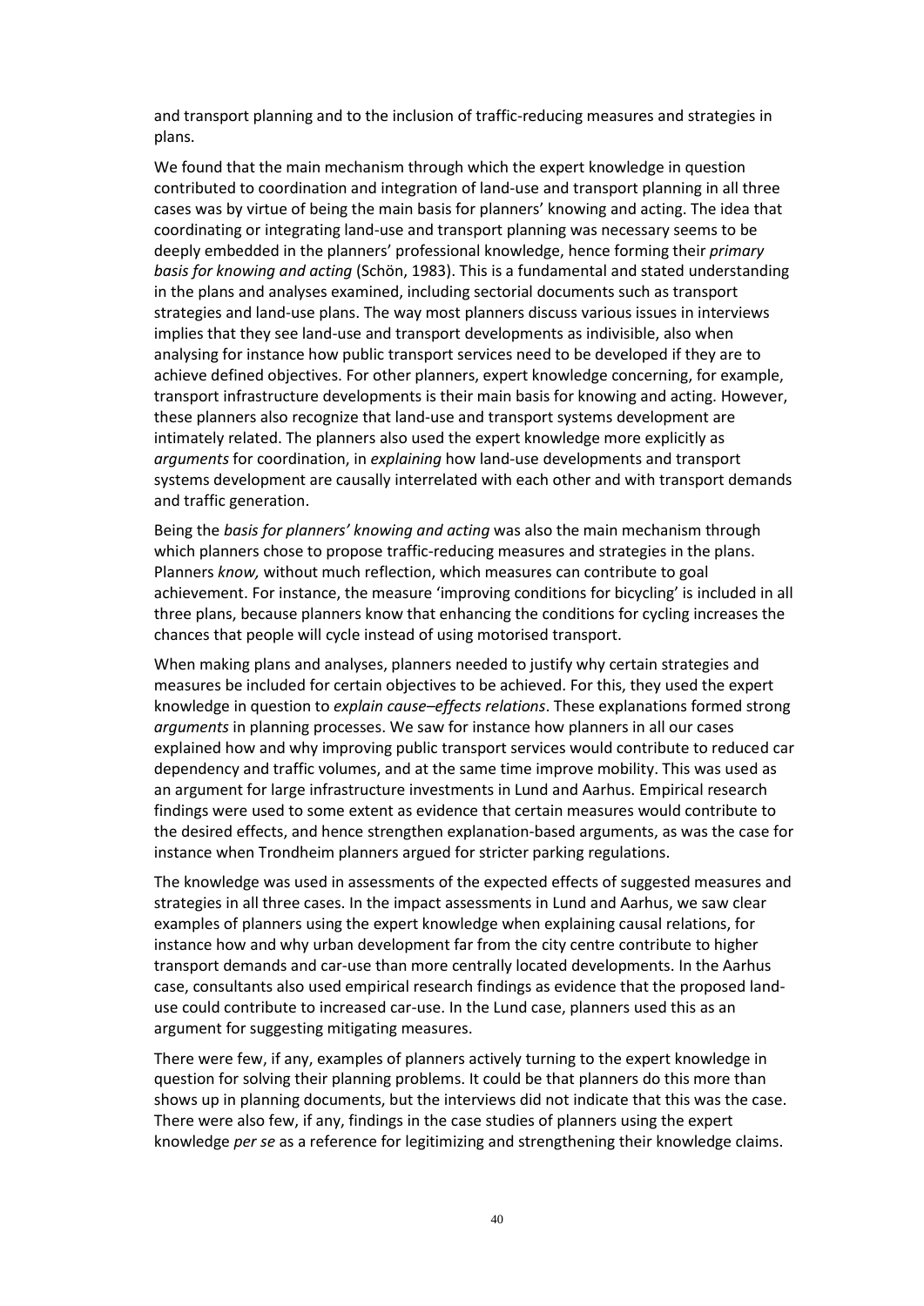and transport planning and to the inclusion of traffic-reducing measures and strategies in plans.

We found that the main mechanism through which the expert knowledge in question contributed to coordination and integration of land-use and transport planning in all three cases was by virtue of being the main basis for planners' knowing and acting. The idea that coordinating or integrating land-use and transport planning was necessary seems to be deeply embedded in the planners' professional knowledge, hence forming their *primary basis for knowing and acting* (Schön, 1983). This is a fundamental and stated understanding in the plans and analyses examined, including sectorial documents such as transport strategies and land-use plans. The way most planners discuss various issues in interviews implies that they see land-use and transport developments as indivisible, also when analysing for instance how public transport services need to be developed if they are to achieve defined objectives. For other planners, expert knowledge concerning, for example, transport infrastructure developments is their main basis for knowing and acting. However, these planners also recognize that land-use and transport systems development are intimately related. The planners also used the expert knowledge more explicitly as *arguments* for coordination, in *explaining* how land-use developments and transport systems development are causally interrelated with each other and with transport demands and traffic generation.

Being the *basis for planners' knowing and acting* was also the main mechanism through which planners chose to propose traffic-reducing measures and strategies in the plans. Planners *know,* without much reflection, which measures can contribute to goal achievement. For instance, the measure 'improving conditions for bicycling' is included in all three plans, because planners know that enhancing the conditions for cycling increases the chances that people will cycle instead of using motorised transport.

When making plans and analyses, planners needed to justify why certain strategies and measures be included for certain objectives to be achieved. For this, they used the expert knowledge in question to *explain cause–effects relations*. These explanations formed strong *arguments* in planning processes. We saw for instance how planners in all our cases explained how and why improving public transport services would contribute to reduced car dependency and traffic volumes, and at the same time improve mobility. This was used as an argument for large infrastructure investments in Lund and Aarhus. Empirical research findings were used to some extent as evidence that certain measures would contribute to the desired effects, and hence strengthen explanation-based arguments, as was the case for instance when Trondheim planners argued for stricter parking regulations.

The knowledge was used in assessments of the expected effects of suggested measures and strategies in all three cases. In the impact assessments in Lund and Aarhus, we saw clear examples of planners using the expert knowledge when explaining causal relations, for instance how and why urban development far from the city centre contribute to higher transport demands and car-use than more centrally located developments. In the Aarhus case, consultants also used empirical research findings as evidence that the proposed land-use could contribute to increased car-use. In the Lund case, planners used this as an argument for suggesting mitigating measures.

There were few, if any, examples of planners actively turning to the expert knowledge in question for solving their planning problems. It could be that planners do this more than shows up in planning documents, but the interviews did not indicate that this was the case. There were also few, if any, findings in the case studies of planners using the expert knowledge *per se* as a reference for legitimizing and strengthening their knowledge claims.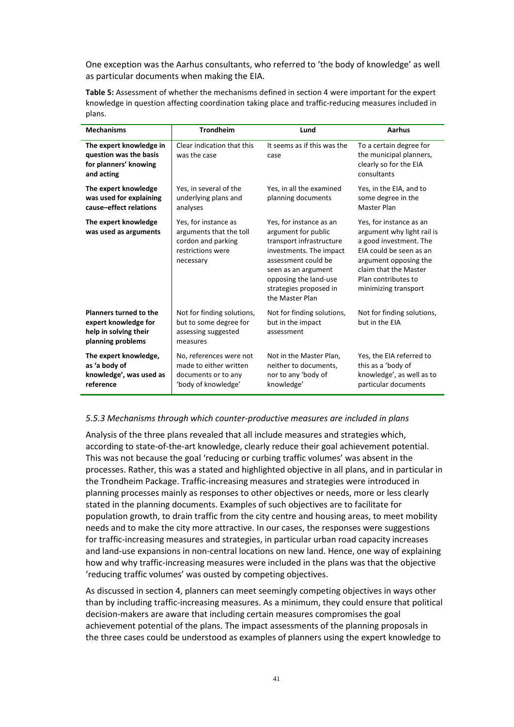One exception was the Aarhus consultants, who referred to 'the body of knowledge' as well as particular documents when making the EIA.

**Table 5:** Assessment of whether the mechanisms defined in section 4 were important for the expert knowledge in question affecting coordination taking place and traffic-reducing measures included in plans.

| Mechanisms | Trondheim | Lund | Aarhus |
|---|---|---|---|
| **The expert knowledge in question was the basis for planners' knowing and acting** | Clear indication that this was the case | It seems as if this was the case | To a certain degree for the municipal planners, clearly so for the EIA consultants |
| **The expert knowledge was used for explaining cause–effect relations** | Yes, in several of the underlying plans and analyses | Yes, in all the examined planning documents | Yes, in the EIA, and to some degree in the Master Plan |
| **The expert knowledge was used as arguments** | Yes, for instance as arguments that the toll cordon and parking restrictions were necessary | Yes, for instance as an argument for public transport infrastructure investments. The impact assessment could be seen as an argument opposing the land-use strategies proposed in the Master Plan | Yes, for instance as an argument why light rail is a good investment. The EIA could be seen as an argument opposing the claim that the Master Plan contributes to minimizing transport |
| **Planners turned to the expert knowledge for help in solving their planning problems** | Not for finding solutions, but to some degree for assessing suggested measures | Not for finding solutions, but in the impact assessment | Not for finding solutions, but in the EIA |
| **The expert knowledge, as 'a body of knowledge', was used as reference** | No, references were not made to either written documents or to any 'body of knowledge' | Not in the Master Plan, neither to documents, nor to any 'body of knowledge' | Yes, the EIA referred to this as a 'body of knowledge', as well as to particular documents |

### *5.5.3 Mechanisms through which counter-productive measures are included in plans*

Analysis of the three plans revealed that all include measures and strategies which, according to state-of-the-art knowledge, clearly reduce their goal achievement potential. This was not because the goal 'reducing or curbing traffic volumes' was absent in the processes. Rather, this was a stated and highlighted objective in all plans, and in particular in the Trondheim Package. Traffic-increasing measures and strategies were introduced in planning processes mainly as responses to other objectives or needs, more or less clearly stated in the planning documents. Examples of such objectives are to facilitate for population growth, to drain traffic from the city centre and housing areas, to meet mobility needs and to make the city more attractive. In our cases, the responses were suggestions for traffic-increasing measures and strategies, in particular urban road capacity increases and land-use expansions in non-central locations on new land. Hence, one way of explaining how and why traffic-increasing measures were included in the plans was that the objective 'reducing traffic volumes' was ousted by competing objectives.

As discussed in section 4, planners can meet seemingly competing objectives in ways other than by including traffic-increasing measures. As a minimum, they could ensure that political decision-makers are aware that including certain measures compromises the goal achievement potential of the plans. The impact assessments of the planning proposals in the three cases could be understood as examples of planners using the expert knowledge to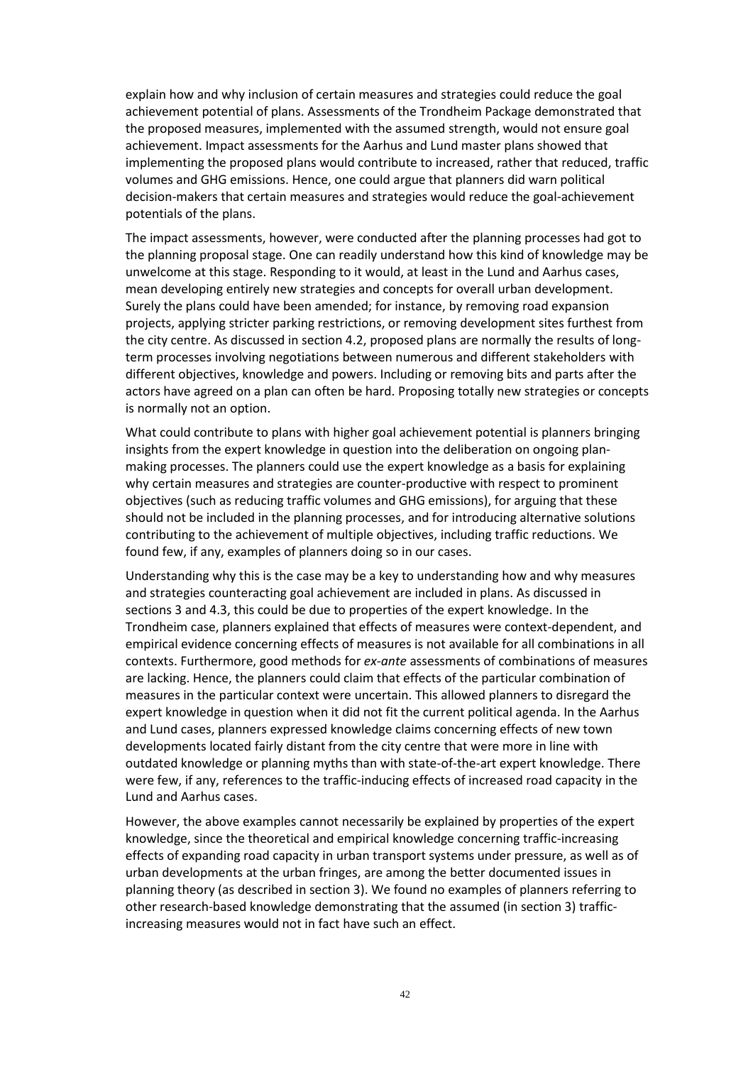explain how and why inclusion of certain measures and strategies could reduce the goal achievement potential of plans. Assessments of the Trondheim Package demonstrated that the proposed measures, implemented with the assumed strength, would not ensure goal achievement. Impact assessments for the Aarhus and Lund master plans showed that implementing the proposed plans would contribute to increased, rather that reduced, traffic volumes and GHG emissions. Hence, one could argue that planners did warn political decision-makers that certain measures and strategies would reduce the goal-achievement potentials of the plans.

The impact assessments, however, were conducted after the planning processes had got to the planning proposal stage. One can readily understand how this kind of knowledge may be unwelcome at this stage. Responding to it would, at least in the Lund and Aarhus cases, mean developing entirely new strategies and concepts for overall urban development. Surely the plans could have been amended; for instance, by removing road expansion projects, applying stricter parking restrictions, or removing development sites furthest from the city centre. As discussed in section 4.2, proposed plans are normally the results of long-term processes involving negotiations between numerous and different stakeholders with different objectives, knowledge and powers. Including or removing bits and parts after the actors have agreed on a plan can often be hard. Proposing totally new strategies or concepts is normally not an option.

What could contribute to plans with higher goal achievement potential is planners bringing insights from the expert knowledge in question into the deliberation on ongoing plan-making processes. The planners could use the expert knowledge as a basis for explaining why certain measures and strategies are counter-productive with respect to prominent objectives (such as reducing traffic volumes and GHG emissions), for arguing that these should not be included in the planning processes, and for introducing alternative solutions contributing to the achievement of multiple objectives, including traffic reductions. We found few, if any, examples of planners doing so in our cases.

Understanding why this is the case may be a key to understanding how and why measures and strategies counteracting goal achievement are included in plans. As discussed in sections 3 and 4.3, this could be due to properties of the expert knowledge. In the Trondheim case, planners explained that effects of measures were context-dependent, and empirical evidence concerning effects of measures is not available for all combinations in all contexts. Furthermore, good methods for *ex-ante* assessments of combinations of measures are lacking. Hence, the planners could claim that effects of the particular combination of measures in the particular context were uncertain. This allowed planners to disregard the expert knowledge in question when it did not fit the current political agenda. In the Aarhus and Lund cases, planners expressed knowledge claims concerning effects of new town developments located fairly distant from the city centre that were more in line with outdated knowledge or planning myths than with state-of-the-art expert knowledge. There were few, if any, references to the traffic-inducing effects of increased road capacity in the Lund and Aarhus cases.

However, the above examples cannot necessarily be explained by properties of the expert knowledge, since the theoretical and empirical knowledge concerning traffic-increasing effects of expanding road capacity in urban transport systems under pressure, as well as of urban developments at the urban fringes, are among the better documented issues in planning theory (as described in section 3). We found no examples of planners referring to other research-based knowledge demonstrating that the assumed (in section 3) traffic-increasing measures would not in fact have such an effect.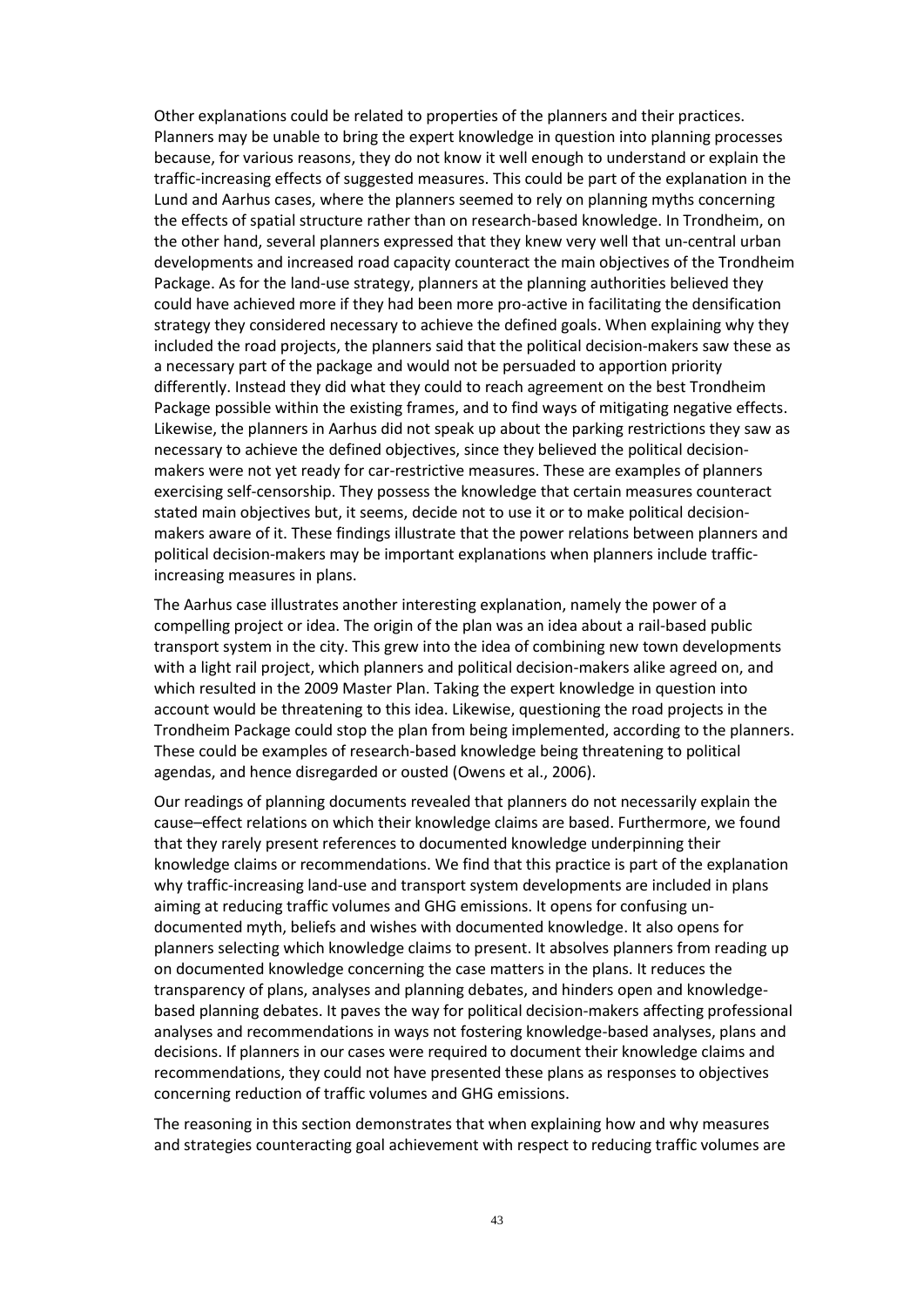Other explanations could be related to properties of the planners and their practices. Planners may be unable to bring the expert knowledge in question into planning processes because, for various reasons, they do not know it well enough to understand or explain the traffic-increasing effects of suggested measures. This could be part of the explanation in the Lund and Aarhus cases, where the planners seemed to rely on planning myths concerning the effects of spatial structure rather than on research-based knowledge. In Trondheim, on the other hand, several planners expressed that they knew very well that un-central urban developments and increased road capacity counteract the main objectives of the Trondheim Package. As for the land-use strategy, planners at the planning authorities believed they could have achieved more if they had been more pro-active in facilitating the densification strategy they considered necessary to achieve the defined goals. When explaining why they included the road projects, the planners said that the political decision-makers saw these as a necessary part of the package and would not be persuaded to apportion priority differently. Instead they did what they could to reach agreement on the best Trondheim Package possible within the existing frames, and to find ways of mitigating negative effects. Likewise, the planners in Aarhus did not speak up about the parking restrictions they saw as necessary to achieve the defined objectives, since they believed the political decision-makers were not yet ready for car-restrictive measures. These are examples of planners exercising self-censorship. They possess the knowledge that certain measures counteract stated main objectives but, it seems, decide not to use it or to make political decision-makers aware of it. These findings illustrate that the power relations between planners and political decision-makers may be important explanations when planners include traffic-increasing measures in plans.

The Aarhus case illustrates another interesting explanation, namely the power of a compelling project or idea. The origin of the plan was an idea about a rail-based public transport system in the city. This grew into the idea of combining new town developments with a light rail project, which planners and political decision-makers alike agreed on, and which resulted in the 2009 Master Plan. Taking the expert knowledge in question into account would be threatening to this idea. Likewise, questioning the road projects in the Trondheim Package could stop the plan from being implemented, according to the planners. These could be examples of research-based knowledge being threatening to political agendas, and hence disregarded or ousted (Owens et al., 2006).

Our readings of planning documents revealed that planners do not necessarily explain the cause–effect relations on which their knowledge claims are based. Furthermore, we found that they rarely present references to documented knowledge underpinning their knowledge claims or recommendations. We find that this practice is part of the explanation why traffic-increasing land-use and transport system developments are included in plans aiming at reducing traffic volumes and GHG emissions. It opens for confusing un-documented myth, beliefs and wishes with documented knowledge. It also opens for planners selecting which knowledge claims to present. It absolves planners from reading up on documented knowledge concerning the case matters in the plans. It reduces the transparency of plans, analyses and planning debates, and hinders open and knowledge-based planning debates. It paves the way for political decision-makers affecting professional analyses and recommendations in ways not fostering knowledge-based analyses, plans and decisions. If planners in our cases were required to document their knowledge claims and recommendations, they could not have presented these plans as responses to objectives concerning reduction of traffic volumes and GHG emissions.

The reasoning in this section demonstrates that when explaining how and why measures and strategies counteracting goal achievement with respect to reducing traffic volumes are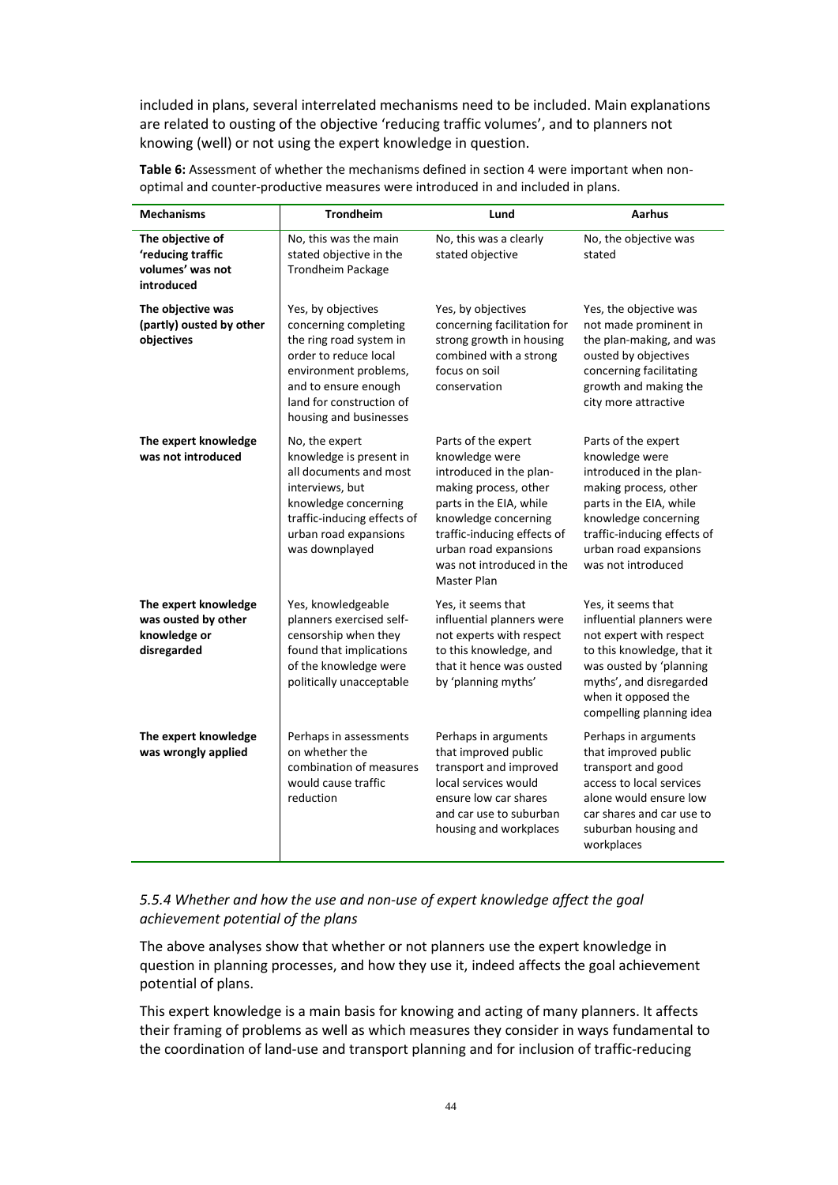included in plans, several interrelated mechanisms need to be included. Main explanations are related to ousting of the objective 'reducing traffic volumes', and to planners not knowing (well) or not using the expert knowledge in question.

**Table 6:** Assessment of whether the mechanisms defined in section 4 were important when non-optimal and counter-productive measures were introduced in and included in plans.

| Mechanisms | Trondheim | Lund | Aarhus |
|---|---|---|---|
| **The objective of 'reducing traffic volumes' was not introduced** | No, this was the main stated objective in the Trondheim Package | No, this was a clearly stated objective | No, the objective was stated |
| **The objective was (partly) ousted by other objectives** | Yes, by objectives concerning completing the ring road system in order to reduce local environment problems, and to ensure enough land for construction of housing and businesses | Yes, by objectives concerning facilitation for strong growth in housing combined with a strong focus on soil conservation | Yes, the objective was not made prominent in the plan-making, and was ousted by objectives concerning facilitating growth and making the city more attractive |
| **The expert knowledge was not introduced** | No, the expert knowledge is present in all documents and most interviews, but knowledge concerning traffic-inducing effects of urban road expansions was downplayed | Parts of the expert knowledge were introduced in the plan-making process, other parts in the EIA, while knowledge concerning traffic-inducing effects of urban road expansions was not introduced in the Master Plan | Parts of the expert knowledge were introduced in the plan-making process, other parts in the EIA, while knowledge concerning traffic-inducing effects of urban road expansions was not introduced |
| **The expert knowledge was ousted by other knowledge or disregarded** | Yes, knowledgeable planners exercised self-censorship when they found that implications of the knowledge were politically unacceptable | Yes, it seems that influential planners were not experts with respect to this knowledge, and that it hence was ousted by 'planning myths' | Yes, it seems that influential planners were not expert with respect to this knowledge, that it was ousted by 'planning myths', and disregarded when it opposed the compelling planning idea |
| **The expert knowledge was wrongly applied** | Perhaps in assessments on whether the combination of measures would cause traffic reduction | Perhaps in arguments that improved public transport and improved local services would ensure low car shares and car use to suburban housing and workplaces | Perhaps in arguments that improved public transport and good access to local services alone would ensure low car shares and car use to suburban housing and workplaces |

### *5.5.4 Whether and how the use and non-use of expert knowledge affect the goal achievement potential of the plans*

The above analyses show that whether or not planners use the expert knowledge in question in planning processes, and how they use it, indeed affects the goal achievement potential of plans.

This expert knowledge is a main basis for knowing and acting of many planners. It affects their framing of problems as well as which measures they consider in ways fundamental to the coordination of land-use and transport planning and for inclusion of traffic-reducing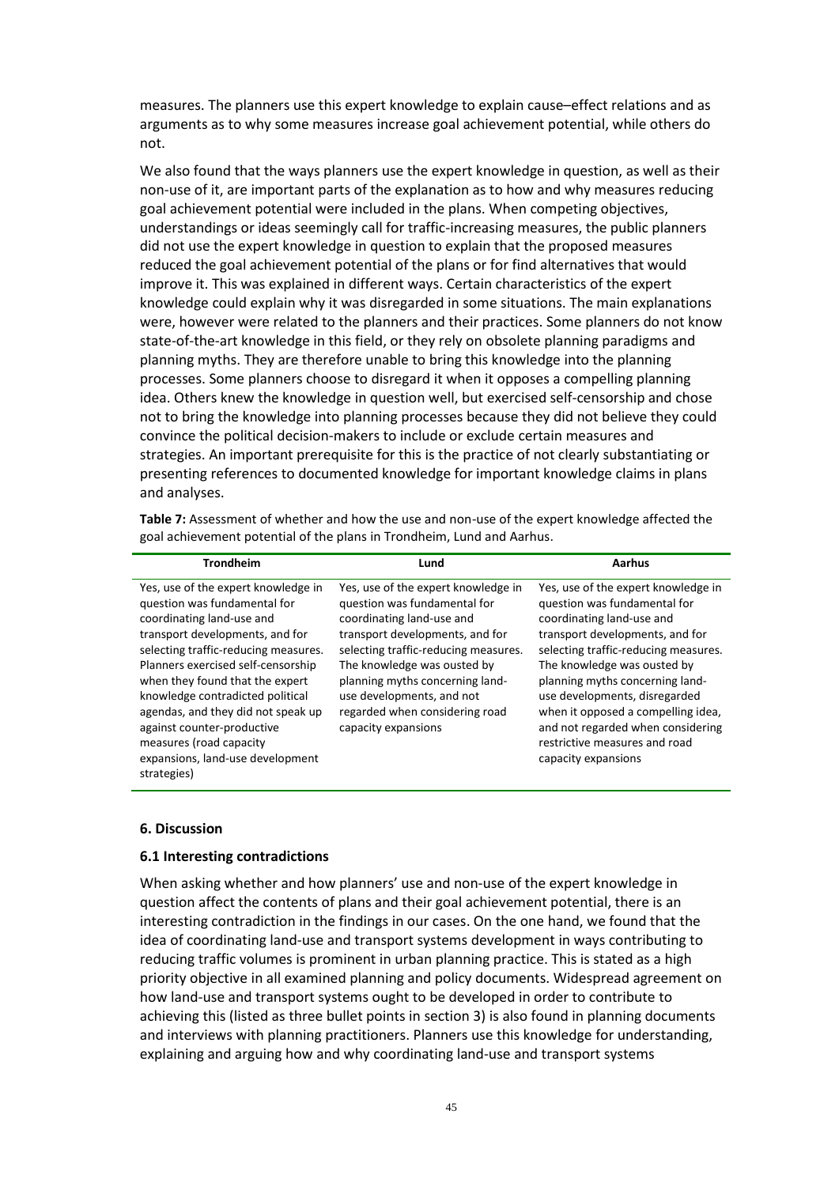measures. The planners use this expert knowledge to explain cause–effect relations and as arguments as to why some measures increase goal achievement potential, while others do not.

We also found that the ways planners use the expert knowledge in question, as well as their non-use of it, are important parts of the explanation as to how and why measures reducing goal achievement potential were included in the plans. When competing objectives, understandings or ideas seemingly call for traffic-increasing measures, the public planners did not use the expert knowledge in question to explain that the proposed measures reduced the goal achievement potential of the plans or for find alternatives that would improve it. This was explained in different ways. Certain characteristics of the expert knowledge could explain why it was disregarded in some situations. The main explanations were, however were related to the planners and their practices. Some planners do not know state-of-the-art knowledge in this field, or they rely on obsolete planning paradigms and planning myths. They are therefore unable to bring this knowledge into the planning processes. Some planners choose to disregard it when it opposes a compelling planning idea. Others knew the knowledge in question well, but exercised self-censorship and chose not to bring the knowledge into planning processes because they did not believe they could convince the political decision-makers to include or exclude certain measures and strategies. An important prerequisite for this is the practice of not clearly substantiating or presenting references to documented knowledge for important knowledge claims in plans and analyses.

**Table 7:** Assessment of whether and how the use and non-use of the expert knowledge affected the goal achievement potential of the plans in Trondheim, Lund and Aarhus.

| Trondheim | Lund | Aarhus |
|---|---|---|
| Yes, use of the expert knowledge in question was fundamental for coordinating land-use and transport developments, and for selecting traffic-reducing measures. Planners exercised self-censorship when they found that the expert knowledge contradicted political agendas, and they did not speak up against counter-productive measures (road capacity expansions, land-use development strategies) | Yes, use of the expert knowledge in question was fundamental for coordinating land-use and transport developments, and for selecting traffic-reducing measures. The knowledge was ousted by planning myths concerning land-use developments, and not regarded when considering road capacity expansions | Yes, use of the expert knowledge in question was fundamental for coordinating land-use and transport developments, and for selecting traffic-reducing measures. The knowledge was ousted by planning myths concerning land-use developments, disregarded when it opposed a compelling idea, and not regarded when considering restrictive measures and road capacity expansions |

### 6. Discussion

#### 6.1 Interesting contradictions

When asking whether and how planners' use and non-use of the expert knowledge in question affect the contents of plans and their goal achievement potential, there is an interesting contradiction in the findings in our cases. On the one hand, we found that the idea of coordinating land-use and transport systems development in ways contributing to reducing traffic volumes is prominent in urban planning practice. This is stated as a high priority objective in all examined planning and policy documents. Widespread agreement on how land-use and transport systems ought to be developed in order to contribute to achieving this (listed as three bullet points in section 3) is also found in planning documents and interviews with planning practitioners. Planners use this knowledge for understanding, explaining and arguing how and why coordinating land-use and transport systems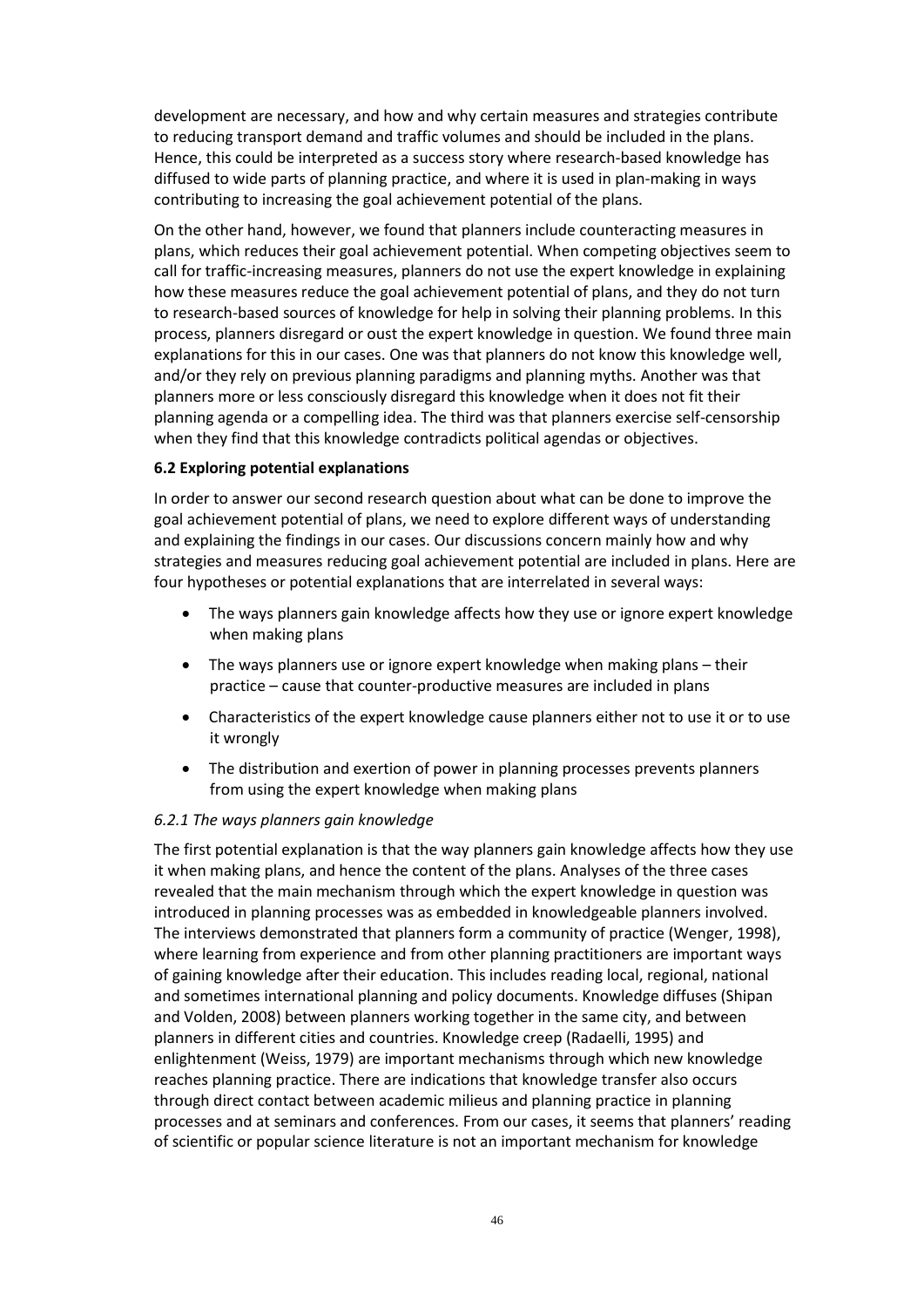development are necessary, and how and why certain measures and strategies contribute to reducing transport demand and traffic volumes and should be included in the plans. Hence, this could be interpreted as a success story where research-based knowledge has diffused to wide parts of planning practice, and where it is used in plan-making in ways contributing to increasing the goal achievement potential of the plans.

On the other hand, however, we found that planners include counteracting measures in plans, which reduces their goal achievement potential. When competing objectives seem to call for traffic-increasing measures, planners do not use the expert knowledge in explaining how these measures reduce the goal achievement potential of plans, and they do not turn to research-based sources of knowledge for help in solving their planning problems. In this process, planners disregard or oust the expert knowledge in question. We found three main explanations for this in our cases. One was that planners do not know this knowledge well, and/or they rely on previous planning paradigms and planning myths. Another was that planners more or less consciously disregard this knowledge when it does not fit their planning agenda or a compelling idea. The third was that planners exercise self-censorship when they find that this knowledge contradicts political agendas or objectives.

**6.2 Exploring potential explanations**

In order to answer our second research question about what can be done to improve the goal achievement potential of plans, we need to explore different ways of understanding and explaining the findings in our cases. Our discussions concern mainly how and why strategies and measures reducing goal achievement potential are included in plans. Here are four hypotheses or potential explanations that are interrelated in several ways:

- The ways planners gain knowledge affects how they use or ignore expert knowledge when making plans
- The ways planners use or ignore expert knowledge when making plans – their practice – cause that counter-productive measures are included in plans
- Characteristics of the expert knowledge cause planners either not to use it or to use it wrongly
- The distribution and exertion of power in planning processes prevents planners from using the expert knowledge when making plans

*6.2.1 The ways planners gain knowledge*

The first potential explanation is that the way planners gain knowledge affects how they use it when making plans, and hence the content of the plans. Analyses of the three cases revealed that the main mechanism through which the expert knowledge in question was introduced in planning processes was as embedded in knowledgeable planners involved. The interviews demonstrated that planners form a community of practice (Wenger, 1998), where learning from experience and from other planning practitioners are important ways of gaining knowledge after their education. This includes reading local, regional, national and sometimes international planning and policy documents. Knowledge diffuses (Shipan and Volden, 2008) between planners working together in the same city, and between planners in different cities and countries. Knowledge creep (Radaelli, 1995) and enlightenment (Weiss, 1979) are important mechanisms through which new knowledge reaches planning practice. There are indications that knowledge transfer also occurs through direct contact between academic milieus and planning practice in planning processes and at seminars and conferences. From our cases, it seems that planners' reading of scientific or popular science literature is not an important mechanism for knowledge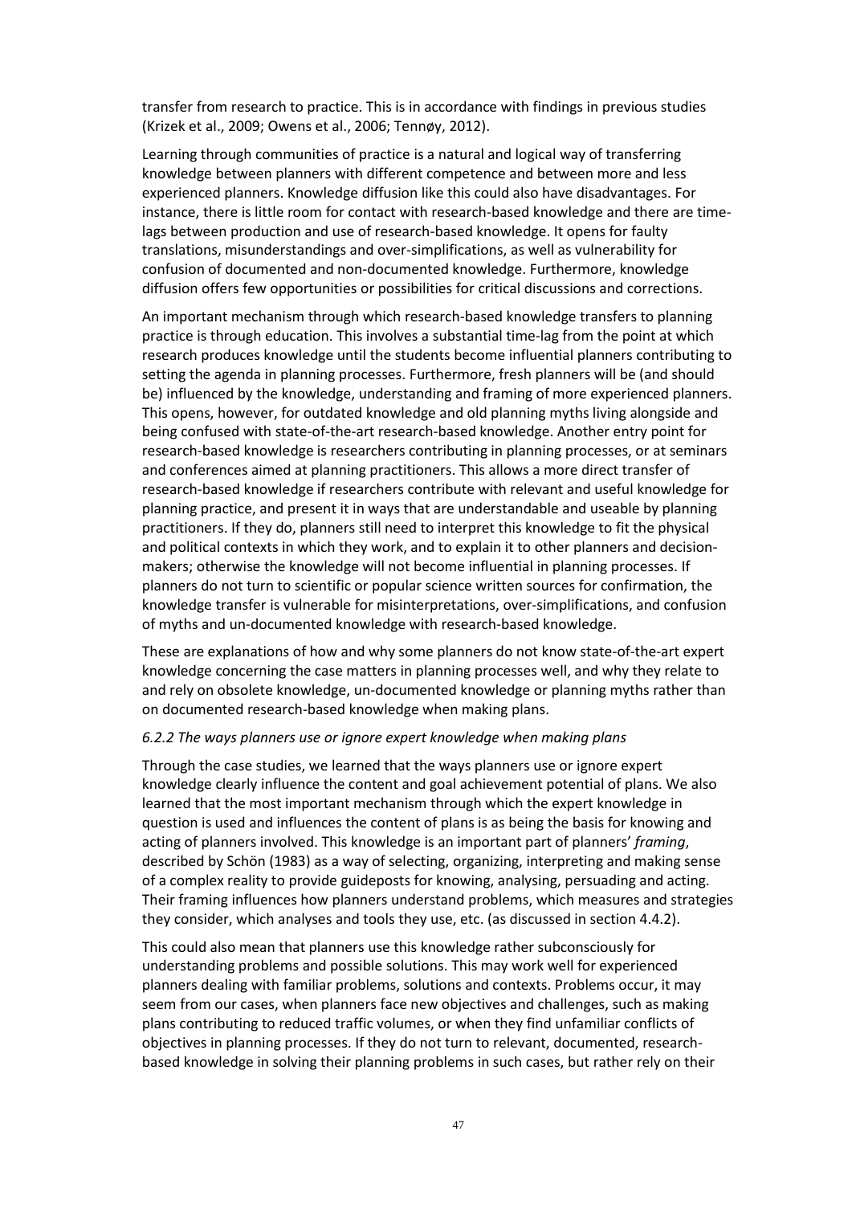transfer from research to practice. This is in accordance with findings in previous studies (Krizek et al., 2009; Owens et al., 2006; Tennøy, 2012).

Learning through communities of practice is a natural and logical way of transferring knowledge between planners with different competence and between more and less experienced planners. Knowledge diffusion like this could also have disadvantages. For instance, there is little room for contact with research-based knowledge and there are time-lags between production and use of research-based knowledge. It opens for faulty translations, misunderstandings and over-simplifications, as well as vulnerability for confusion of documented and non-documented knowledge. Furthermore, knowledge diffusion offers few opportunities or possibilities for critical discussions and corrections.

An important mechanism through which research-based knowledge transfers to planning practice is through education. This involves a substantial time-lag from the point at which research produces knowledge until the students become influential planners contributing to setting the agenda in planning processes. Furthermore, fresh planners will be (and should be) influenced by the knowledge, understanding and framing of more experienced planners. This opens, however, for outdated knowledge and old planning myths living alongside and being confused with state-of-the-art research-based knowledge. Another entry point for research-based knowledge is researchers contributing in planning processes, or at seminars and conferences aimed at planning practitioners. This allows a more direct transfer of research-based knowledge if researchers contribute with relevant and useful knowledge for planning practice, and present it in ways that are understandable and useable by planning practitioners. If they do, planners still need to interpret this knowledge to fit the physical and political contexts in which they work, and to explain it to other planners and decision-makers; otherwise the knowledge will not become influential in planning processes. If planners do not turn to scientific or popular science written sources for confirmation, the knowledge transfer is vulnerable for misinterpretations, over-simplifications, and confusion of myths and un-documented knowledge with research-based knowledge.

These are explanations of how and why some planners do not know state-of-the-art expert knowledge concerning the case matters in planning processes well, and why they relate to and rely on obsolete knowledge, un-documented knowledge or planning myths rather than on documented research-based knowledge when making plans.

#### *6.2.2 The ways planners use or ignore expert knowledge when making plans*

Through the case studies, we learned that the ways planners use or ignore expert knowledge clearly influence the content and goal achievement potential of plans. We also learned that the most important mechanism through which the expert knowledge in question is used and influences the content of plans is as being the basis for knowing and acting of planners involved. This knowledge is an important part of planners' *framing*, described by Schön (1983) as a way of selecting, organizing, interpreting and making sense of a complex reality to provide guideposts for knowing, analysing, persuading and acting. Their framing influences how planners understand problems, which measures and strategies they consider, which analyses and tools they use, etc. (as discussed in section 4.4.2).

This could also mean that planners use this knowledge rather subconsciously for understanding problems and possible solutions. This may work well for experienced planners dealing with familiar problems, solutions and contexts. Problems occur, it may seem from our cases, when planners face new objectives and challenges, such as making plans contributing to reduced traffic volumes, or when they find unfamiliar conflicts of objectives in planning processes. If they do not turn to relevant, documented, research-based knowledge in solving their planning problems in such cases, but rather rely on their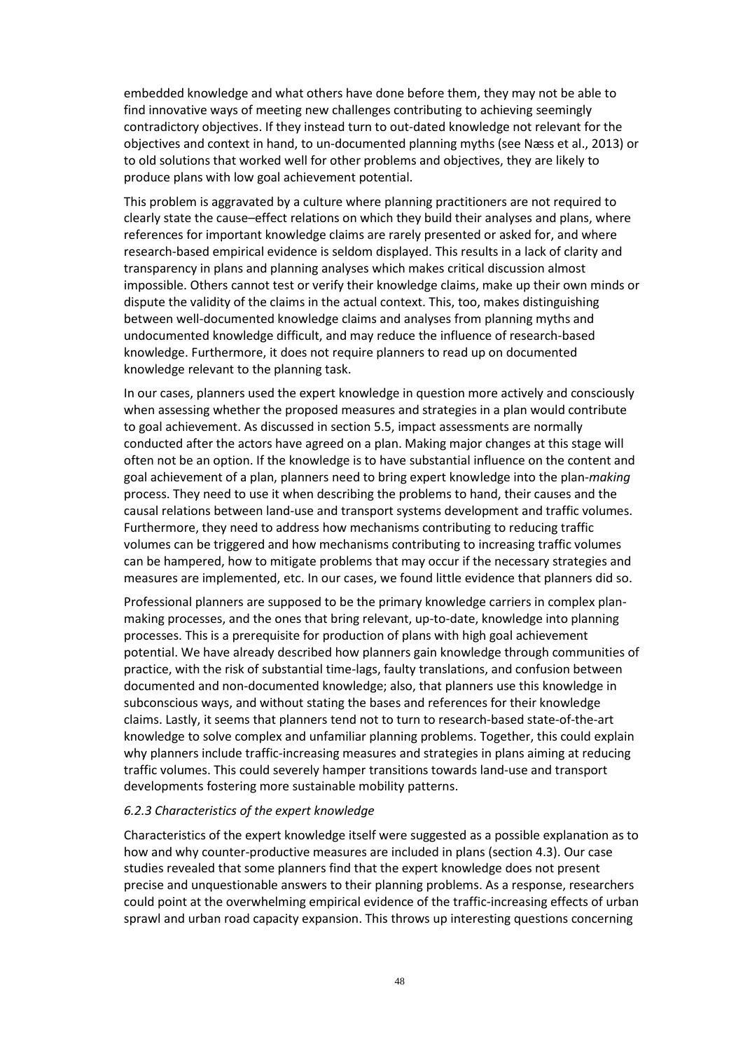embedded knowledge and what others have done before them, they may not be able to find innovative ways of meeting new challenges contributing to achieving seemingly contradictory objectives. If they instead turn to out-dated knowledge not relevant for the objectives and context in hand, to un-documented planning myths (see Næss et al., 2013) or to old solutions that worked well for other problems and objectives, they are likely to produce plans with low goal achievement potential.

This problem is aggravated by a culture where planning practitioners are not required to clearly state the cause–effect relations on which they build their analyses and plans, where references for important knowledge claims are rarely presented or asked for, and where research-based empirical evidence is seldom displayed. This results in a lack of clarity and transparency in plans and planning analyses which makes critical discussion almost impossible. Others cannot test or verify their knowledge claims, make up their own minds or dispute the validity of the claims in the actual context. This, too, makes distinguishing between well-documented knowledge claims and analyses from planning myths and undocumented knowledge difficult, and may reduce the influence of research-based knowledge. Furthermore, it does not require planners to read up on documented knowledge relevant to the planning task.

In our cases, planners used the expert knowledge in question more actively and consciously when assessing whether the proposed measures and strategies in a plan would contribute to goal achievement. As discussed in section 5.5, impact assessments are normally conducted after the actors have agreed on a plan. Making major changes at this stage will often not be an option. If the knowledge is to have substantial influence on the content and goal achievement of a plan, planners need to bring expert knowledge into the plan-*making* process. They need to use it when describing the problems to hand, their causes and the causal relations between land-use and transport systems development and traffic volumes. Furthermore, they need to address how mechanisms contributing to reducing traffic volumes can be triggered and how mechanisms contributing to increasing traffic volumes can be hampered, how to mitigate problems that may occur if the necessary strategies and measures are implemented, etc. In our cases, we found little evidence that planners did so.

Professional planners are supposed to be the primary knowledge carriers in complex plan-making processes, and the ones that bring relevant, up-to-date, knowledge into planning processes. This is a prerequisite for production of plans with high goal achievement potential. We have already described how planners gain knowledge through communities of practice, with the risk of substantial time-lags, faulty translations, and confusion between documented and non-documented knowledge; also, that planners use this knowledge in subconscious ways, and without stating the bases and references for their knowledge claims. Lastly, it seems that planners tend not to turn to research-based state-of-the-art knowledge to solve complex and unfamiliar planning problems. Together, this could explain why planners include traffic-increasing measures and strategies in plans aiming at reducing traffic volumes. This could severely hamper transitions towards land-use and transport developments fostering more sustainable mobility patterns.

*6.2.3 Characteristics of the expert knowledge*

Characteristics of the expert knowledge itself were suggested as a possible explanation as to how and why counter-productive measures are included in plans (section 4.3). Our case studies revealed that some planners find that the expert knowledge does not present precise and unquestionable answers to their planning problems. As a response, researchers could point at the overwhelming empirical evidence of the traffic-increasing effects of urban sprawl and urban road capacity expansion. This throws up interesting questions concerning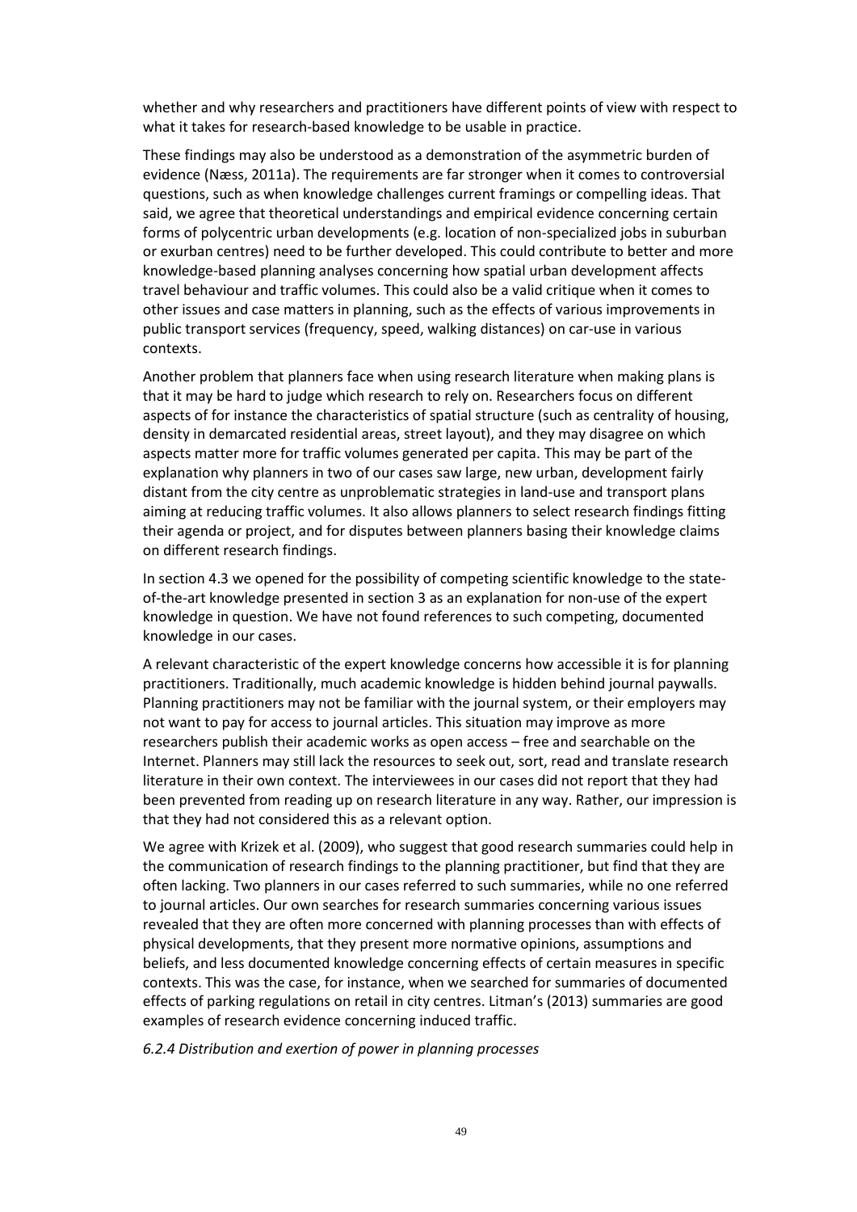whether and why researchers and practitioners have different points of view with respect to what it takes for research-based knowledge to be usable in practice.

These findings may also be understood as a demonstration of the asymmetric burden of evidence (Næss, 2011a). The requirements are far stronger when it comes to controversial questions, such as when knowledge challenges current framings or compelling ideas. That said, we agree that theoretical understandings and empirical evidence concerning certain forms of polycentric urban developments (e.g. location of non-specialized jobs in suburban or exurban centres) need to be further developed. This could contribute to better and more knowledge-based planning analyses concerning how spatial urban development affects travel behaviour and traffic volumes. This could also be a valid critique when it comes to other issues and case matters in planning, such as the effects of various improvements in public transport services (frequency, speed, walking distances) on car-use in various contexts.

Another problem that planners face when using research literature when making plans is that it may be hard to judge which research to rely on. Researchers focus on different aspects of for instance the characteristics of spatial structure (such as centrality of housing, density in demarcated residential areas, street layout), and they may disagree on which aspects matter more for traffic volumes generated per capita. This may be part of the explanation why planners in two of our cases saw large, new urban, development fairly distant from the city centre as unproblematic strategies in land-use and transport plans aiming at reducing traffic volumes. It also allows planners to select research findings fitting their agenda or project, and for disputes between planners basing their knowledge claims on different research findings.

In section 4.3 we opened for the possibility of competing scientific knowledge to the state-of-the-art knowledge presented in section 3 as an explanation for non-use of the expert knowledge in question. We have not found references to such competing, documented knowledge in our cases.

A relevant characteristic of the expert knowledge concerns how accessible it is for planning practitioners. Traditionally, much academic knowledge is hidden behind journal paywalls. Planning practitioners may not be familiar with the journal system, or their employers may not want to pay for access to journal articles. This situation may improve as more researchers publish their academic works as open access – free and searchable on the Internet. Planners may still lack the resources to seek out, sort, read and translate research literature in their own context. The interviewees in our cases did not report that they had been prevented from reading up on research literature in any way. Rather, our impression is that they had not considered this as a relevant option.

We agree with Krizek et al. (2009), who suggest that good research summaries could help in the communication of research findings to the planning practitioner, but find that they are often lacking. Two planners in our cases referred to such summaries, while no one referred to journal articles. Our own searches for research summaries concerning various issues revealed that they are often more concerned with planning processes than with effects of physical developments, that they present more normative opinions, assumptions and beliefs, and less documented knowledge concerning effects of certain measures in specific contexts. This was the case, for instance, when we searched for summaries of documented effects of parking regulations on retail in city centres. Litman's (2013) summaries are good examples of research evidence concerning induced traffic.

*6.2.4 Distribution and exertion of power in planning processes*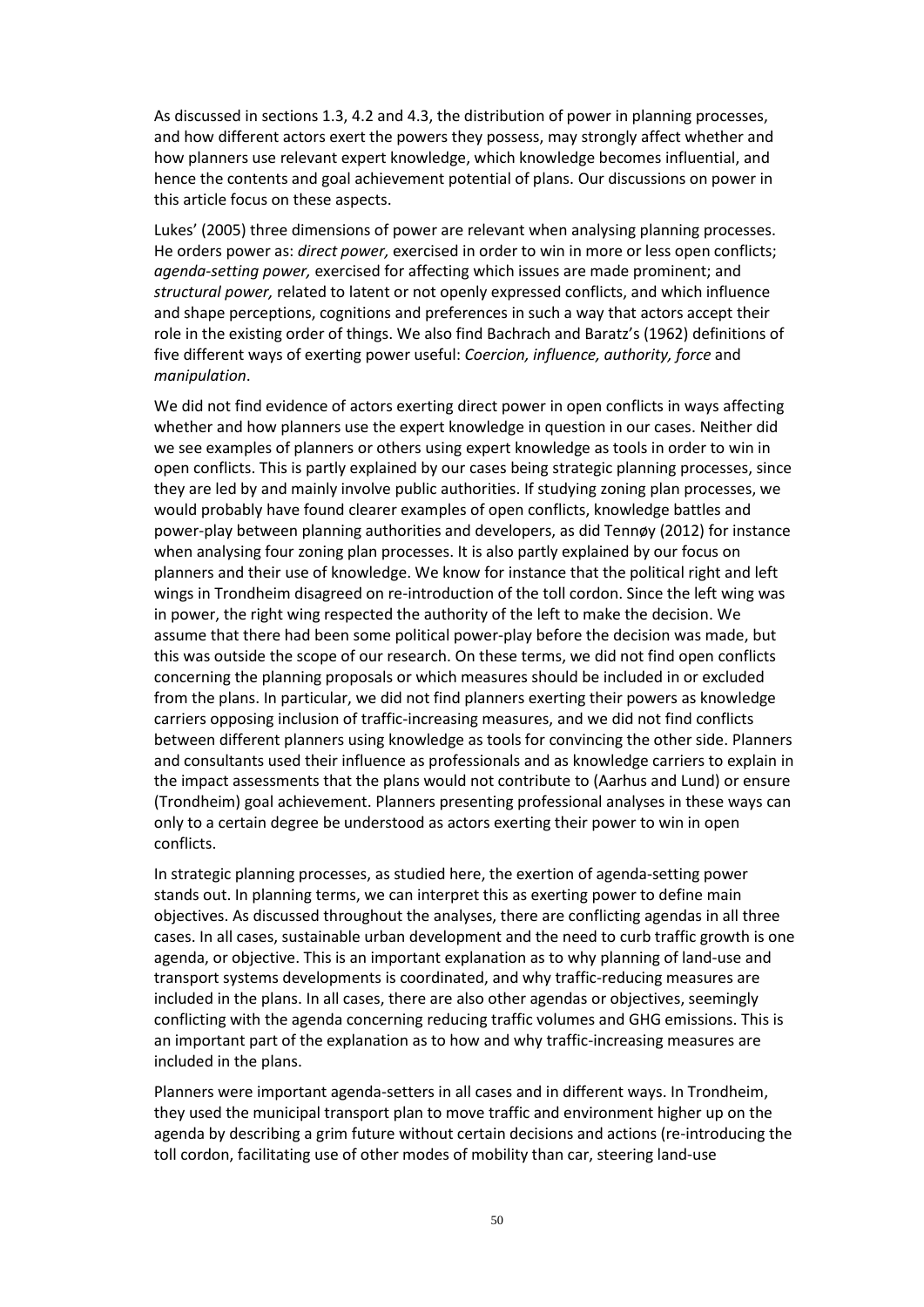As discussed in sections 1.3, 4.2 and 4.3, the distribution of power in planning processes, and how different actors exert the powers they possess, may strongly affect whether and how planners use relevant expert knowledge, which knowledge becomes influential, and hence the contents and goal achievement potential of plans. Our discussions on power in this article focus on these aspects.

Lukes' (2005) three dimensions of power are relevant when analysing planning processes. He orders power as: *direct power,* exercised in order to win in more or less open conflicts; *agenda-setting power,* exercised for affecting which issues are made prominent; and *structural power,* related to latent or not openly expressed conflicts, and which influence and shape perceptions, cognitions and preferences in such a way that actors accept their role in the existing order of things. We also find Bachrach and Baratz's (1962) definitions of five different ways of exerting power useful: *Coercion, influence, authority, force* and *manipulation*.

We did not find evidence of actors exerting direct power in open conflicts in ways affecting whether and how planners use the expert knowledge in question in our cases. Neither did we see examples of planners or others using expert knowledge as tools in order to win in open conflicts. This is partly explained by our cases being strategic planning processes, since they are led by and mainly involve public authorities. If studying zoning plan processes, we would probably have found clearer examples of open conflicts, knowledge battles and power-play between planning authorities and developers, as did Tennøy (2012) for instance when analysing four zoning plan processes. It is also partly explained by our focus on planners and their use of knowledge. We know for instance that the political right and left wings in Trondheim disagreed on re-introduction of the toll cordon. Since the left wing was in power, the right wing respected the authority of the left to make the decision. We assume that there had been some political power-play before the decision was made, but this was outside the scope of our research. On these terms, we did not find open conflicts concerning the planning proposals or which measures should be included in or excluded from the plans. In particular, we did not find planners exerting their powers as knowledge carriers opposing inclusion of traffic-increasing measures, and we did not find conflicts between different planners using knowledge as tools for convincing the other side. Planners and consultants used their influence as professionals and as knowledge carriers to explain in the impact assessments that the plans would not contribute to (Aarhus and Lund) or ensure (Trondheim) goal achievement. Planners presenting professional analyses in these ways can only to a certain degree be understood as actors exerting their power to win in open conflicts.

In strategic planning processes, as studied here, the exertion of agenda-setting power stands out. In planning terms, we can interpret this as exerting power to define main objectives. As discussed throughout the analyses, there are conflicting agendas in all three cases. In all cases, sustainable urban development and the need to curb traffic growth is one agenda, or objective. This is an important explanation as to why planning of land-use and transport systems developments is coordinated, and why traffic-reducing measures are included in the plans. In all cases, there are also other agendas or objectives, seemingly conflicting with the agenda concerning reducing traffic volumes and GHG emissions. This is an important part of the explanation as to how and why traffic-increasing measures are included in the plans.

Planners were important agenda-setters in all cases and in different ways. In Trondheim, they used the municipal transport plan to move traffic and environment higher up on the agenda by describing a grim future without certain decisions and actions (re-introducing the toll cordon, facilitating use of other modes of mobility than car, steering land-use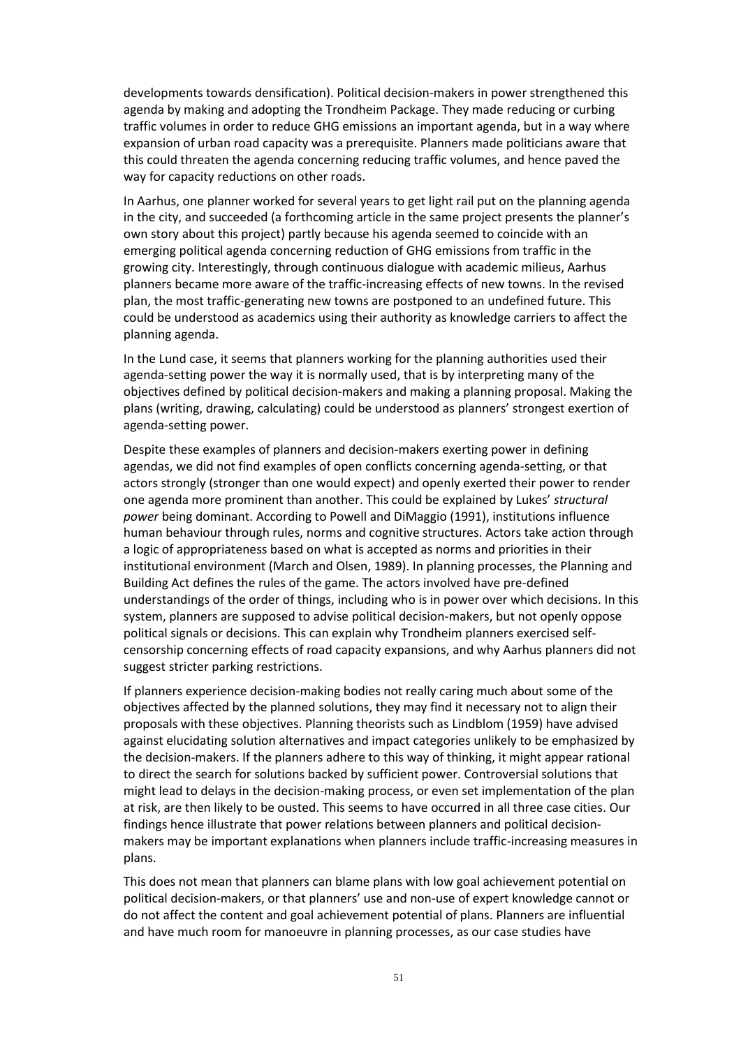developments towards densification). Political decision-makers in power strengthened this agenda by making and adopting the Trondheim Package. They made reducing or curbing traffic volumes in order to reduce GHG emissions an important agenda, but in a way where expansion of urban road capacity was a prerequisite. Planners made politicians aware that this could threaten the agenda concerning reducing traffic volumes, and hence paved the way for capacity reductions on other roads.

In Aarhus, one planner worked for several years to get light rail put on the planning agenda in the city, and succeeded (a forthcoming article in the same project presents the planner's own story about this project) partly because his agenda seemed to coincide with an emerging political agenda concerning reduction of GHG emissions from traffic in the growing city. Interestingly, through continuous dialogue with academic milieus, Aarhus planners became more aware of the traffic-increasing effects of new towns. In the revised plan, the most traffic-generating new towns are postponed to an undefined future. This could be understood as academics using their authority as knowledge carriers to affect the planning agenda.

In the Lund case, it seems that planners working for the planning authorities used their agenda-setting power the way it is normally used, that is by interpreting many of the objectives defined by political decision-makers and making a planning proposal. Making the plans (writing, drawing, calculating) could be understood as planners' strongest exertion of agenda-setting power.

Despite these examples of planners and decision-makers exerting power in defining agendas, we did not find examples of open conflicts concerning agenda-setting, or that actors strongly (stronger than one would expect) and openly exerted their power to render one agenda more prominent than another. This could be explained by Lukes' *structural power* being dominant. According to Powell and DiMaggio (1991), institutions influence human behaviour through rules, norms and cognitive structures. Actors take action through a logic of appropriateness based on what is accepted as norms and priorities in their institutional environment (March and Olsen, 1989). In planning processes, the Planning and Building Act defines the rules of the game. The actors involved have pre-defined understandings of the order of things, including who is in power over which decisions. In this system, planners are supposed to advise political decision-makers, but not openly oppose political signals or decisions. This can explain why Trondheim planners exercised self-censorship concerning effects of road capacity expansions, and why Aarhus planners did not suggest stricter parking restrictions.

If planners experience decision-making bodies not really caring much about some of the objectives affected by the planned solutions, they may find it necessary not to align their proposals with these objectives. Planning theorists such as Lindblom (1959) have advised against elucidating solution alternatives and impact categories unlikely to be emphasized by the decision-makers. If the planners adhere to this way of thinking, it might appear rational to direct the search for solutions backed by sufficient power. Controversial solutions that might lead to delays in the decision-making process, or even set implementation of the plan at risk, are then likely to be ousted. This seems to have occurred in all three case cities. Our findings hence illustrate that power relations between planners and political decision-makers may be important explanations when planners include traffic-increasing measures in plans.

This does not mean that planners can blame plans with low goal achievement potential on political decision-makers, or that planners' use and non-use of expert knowledge cannot or do not affect the content and goal achievement potential of plans. Planners are influential and have much room for manoeuvre in planning processes, as our case studies have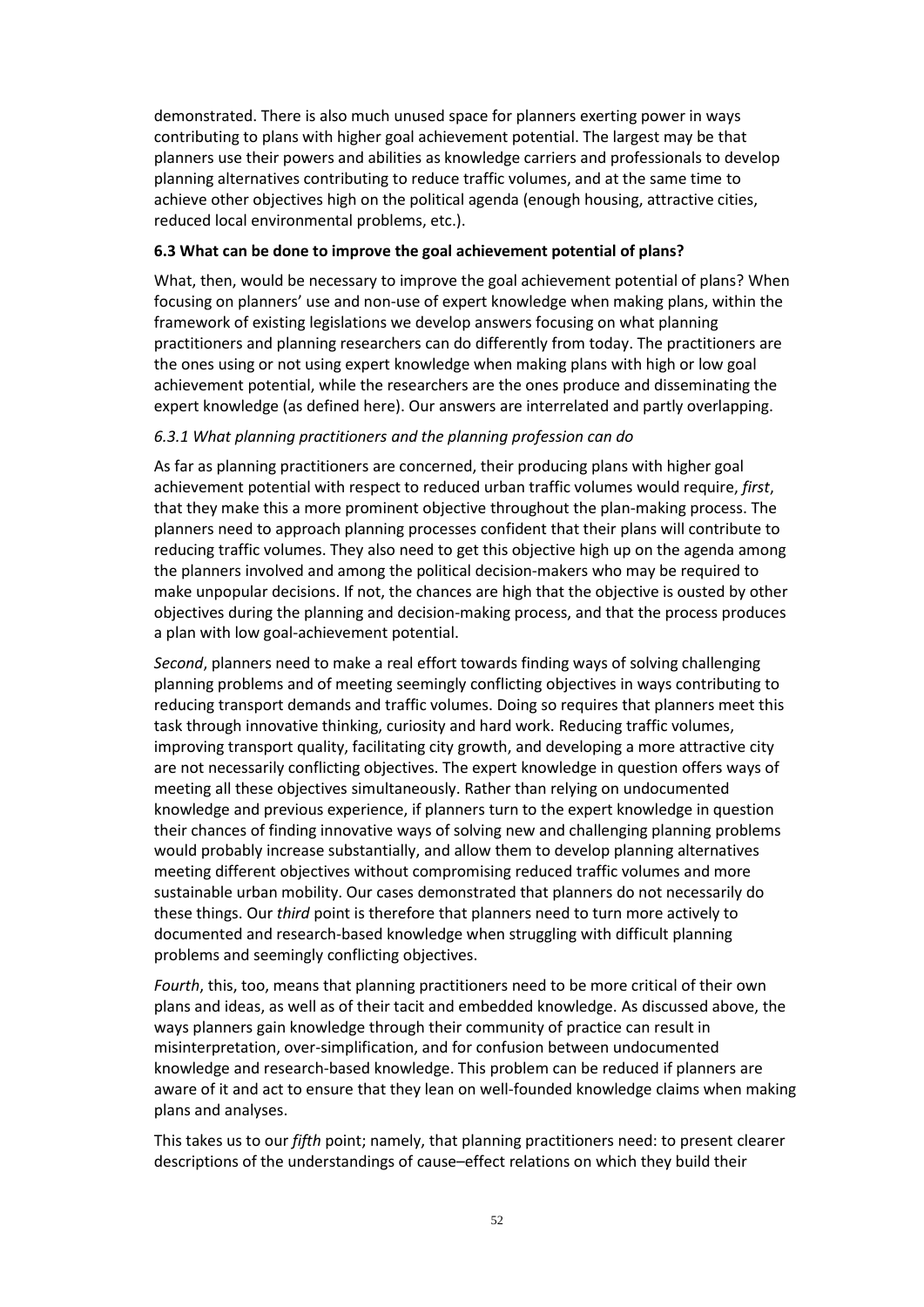demonstrated. There is also much unused space for planners exerting power in ways contributing to plans with higher goal achievement potential. The largest may be that planners use their powers and abilities as knowledge carriers and professionals to develop planning alternatives contributing to reduce traffic volumes, and at the same time to achieve other objectives high on the political agenda (enough housing, attractive cities, reduced local environmental problems, etc.).

### 6.3 What can be done to improve the goal achievement potential of plans?

What, then, would be necessary to improve the goal achievement potential of plans? When focusing on planners' use and non-use of expert knowledge when making plans, within the framework of existing legislations we develop answers focusing on what planning practitioners and planning researchers can do differently from today. The practitioners are the ones using or not using expert knowledge when making plans with high or low goal achievement potential, while the researchers are the ones produce and disseminating the expert knowledge (as defined here). Our answers are interrelated and partly overlapping.

#### *6.3.1 What planning practitioners and the planning profession can do*

As far as planning practitioners are concerned, their producing plans with higher goal achievement potential with respect to reduced urban traffic volumes would require, *first*, that they make this a more prominent objective throughout the plan-making process. The planners need to approach planning processes confident that their plans will contribute to reducing traffic volumes. They also need to get this objective high up on the agenda among the planners involved and among the political decision-makers who may be required to make unpopular decisions. If not, the chances are high that the objective is ousted by other objectives during the planning and decision-making process, and that the process produces a plan with low goal-achievement potential.

*Second*, planners need to make a real effort towards finding ways of solving challenging planning problems and of meeting seemingly conflicting objectives in ways contributing to reducing transport demands and traffic volumes. Doing so requires that planners meet this task through innovative thinking, curiosity and hard work. Reducing traffic volumes, improving transport quality, facilitating city growth, and developing a more attractive city are not necessarily conflicting objectives. The expert knowledge in question offers ways of meeting all these objectives simultaneously. Rather than relying on undocumented knowledge and previous experience, if planners turn to the expert knowledge in question their chances of finding innovative ways of solving new and challenging planning problems would probably increase substantially, and allow them to develop planning alternatives meeting different objectives without compromising reduced traffic volumes and more sustainable urban mobility. Our cases demonstrated that planners do not necessarily do these things. Our *third* point is therefore that planners need to turn more actively to documented and research-based knowledge when struggling with difficult planning problems and seemingly conflicting objectives.

*Fourth*, this, too, means that planning practitioners need to be more critical of their own plans and ideas, as well as of their tacit and embedded knowledge. As discussed above, the ways planners gain knowledge through their community of practice can result in misinterpretation, over-simplification, and for confusion between undocumented knowledge and research-based knowledge. This problem can be reduced if planners are aware of it and act to ensure that they lean on well-founded knowledge claims when making plans and analyses.

This takes us to our *fifth* point; namely, that planning practitioners need: to present clearer descriptions of the understandings of cause–effect relations on which they build their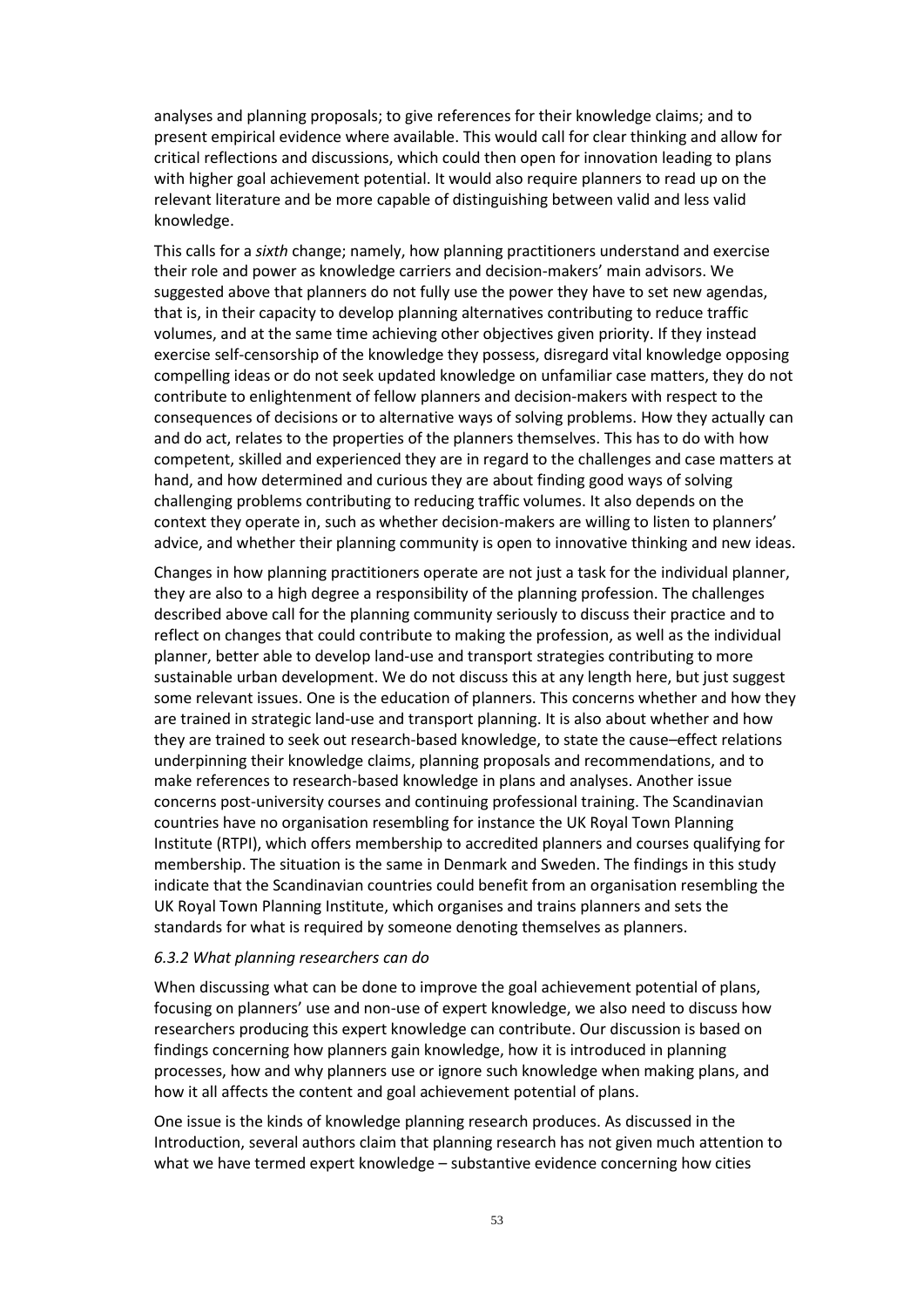analyses and planning proposals; to give references for their knowledge claims; and to present empirical evidence where available. This would call for clear thinking and allow for critical reflections and discussions, which could then open for innovation leading to plans with higher goal achievement potential. It would also require planners to read up on the relevant literature and be more capable of distinguishing between valid and less valid knowledge.

This calls for a *sixth* change; namely, how planning practitioners understand and exercise their role and power as knowledge carriers and decision-makers' main advisors. We suggested above that planners do not fully use the power they have to set new agendas, that is, in their capacity to develop planning alternatives contributing to reduce traffic volumes, and at the same time achieving other objectives given priority. If they instead exercise self-censorship of the knowledge they possess, disregard vital knowledge opposing compelling ideas or do not seek updated knowledge on unfamiliar case matters, they do not contribute to enlightenment of fellow planners and decision-makers with respect to the consequences of decisions or to alternative ways of solving problems. How they actually can and do act, relates to the properties of the planners themselves. This has to do with how competent, skilled and experienced they are in regard to the challenges and case matters at hand, and how determined and curious they are about finding good ways of solving challenging problems contributing to reducing traffic volumes. It also depends on the context they operate in, such as whether decision-makers are willing to listen to planners' advice, and whether their planning community is open to innovative thinking and new ideas.

Changes in how planning practitioners operate are not just a task for the individual planner, they are also to a high degree a responsibility of the planning profession. The challenges described above call for the planning community seriously to discuss their practice and to reflect on changes that could contribute to making the profession, as well as the individual planner, better able to develop land-use and transport strategies contributing to more sustainable urban development. We do not discuss this at any length here, but just suggest some relevant issues. One is the education of planners. This concerns whether and how they are trained in strategic land-use and transport planning. It is also about whether and how they are trained to seek out research-based knowledge, to state the cause–effect relations underpinning their knowledge claims, planning proposals and recommendations, and to make references to research-based knowledge in plans and analyses. Another issue concerns post-university courses and continuing professional training. The Scandinavian countries have no organisation resembling for instance the UK Royal Town Planning Institute (RTPI), which offers membership to accredited planners and courses qualifying for membership. The situation is the same in Denmark and Sweden. The findings in this study indicate that the Scandinavian countries could benefit from an organisation resembling the UK Royal Town Planning Institute, which organises and trains planners and sets the standards for what is required by someone denoting themselves as planners.

### *6.3.2 What planning researchers can do*

When discussing what can be done to improve the goal achievement potential of plans, focusing on planners' use and non-use of expert knowledge, we also need to discuss how researchers producing this expert knowledge can contribute. Our discussion is based on findings concerning how planners gain knowledge, how it is introduced in planning processes, how and why planners use or ignore such knowledge when making plans, and how it all affects the content and goal achievement potential of plans.

One issue is the kinds of knowledge planning research produces. As discussed in the Introduction, several authors claim that planning research has not given much attention to what we have termed expert knowledge – substantive evidence concerning how cities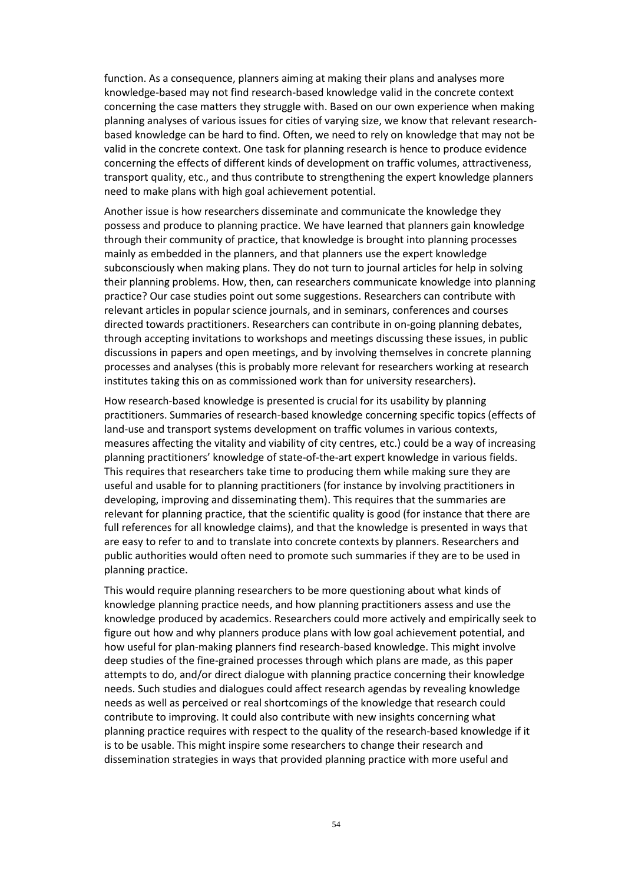function. As a consequence, planners aiming at making their plans and analyses more knowledge-based may not find research-based knowledge valid in the concrete context concerning the case matters they struggle with. Based on our own experience when making planning analyses of various issues for cities of varying size, we know that relevant research-based knowledge can be hard to find. Often, we need to rely on knowledge that may not be valid in the concrete context. One task for planning research is hence to produce evidence concerning the effects of different kinds of development on traffic volumes, attractiveness, transport quality, etc., and thus contribute to strengthening the expert knowledge planners need to make plans with high goal achievement potential.

Another issue is how researchers disseminate and communicate the knowledge they possess and produce to planning practice. We have learned that planners gain knowledge through their community of practice, that knowledge is brought into planning processes mainly as embedded in the planners, and that planners use the expert knowledge subconsciously when making plans. They do not turn to journal articles for help in solving their planning problems. How, then, can researchers communicate knowledge into planning practice? Our case studies point out some suggestions. Researchers can contribute with relevant articles in popular science journals, and in seminars, conferences and courses directed towards practitioners. Researchers can contribute in on-going planning debates, through accepting invitations to workshops and meetings discussing these issues, in public discussions in papers and open meetings, and by involving themselves in concrete planning processes and analyses (this is probably more relevant for researchers working at research institutes taking this on as commissioned work than for university researchers).

How research-based knowledge is presented is crucial for its usability by planning practitioners. Summaries of research-based knowledge concerning specific topics (effects of land-use and transport systems development on traffic volumes in various contexts, measures affecting the vitality and viability of city centres, etc.) could be a way of increasing planning practitioners' knowledge of state-of-the-art expert knowledge in various fields. This requires that researchers take time to producing them while making sure they are useful and usable for to planning practitioners (for instance by involving practitioners in developing, improving and disseminating them). This requires that the summaries are relevant for planning practice, that the scientific quality is good (for instance that there are full references for all knowledge claims), and that the knowledge is presented in ways that are easy to refer to and to translate into concrete contexts by planners. Researchers and public authorities would often need to promote such summaries if they are to be used in planning practice.

This would require planning researchers to be more questioning about what kinds of knowledge planning practice needs, and how planning practitioners assess and use the knowledge produced by academics. Researchers could more actively and empirically seek to figure out how and why planners produce plans with low goal achievement potential, and how useful for plan-making planners find research-based knowledge. This might involve deep studies of the fine-grained processes through which plans are made, as this paper attempts to do, and/or direct dialogue with planning practice concerning their knowledge needs. Such studies and dialogues could affect research agendas by revealing knowledge needs as well as perceived or real shortcomings of the knowledge that research could contribute to improving. It could also contribute with new insights concerning what planning practice requires with respect to the quality of the research-based knowledge if it is to be usable. This might inspire some researchers to change their research and dissemination strategies in ways that provided planning practice with more useful and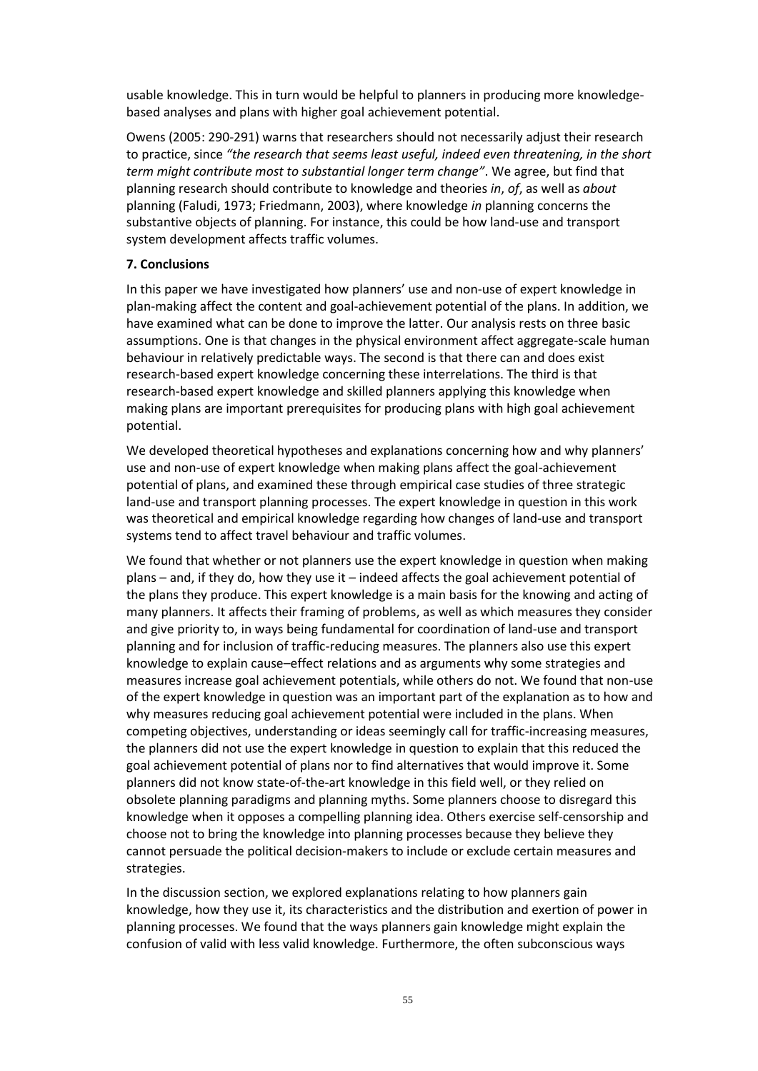usable knowledge. This in turn would be helpful to planners in producing more knowledge-based analyses and plans with higher goal achievement potential.

Owens (2005: 290-291) warns that researchers should not necessarily adjust their research to practice, since *"the research that seems least useful, indeed even threatening, in the short term might contribute most to substantial longer term change"*. We agree, but find that planning research should contribute to knowledge and theories *in*, *of*, as well as *about* planning (Faludi, 1973; Friedmann, 2003), where knowledge *in* planning concerns the substantive objects of planning. For instance, this could be how land-use and transport system development affects traffic volumes.

**7. Conclusions**

In this paper we have investigated how planners' use and non-use of expert knowledge in plan-making affect the content and goal-achievement potential of the plans. In addition, we have examined what can be done to improve the latter. Our analysis rests on three basic assumptions. One is that changes in the physical environment affect aggregate-scale human behaviour in relatively predictable ways. The second is that there can and does exist research-based expert knowledge concerning these interrelations. The third is that research-based expert knowledge and skilled planners applying this knowledge when making plans are important prerequisites for producing plans with high goal achievement potential.

We developed theoretical hypotheses and explanations concerning how and why planners' use and non-use of expert knowledge when making plans affect the goal-achievement potential of plans, and examined these through empirical case studies of three strategic land-use and transport planning processes. The expert knowledge in question in this work was theoretical and empirical knowledge regarding how changes of land-use and transport systems tend to affect travel behaviour and traffic volumes.

We found that whether or not planners use the expert knowledge in question when making plans – and, if they do, how they use it – indeed affects the goal achievement potential of the plans they produce. This expert knowledge is a main basis for the knowing and acting of many planners. It affects their framing of problems, as well as which measures they consider and give priority to, in ways being fundamental for coordination of land-use and transport planning and for inclusion of traffic-reducing measures. The planners also use this expert knowledge to explain cause–effect relations and as arguments why some strategies and measures increase goal achievement potentials, while others do not. We found that non-use of the expert knowledge in question was an important part of the explanation as to how and why measures reducing goal achievement potential were included in the plans. When competing objectives, understanding or ideas seemingly call for traffic-increasing measures, the planners did not use the expert knowledge in question to explain that this reduced the goal achievement potential of plans nor to find alternatives that would improve it. Some planners did not know state-of-the-art knowledge in this field well, or they relied on obsolete planning paradigms and planning myths. Some planners choose to disregard this knowledge when it opposes a compelling planning idea. Others exercise self-censorship and choose not to bring the knowledge into planning processes because they believe they cannot persuade the political decision-makers to include or exclude certain measures and strategies.

In the discussion section, we explored explanations relating to how planners gain knowledge, how they use it, its characteristics and the distribution and exertion of power in planning processes. We found that the ways planners gain knowledge might explain the confusion of valid with less valid knowledge. Furthermore, the often subconscious ways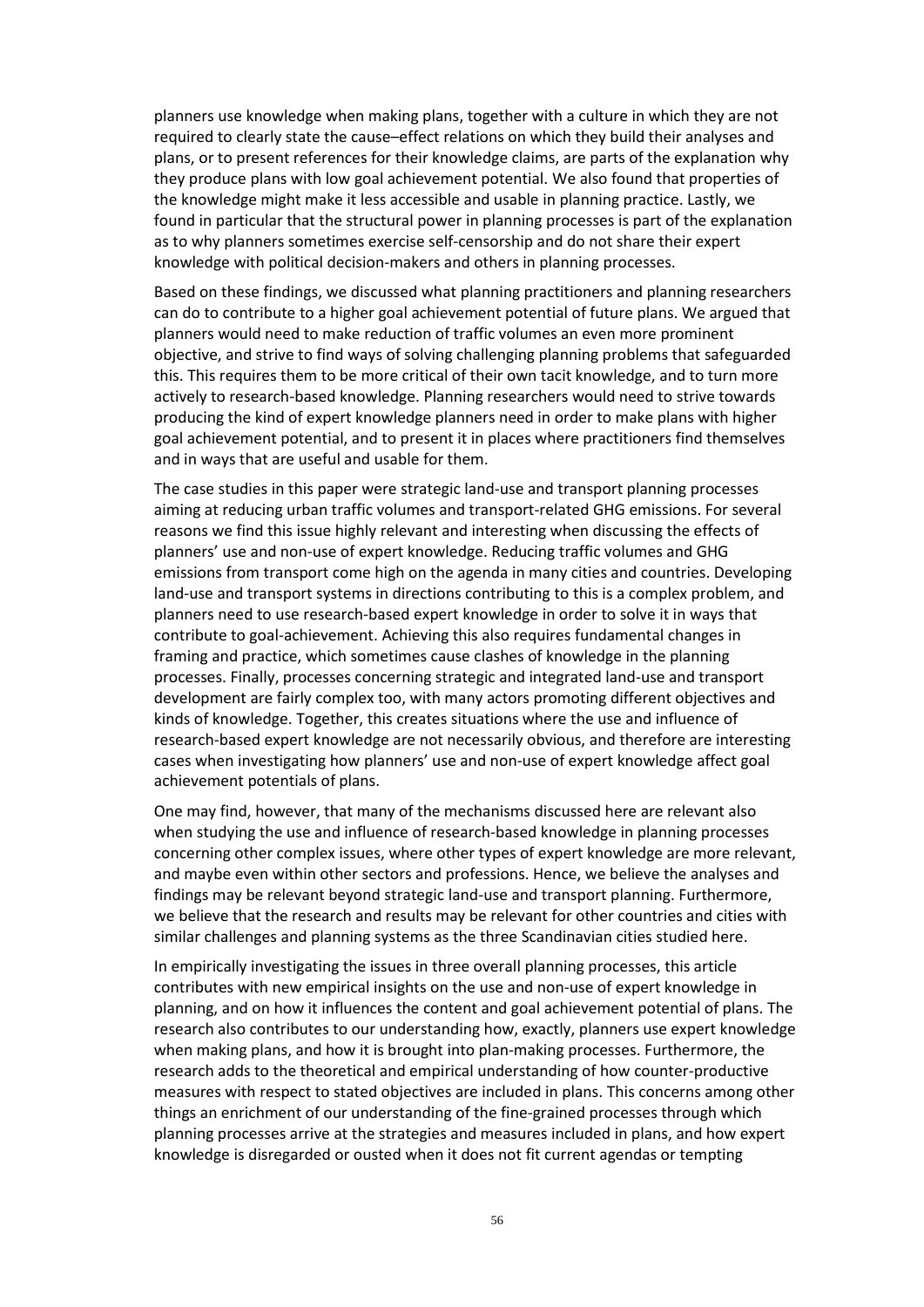planners use knowledge when making plans, together with a culture in which they are not required to clearly state the cause–effect relations on which they build their analyses and plans, or to present references for their knowledge claims, are parts of the explanation why they produce plans with low goal achievement potential. We also found that properties of the knowledge might make it less accessible and usable in planning practice. Lastly, we found in particular that the structural power in planning processes is part of the explanation as to why planners sometimes exercise self-censorship and do not share their expert knowledge with political decision-makers and others in planning processes.

Based on these findings, we discussed what planning practitioners and planning researchers can do to contribute to a higher goal achievement potential of future plans. We argued that planners would need to make reduction of traffic volumes an even more prominent objective, and strive to find ways of solving challenging planning problems that safeguarded this. This requires them to be more critical of their own tacit knowledge, and to turn more actively to research-based knowledge. Planning researchers would need to strive towards producing the kind of expert knowledge planners need in order to make plans with higher goal achievement potential, and to present it in places where practitioners find themselves and in ways that are useful and usable for them.

The case studies in this paper were strategic land-use and transport planning processes aiming at reducing urban traffic volumes and transport-related GHG emissions. For several reasons we find this issue highly relevant and interesting when discussing the effects of planners' use and non-use of expert knowledge. Reducing traffic volumes and GHG emissions from transport come high on the agenda in many cities and countries. Developing land-use and transport systems in directions contributing to this is a complex problem, and planners need to use research-based expert knowledge in order to solve it in ways that contribute to goal-achievement. Achieving this also requires fundamental changes in framing and practice, which sometimes cause clashes of knowledge in the planning processes. Finally, processes concerning strategic and integrated land-use and transport development are fairly complex too, with many actors promoting different objectives and kinds of knowledge. Together, this creates situations where the use and influence of research-based expert knowledge are not necessarily obvious, and therefore are interesting cases when investigating how planners' use and non-use of expert knowledge affect goal achievement potentials of plans.

One may find, however, that many of the mechanisms discussed here are relevant also when studying the use and influence of research-based knowledge in planning processes concerning other complex issues, where other types of expert knowledge are more relevant, and maybe even within other sectors and professions. Hence, we believe the analyses and findings may be relevant beyond strategic land-use and transport planning. Furthermore, we believe that the research and results may be relevant for other countries and cities with similar challenges and planning systems as the three Scandinavian cities studied here.

In empirically investigating the issues in three overall planning processes, this article contributes with new empirical insights on the use and non-use of expert knowledge in planning, and on how it influences the content and goal achievement potential of plans. The research also contributes to our understanding how, exactly, planners use expert knowledge when making plans, and how it is brought into plan-making processes. Furthermore, the research adds to the theoretical and empirical understanding of how counter-productive measures with respect to stated objectives are included in plans. This concerns among other things an enrichment of our understanding of the fine-grained processes through which planning processes arrive at the strategies and measures included in plans, and how expert knowledge is disregarded or ousted when it does not fit current agendas or tempting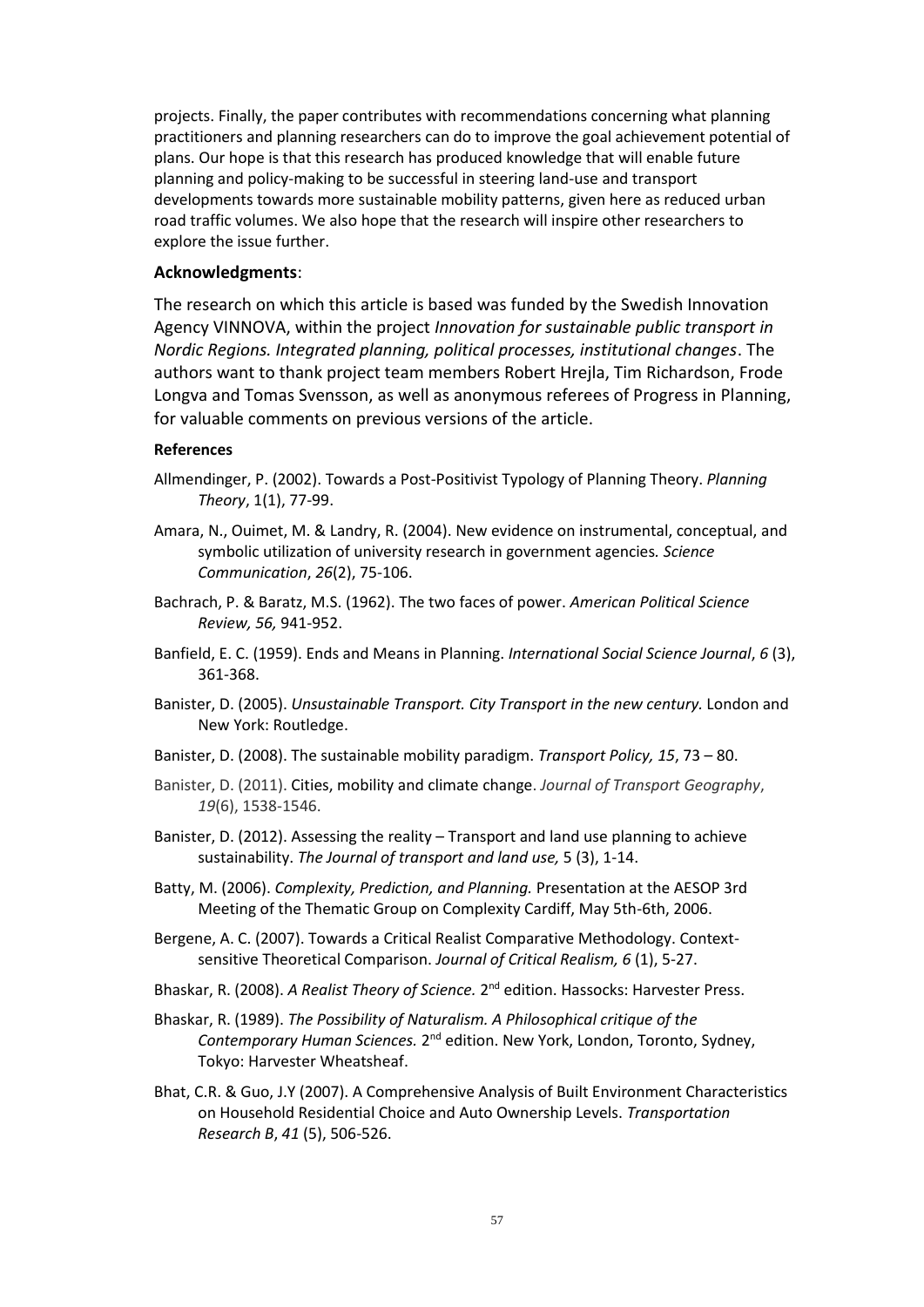projects. Finally, the paper contributes with recommendations concerning what planning practitioners and planning researchers can do to improve the goal achievement potential of plans. Our hope is that this research has produced knowledge that will enable future planning and policy-making to be successful in steering land-use and transport developments towards more sustainable mobility patterns, given here as reduced urban road traffic volumes. We also hope that the research will inspire other researchers to explore the issue further.

### Acknowledgments:

The research on which this article is based was funded by the Swedish Innovation Agency VINNOVA, within the project *Innovation for sustainable public transport in Nordic Regions. Integrated planning, political processes, institutional changes*. The authors want to thank project team members Robert Hrejla, Tim Richardson, Frode Longva and Tomas Svensson, as well as anonymous referees of Progress in Planning, for valuable comments on previous versions of the article.

#### References

Allmendinger, P. (2002). Towards a Post-Positivist Typology of Planning Theory. *Planning Theory*, 1(1), 77-99.

Amara, N., Ouimet, M. & Landry, R. (2004). New evidence on instrumental, conceptual, and symbolic utilization of university research in government agencies*. Science Communication*, *26*(2), 75-106.

Bachrach, P. & Baratz, M.S. (1962). The two faces of power. *American Political Science Review, 56,* 941-952.

Banfield, E. C. (1959). Ends and Means in Planning. *International Social Science Journal*, *6* (3), 361-368.

Banister, D. (2005). *Unsustainable Transport. City Transport in the new century.* London and New York: Routledge.

Banister, D. (2008). The sustainable mobility paradigm. *Transport Policy, 15*, 73 – 80.

Banister, D. (2011). Cities, mobility and climate change. *Journal of Transport Geography*, *19*(6), 1538-1546.

Banister, D. (2012). Assessing the reality – Transport and land use planning to achieve sustainability. *The Journal of transport and land use,* 5 (3), 1-14.

Batty, M. (2006). *Complexity, Prediction, and Planning.* Presentation at the AESOP 3rd Meeting of the Thematic Group on Complexity Cardiff, May 5th-6th, 2006.

Bergene, A. C. (2007). Towards a Critical Realist Comparative Methodology. Context-sensitive Theoretical Comparison. *Journal of Critical Realism, 6* (1), 5-27.

Bhaskar, R. (2008). *A Realist Theory of Science.* 2nd edition. Hassocks: Harvester Press.

Bhaskar, R. (1989). *The Possibility of Naturalism. A Philosophical critique of the Contemporary Human Sciences.* 2nd edition. New York, London, Toronto, Sydney, Tokyo: Harvester Wheatsheaf.

Bhat, C.R. & Guo, J.Y (2007). A Comprehensive Analysis of Built Environment Characteristics on Household Residential Choice and Auto Ownership Levels. *Transportation Research B*, *41* (5), 506-526.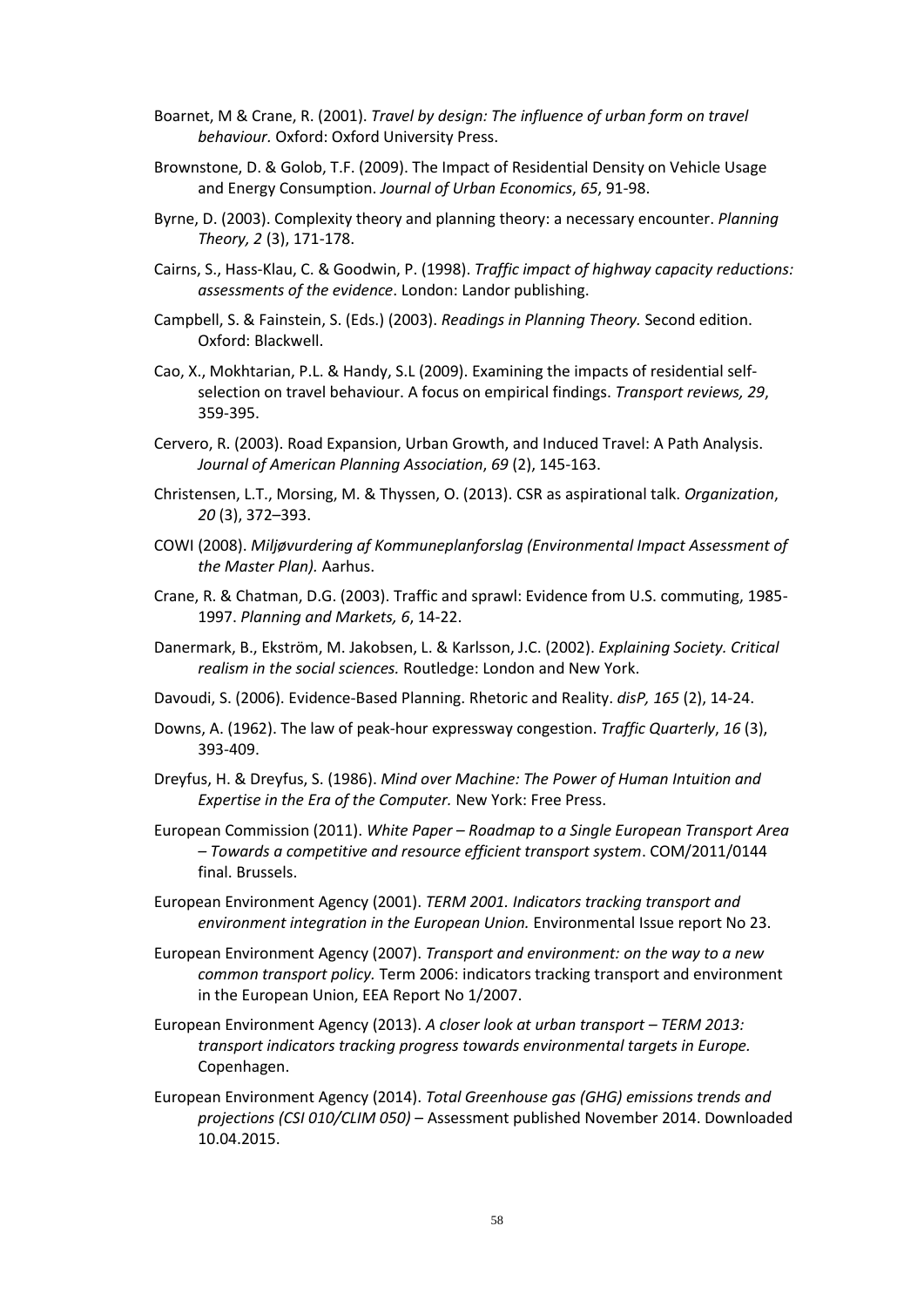Boarnet, M & Crane, R. (2001). *Travel by design: The influence of urban form on travel behaviour.* Oxford: Oxford University Press.

Brownstone, D. & Golob, T.F. (2009). The Impact of Residential Density on Vehicle Usage and Energy Consumption. *Journal of Urban Economics*, *65*, 91-98.

Byrne, D. (2003). Complexity theory and planning theory: a necessary encounter. *Planning Theory, 2* (3), 171-178.

Cairns, S., Hass-Klau, C. & Goodwin, P. (1998). *Traffic impact of highway capacity reductions: assessments of the evidence*. London: Landor publishing.

Campbell, S. & Fainstein, S. (Eds.) (2003). *Readings in Planning Theory.* Second edition. Oxford: Blackwell.

Cao, X., Mokhtarian, P.L. & Handy, S.L (2009). Examining the impacts of residential self-selection on travel behaviour. A focus on empirical findings. *Transport reviews, 29*, 359-395.

Cervero, R. (2003). Road Expansion, Urban Growth, and Induced Travel: A Path Analysis. *Journal of American Planning Association*, *69* (2), 145-163.

Christensen, L.T., Morsing, M. & Thyssen, O. (2013). CSR as aspirational talk. *Organization*, *20* (3), 372–393.

COWI (2008). *Miljøvurdering af Kommuneplanforslag (Environmental Impact Assessment of the Master Plan).* Aarhus.

Crane, R. & Chatman, D.G. (2003). Traffic and sprawl: Evidence from U.S. commuting, 1985-1997. *Planning and Markets, 6*, 14-22.

Danermark, B., Ekström, M. Jakobsen, L. & Karlsson, J.C. (2002). *Explaining Society. Critical realism in the social sciences.* Routledge: London and New York.

Davoudi, S. (2006). Evidence-Based Planning. Rhetoric and Reality. *disP, 165* (2), 14-24.

Downs, A. (1962). The law of peak-hour expressway congestion. *Traffic Quarterly*, *16* (3), 393-409.

Dreyfus, H. & Dreyfus, S. (1986). *Mind over Machine: The Power of Human Intuition and Expertise in the Era of the Computer.* New York: Free Press.

European Commission (2011). *White Paper – Roadmap to a Single European Transport Area – Towards a competitive and resource efficient transport system*. COM/2011/0144 final. Brussels.

European Environment Agency (2001). *TERM 2001. Indicators tracking transport and environment integration in the European Union.* Environmental Issue report No 23.

European Environment Agency (2007). *Transport and environment: on the way to a new common transport policy.* Term 2006: indicators tracking transport and environment in the European Union, EEA Report No 1/2007.

European Environment Agency (2013). *A closer look at urban transport – TERM 2013: transport indicators tracking progress towards environmental targets in Europe.* Copenhagen.

European Environment Agency (2014). *Total Greenhouse gas (GHG) emissions trends and projections (CSI 010/CLIM 050)* – Assessment published November 2014. Downloaded 10.04.2015.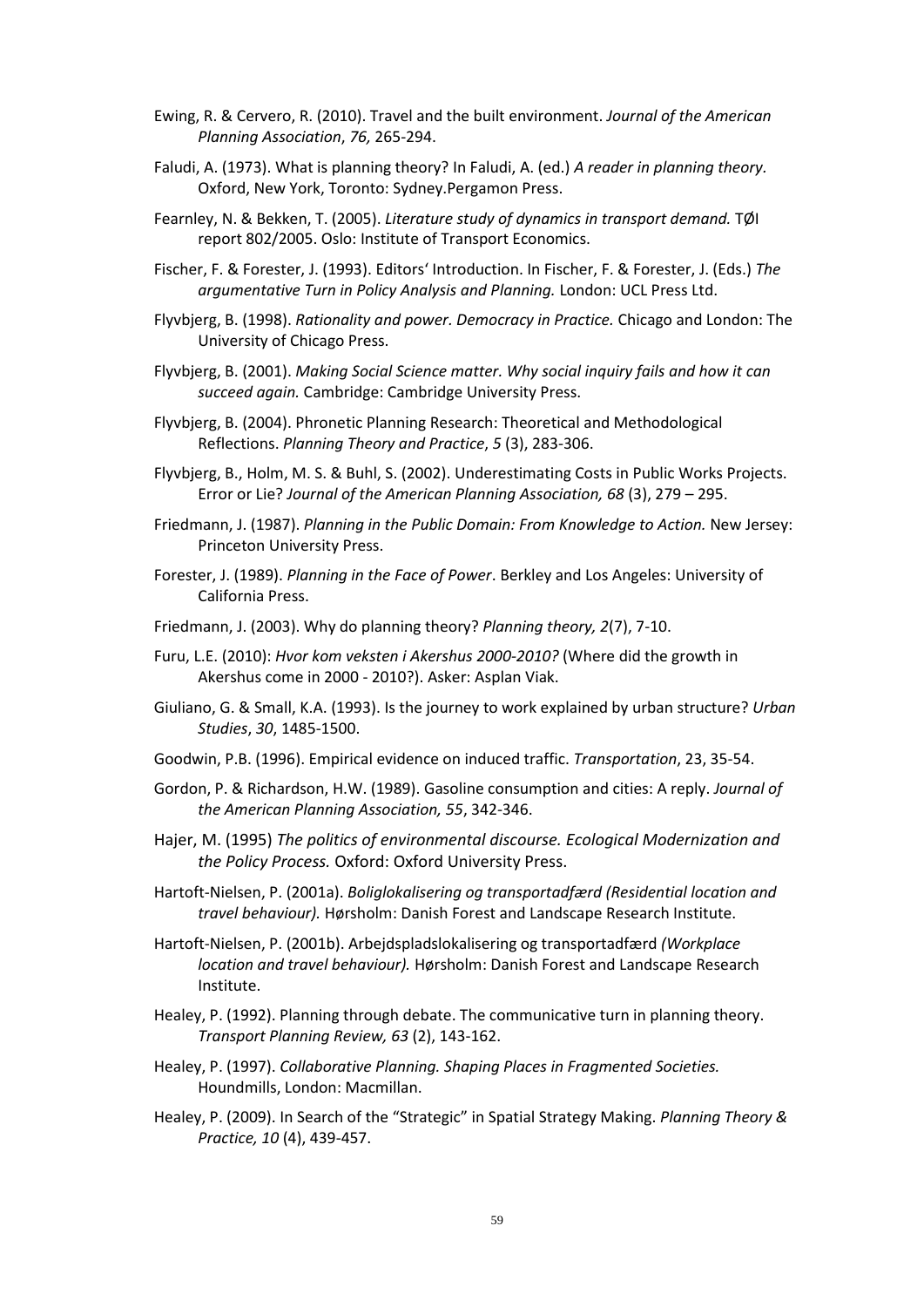Ewing, R. & Cervero, R. (2010). Travel and the built environment. *Journal of the American Planning Association*, *76,* 265-294.

Faludi, A. (1973). What is planning theory? In Faludi, A. (ed.) *A reader in planning theory.* Oxford, New York, Toronto: Sydney.Pergamon Press.

Fearnley, N. & Bekken, T. (2005). *Literature study of dynamics in transport demand.* TØI report 802/2005. Oslo: Institute of Transport Economics.

Fischer, F. & Forester, J. (1993). Editors' Introduction. In Fischer, F. & Forester, J. (Eds.) *The argumentative Turn in Policy Analysis and Planning.* London: UCL Press Ltd.

Flyvbjerg, B. (1998). *Rationality and power. Democracy in Practice.* Chicago and London: The University of Chicago Press.

Flyvbjerg, B. (2001). *Making Social Science matter. Why social inquiry fails and how it can succeed again.* Cambridge: Cambridge University Press.

Flyvbjerg, B. (2004). Phronetic Planning Research: Theoretical and Methodological Reflections. *Planning Theory and Practice*, *5* (3), 283-306.

Flyvbjerg, B., Holm, M. S. & Buhl, S. (2002). Underestimating Costs in Public Works Projects. Error or Lie? *Journal of the American Planning Association, 68* (3), 279 – 295.

Friedmann, J. (1987). *Planning in the Public Domain: From Knowledge to Action.* New Jersey: Princeton University Press.

Forester, J. (1989). *Planning in the Face of Power*. Berkley and Los Angeles: University of California Press.

Friedmann, J. (2003). Why do planning theory? *Planning theory, 2*(7), 7-10.

Furu, L.E. (2010): *Hvor kom veksten i Akershus 2000-2010?* (Where did the growth in Akershus come in 2000 - 2010?). Asker: Asplan Viak.

Giuliano, G. & Small, K.A. (1993). Is the journey to work explained by urban structure? *Urban Studies*, *30*, 1485-1500.

Goodwin, P.B. (1996). Empirical evidence on induced traffic. *Transportation*, 23, 35-54.

Gordon, P. & Richardson, H.W. (1989). Gasoline consumption and cities: A reply. *Journal of the American Planning Association, 55*, 342-346.

Hajer, M. (1995) *The politics of environmental discourse. Ecological Modernization and the Policy Process.* Oxford: Oxford University Press.

Hartoft-Nielsen, P. (2001a). *Boliglokalisering og transportadfærd (Residential location and travel behaviour).* Hørsholm: Danish Forest and Landscape Research Institute.

Hartoft-Nielsen, P. (2001b). Arbejdspladslokalisering og transportadfærd *(Workplace location and travel behaviour).* Hørsholm: Danish Forest and Landscape Research Institute.

Healey, P. (1992). Planning through debate. The communicative turn in planning theory. *Transport Planning Review, 63* (2), 143-162.

Healey, P. (1997). *Collaborative Planning. Shaping Places in Fragmented Societies.* Houndmills, London: Macmillan.

Healey, P. (2009). In Search of the "Strategic" in Spatial Strategy Making. *Planning Theory & Practice, 10* (4), 439-457.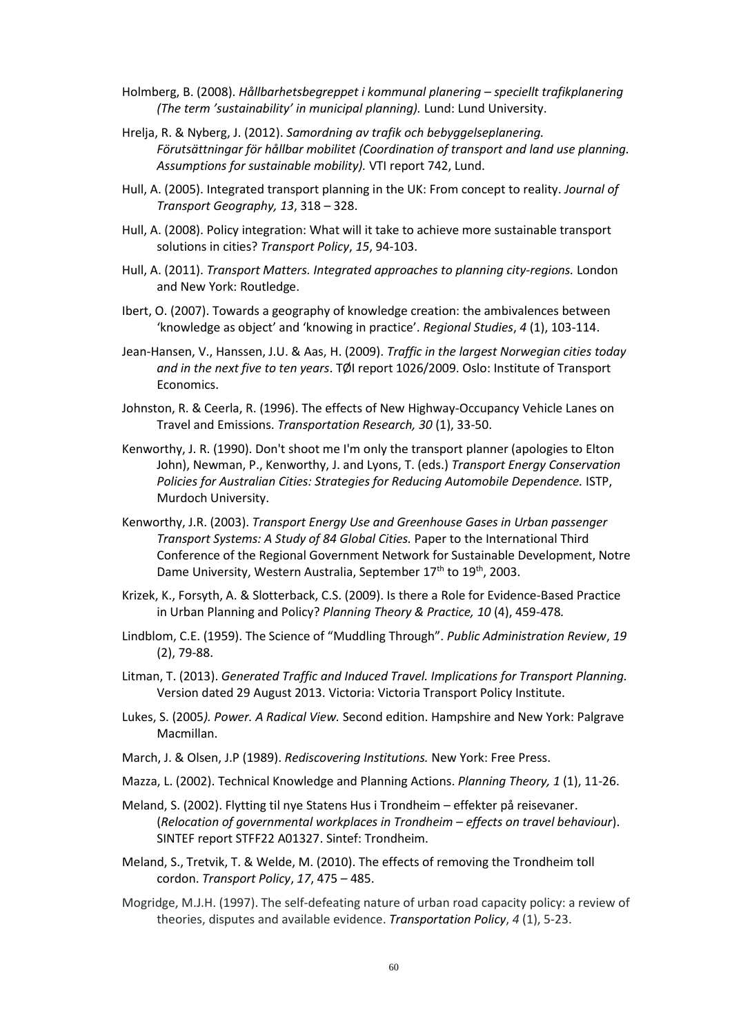Holmberg, B. (2008). *Hållbarhetsbegreppet i kommunal planering – speciellt trafikplanering (The term 'sustainability' in municipal planning).* Lund: Lund University.

Hrelja, R. & Nyberg, J. (2012). *Samordning av trafik och bebyggelseplanering. Förutsättningar för hållbar mobilitet (Coordination of transport and land use planning. Assumptions for sustainable mobility).* VTI report 742, Lund.

Hull, A. (2005). Integrated transport planning in the UK: From concept to reality. *Journal of Transport Geography, 13*, 318 – 328.

Hull, A. (2008). Policy integration: What will it take to achieve more sustainable transport solutions in cities? *Transport Policy*, *15*, 94-103.

Hull, A. (2011). *Transport Matters. Integrated approaches to planning city-regions.* London and New York: Routledge.

Ibert, O. (2007). Towards a geography of knowledge creation: the ambivalences between 'knowledge as object' and 'knowing in practice'. *Regional Studies*, *4* (1), 103-114.

Jean-Hansen, V., Hanssen, J.U. & Aas, H. (2009). *Traffic in the largest Norwegian cities today and in the next five to ten years*. TØI report 1026/2009. Oslo: Institute of Transport Economics.

Johnston, R. & Ceerla, R. (1996). The effects of New Highway-Occupancy Vehicle Lanes on Travel and Emissions. *Transportation Research, 30* (1), 33-50.

Kenworthy, J. R. (1990). Don't shoot me I'm only the transport planner (apologies to Elton John), Newman, P., Kenworthy, J. and Lyons, T. (eds.) *Transport Energy Conservation Policies for Australian Cities: Strategies for Reducing Automobile Dependence.* ISTP, Murdoch University.

Kenworthy, J.R. (2003). *Transport Energy Use and Greenhouse Gases in Urban passenger Transport Systems: A Study of 84 Global Cities.* Paper to the International Third Conference of the Regional Government Network for Sustainable Development, Notre Dame University, Western Australia, September 17th to 19th, 2003.

Krizek, K., Forsyth, A. & Slotterback, C.S. (2009). Is there a Role for Evidence-Based Practice in Urban Planning and Policy? *Planning Theory & Practice, 10* (4), 459-478*.*

Lindblom, C.E. (1959). The Science of "Muddling Through". *Public Administration Review*, *19* (2), 79-88.

Litman, T. (2013). *Generated Traffic and Induced Travel. Implications for Transport Planning.* Version dated 29 August 2013. Victoria: Victoria Transport Policy Institute.

Lukes, S. (2005*). Power. A Radical View.* Second edition. Hampshire and New York: Palgrave Macmillan.

March, J. & Olsen, J.P (1989). *Rediscovering Institutions.* New York: Free Press.

Mazza, L. (2002). Technical Knowledge and Planning Actions. *Planning Theory, 1* (1), 11-26.

Meland, S. (2002). Flytting til nye Statens Hus i Trondheim – effekter på reisevaner. (*Relocation of governmental workplaces in Trondheim – effects on travel behaviour*). SINTEF report STFF22 A01327. Sintef: Trondheim.

Meland, S., Tretvik, T. & Welde, M. (2010). The effects of removing the Trondheim toll cordon. *Transport Policy*, *17*, 475 – 485.

Mogridge, M.J.H. (1997). The self-defeating nature of urban road capacity policy: a review of theories, disputes and available evidence. *Transportation Policy*, *4* (1), 5-23.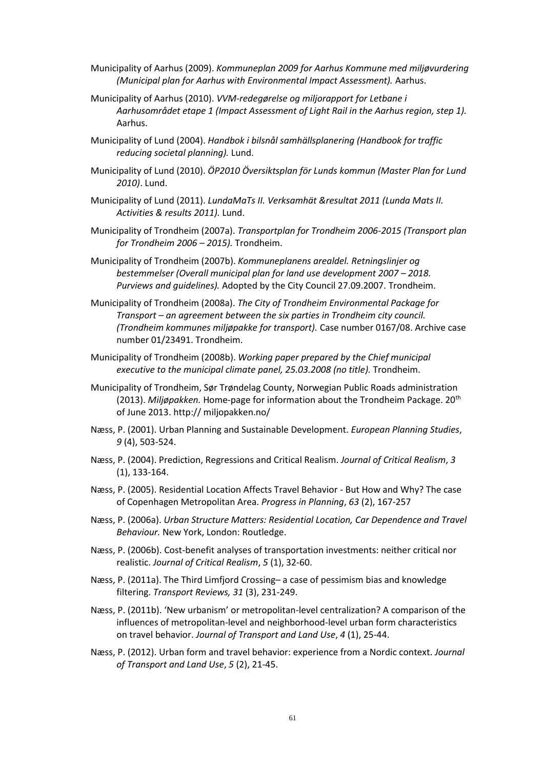Municipality of Aarhus (2009). *Kommuneplan 2009 for Aarhus Kommune med miljøvurdering (Municipal plan for Aarhus with Environmental Impact Assessment).* Aarhus.

Municipality of Aarhus (2010). *VVM-redegørelse og miljorapport for Letbane i Aarhusområdet etape 1 (Impact Assessment of Light Rail in the Aarhus region, step 1).* Aarhus.

Municipality of Lund (2004). *Handbok i bilsnål samhällsplanering (Handbook for traffic reducing societal planning).* Lund.

Municipality of Lund (2010). *ÖP2010 Översiktsplan för Lunds kommun (Master Plan for Lund 2010)*. Lund.

Municipality of Lund (2011). *LundaMaTs II. Verksamhät &resultat 2011 (Lunda Mats II. Activities & results 2011).* Lund.

Municipality of Trondheim (2007a). *Transportplan for Trondheim 2006-2015 (Transport plan for Trondheim 2006 – 2015).* Trondheim.

Municipality of Trondheim (2007b). *Kommuneplanens arealdel. Retningslinjer og bestemmelser (Overall municipal plan for land use development 2007 – 2018. Purviews and guidelines).* Adopted by the City Council 27.09.2007. Trondheim.

Municipality of Trondheim (2008a). *The City of Trondheim Environmental Package for Transport – an agreement between the six parties in Trondheim city council. (Trondheim kommunes miljøpakke for transport).* Case number 0167/08. Archive case number 01/23491. Trondheim.

Municipality of Trondheim (2008b). *Working paper prepared by the Chief municipal executive to the municipal climate panel, 25.03.2008 (no title).* Trondheim.

Municipality of Trondheim, Sør Trøndelag County, Norwegian Public Roads administration (2013). *Miljøpakken.* Home-page for information about the Trondheim Package. 20th of June 2013. http:// miljopakken.no/

Næss, P. (2001). Urban Planning and Sustainable Development. *European Planning Studies*, *9* (4), 503-524.

Næss, P. (2004). Prediction, Regressions and Critical Realism. *Journal of Critical Realism*, *3* (1), 133-164.

Næss, P. (2005). Residential Location Affects Travel Behavior - But How and Why? The case of Copenhagen Metropolitan Area. *Progress in Planning*, *63* (2), 167-257

Næss, P. (2006a). *Urban Structure Matters: Residential Location, Car Dependence and Travel Behaviour.* New York, London: Routledge.

Næss, P. (2006b). Cost-benefit analyses of transportation investments: neither critical nor realistic. *Journal of Critical Realism*, *5* (1), 32-60.

Næss, P. (2011a). The Third Limfjord Crossing– a case of pessimism bias and knowledge filtering. *Transport Reviews, 31* (3), 231-249.

Næss, P. (2011b). 'New urbanism' or metropolitan-level centralization? A comparison of the influences of metropolitan-level and neighborhood-level urban form characteristics on travel behavior. *Journal of Transport and Land Use*, *4* (1), 25-44.

Næss, P. (2012). Urban form and travel behavior: experience from a Nordic context. *Journal of Transport and Land Use*, *5* (2), 21-45.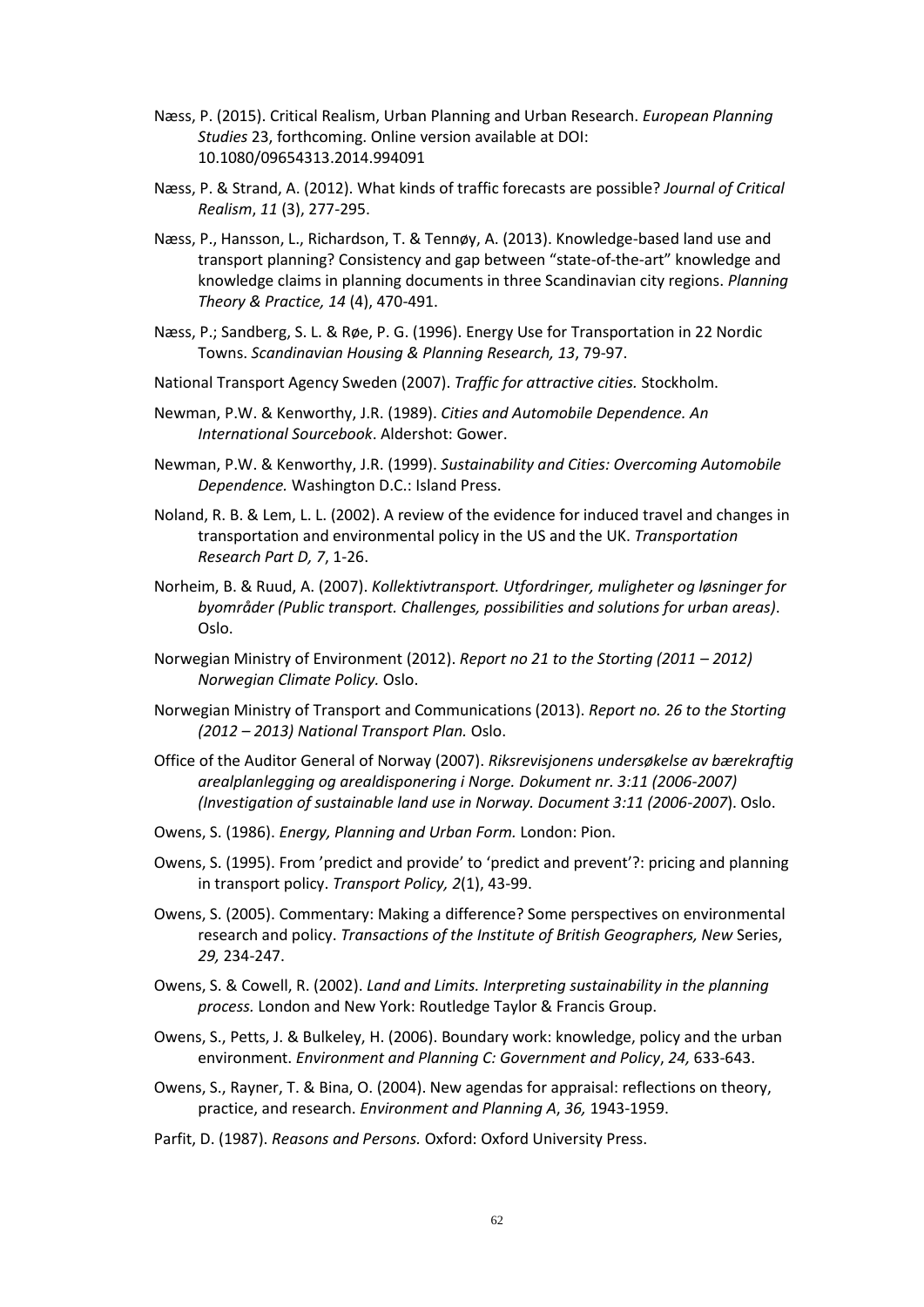Næss, P. (2015). Critical Realism, Urban Planning and Urban Research. *European Planning Studies* 23, forthcoming. Online version available at DOI: 10.1080/09654313.2014.994091

Næss, P. & Strand, A. (2012). What kinds of traffic forecasts are possible? *Journal of Critical Realism*, *11* (3), 277-295.

Næss, P., Hansson, L., Richardson, T. & Tennøy, A. (2013). Knowledge-based land use and transport planning? Consistency and gap between "state-of-the-art" knowledge and knowledge claims in planning documents in three Scandinavian city regions. *Planning Theory & Practice, 14* (4), 470-491.

Næss, P.; Sandberg, S. L. & Røe, P. G. (1996). Energy Use for Transportation in 22 Nordic Towns. *Scandinavian Housing & Planning Research, 13*, 79-97.

National Transport Agency Sweden (2007). *Traffic for attractive cities.* Stockholm.

Newman, P.W. & Kenworthy, J.R. (1989). *Cities and Automobile Dependence. An International Sourcebook*. Aldershot: Gower.

Newman, P.W. & Kenworthy, J.R. (1999). *Sustainability and Cities: Overcoming Automobile Dependence.* Washington D.C.: Island Press.

Noland, R. B. & Lem, L. L. (2002). A review of the evidence for induced travel and changes in transportation and environmental policy in the US and the UK. *Transportation Research Part D, 7*, 1-26.

Norheim, B. & Ruud, A. (2007). *Kollektivtransport. Utfordringer, muligheter og løsninger for byområder (Public transport. Challenges, possibilities and solutions for urban areas)*. Oslo.

Norwegian Ministry of Environment (2012). *Report no 21 to the Storting (2011 – 2012) Norwegian Climate Policy.* Oslo.

Norwegian Ministry of Transport and Communications (2013). *Report no. 26 to the Storting (2012 – 2013) National Transport Plan.* Oslo.

Office of the Auditor General of Norway (2007). *Riksrevisjonens undersøkelse av bærekraftig arealplanlegging og arealdisponering i Norge. Dokument nr. 3:11 (2006-2007) (Investigation of sustainable land use in Norway. Document 3:11 (2006-2007*). Oslo.

Owens, S. (1986). *Energy, Planning and Urban Form.* London: Pion.

Owens, S. (1995). From 'predict and provide' to 'predict and prevent'?: pricing and planning in transport policy. *Transport Policy, 2*(1), 43-99.

Owens, S. (2005). Commentary: Making a difference? Some perspectives on environmental research and policy. *Transactions of the Institute of British Geographers, New* Series, *29,* 234-247.

Owens, S. & Cowell, R. (2002). *Land and Limits. Interpreting sustainability in the planning process.* London and New York: Routledge Taylor & Francis Group.

Owens, S., Petts, J. & Bulkeley, H. (2006). Boundary work: knowledge, policy and the urban environment. *Environment and Planning C: Government and Policy*, *24,* 633-643.

Owens, S., Rayner, T. & Bina, O. (2004). New agendas for appraisal: reflections on theory, practice, and research. *Environment and Planning A*, *36,* 1943-1959.

Parfit, D. (1987). *Reasons and Persons.* Oxford: Oxford University Press.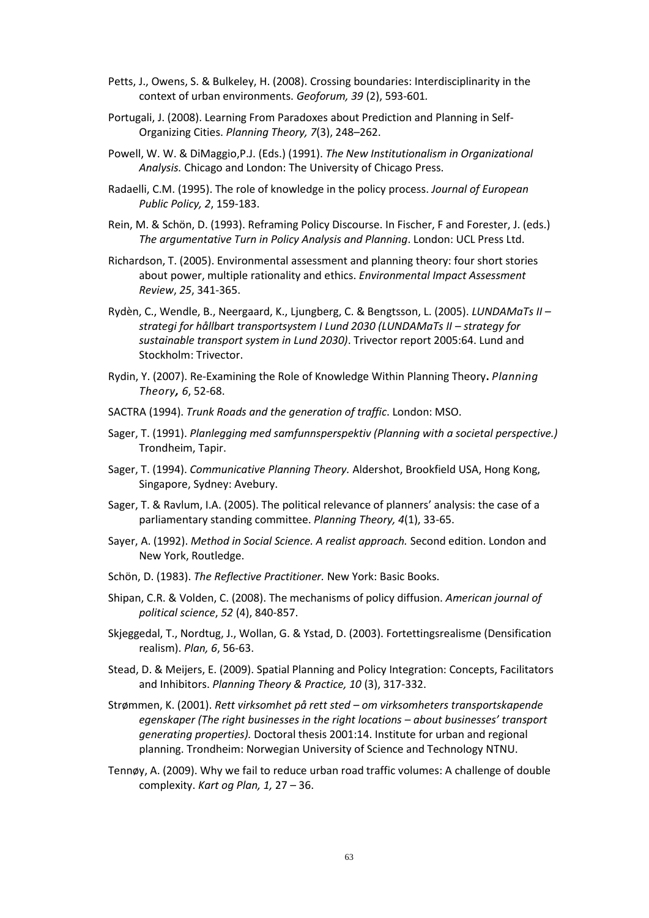Petts, J., Owens, S. & Bulkeley, H. (2008). Crossing boundaries: Interdisciplinarity in the context of urban environments. *Geoforum, 39* (2), 593-601*.*

Portugali, J. (2008). Learning From Paradoxes about Prediction and Planning in Self-Organizing Cities. *Planning Theory, 7*(3), 248–262.

Powell, W. W. & DiMaggio,P.J. (Eds.) (1991). *The New Institutionalism in Organizational Analysis.* Chicago and London: The University of Chicago Press.

Radaelli, C.M. (1995). The role of knowledge in the policy process. *Journal of European Public Policy, 2*, 159-183.

Rein, M. & Schön, D. (1993). Reframing Policy Discourse. In Fischer, F and Forester, J. (eds.) *The argumentative Turn in Policy Analysis and Planning*. London: UCL Press Ltd.

Richardson, T. (2005). Environmental assessment and planning theory: four short stories about power, multiple rationality and ethics. *Environmental Impact Assessment Review*, *25*, 341-365.

Rydèn, C., Wendle, B., Neergaard, K., Ljungberg, C. & Bengtsson, L. (2005). *LUNDAMaTs II – strategi for hållbart transportsystem I Lund 2030 (LUNDAMaTs II – strategy for sustainable transport system in Lund 2030)*. Trivector report 2005:64. Lund and Stockholm: Trivector.

Rydin, Y. (2007). Re-Examining the Role of Knowledge Within Planning Theory**.** *Planning Theory***,** *6*, 52-68.

SACTRA (1994). *Trunk Roads and the generation of traffic*. London: MSO.

Sager, T. (1991). *Planlegging med samfunnsperspektiv (Planning with a societal perspective.)* Trondheim, Tapir.

Sager, T. (1994). *Communicative Planning Theory.* Aldershot, Brookfield USA, Hong Kong, Singapore, Sydney: Avebury.

Sager, T. & Ravlum, I.A. (2005). The political relevance of planners' analysis: the case of a parliamentary standing committee. *Planning Theory, 4*(1), 33-65.

Sayer, A. (1992). *Method in Social Science. A realist approach.* Second edition. London and New York, Routledge.

Schön, D. (1983). *The Reflective Practitioner.* New York: Basic Books.

Shipan, C.R. & Volden, C. (2008). The mechanisms of policy diffusion. *American journal of political science*, *52* (4), 840-857.

Skjeggedal, T., Nordtug, J., Wollan, G. & Ystad, D. (2003). Fortettingsrealisme (Densification realism). *Plan, 6*, 56-63.

Stead, D. & Meijers, E. (2009). Spatial Planning and Policy Integration: Concepts, Facilitators and Inhibitors. *Planning Theory & Practice, 10* (3), 317-332.

Strømmen, K. (2001). *Rett virksomhet på rett sted – om virksomheters transportskapende egenskaper (The right businesses in the right locations – about businesses' transport generating properties).* Doctoral thesis 2001:14. Institute for urban and regional planning. Trondheim: Norwegian University of Science and Technology NTNU.

Tennøy, A. (2009). Why we fail to reduce urban road traffic volumes: A challenge of double complexity. *Kart og Plan, 1,* 27 – 36.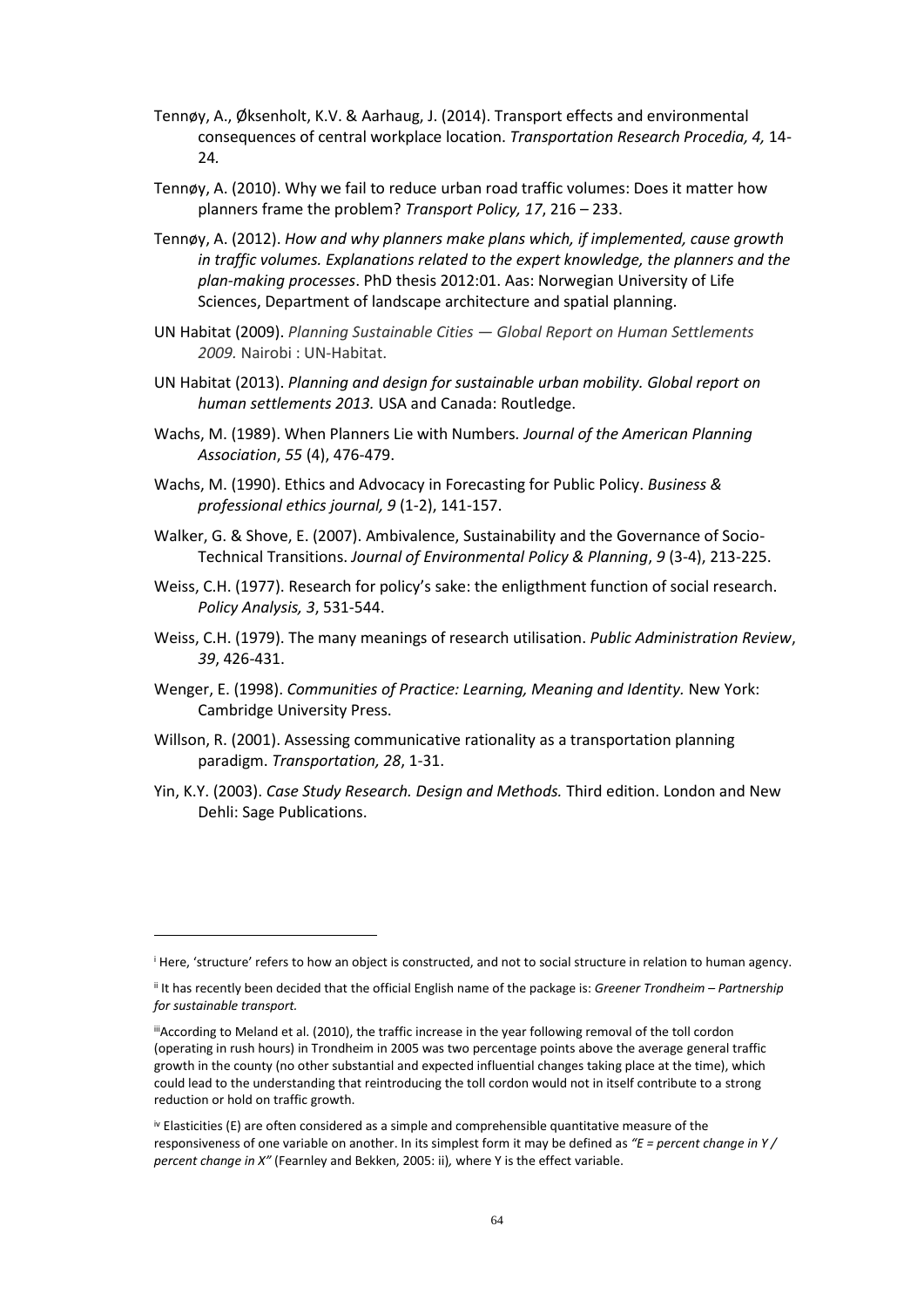Tennøy, A., Øksenholt, K.V. & Aarhaug, J. (2014). Transport effects and environmental consequences of central workplace location. *Transportation Research Procedia, 4,* 14-24.

Tennøy, A. (2010). Why we fail to reduce urban road traffic volumes: Does it matter how planners frame the problem? *Transport Policy, 17*, 216 – 233.

Tennøy, A. (2012). *How and why planners make plans which, if implemented, cause growth in traffic volumes. Explanations related to the expert knowledge, the planners and the plan-making processes*. PhD thesis 2012:01. Aas: Norwegian University of Life Sciences, Department of landscape architecture and spatial planning.

UN Habitat (2009). *Planning Sustainable Cities — Global Report on Human Settlements 2009.* Nairobi : UN-Habitat.

UN Habitat (2013). *Planning and design for sustainable urban mobility. Global report on human settlements 2013.* USA and Canada: Routledge.

Wachs, M. (1989). When Planners Lie with Numbers. *Journal of the American Planning Association*, *55* (4), 476-479.

Wachs, M. (1990). Ethics and Advocacy in Forecasting for Public Policy. *Business & professional ethics journal, 9* (1-2), 141-157.

Walker, G. & Shove, E. (2007). Ambivalence, Sustainability and the Governance of Socio-Technical Transitions. *Journal of Environmental Policy & Planning*, *9* (3-4), 213-225.

Weiss, C.H. (1977). Research for policy's sake: the enligthment function of social research. *Policy Analysis, 3*, 531-544.

Weiss, C.H. (1979). The many meanings of research utilisation. *Public Administration Review*, *39*, 426-431.

Wenger, E. (1998). *Communities of Practice: Learning, Meaning and Identity.* New York: Cambridge University Press.

Willson, R. (2001). Assessing communicative rationality as a transportation planning paradigm. *Transportation, 28*, 1-31.

Yin, K.Y. (2003). *Case Study Research. Design and Methods.* Third edition. London and New Dehli: Sage Publications.

---

[i] Here, 'structure' refers to how an object is constructed, and not to social structure in relation to human agency.

[ii] It has recently been decided that the official English name of the package is: *Greener Trondheim – Partnership for sustainable transport.*

[iii] According to Meland et al. (2010), the traffic increase in the year following removal of the toll cordon (operating in rush hours) in Trondheim in 2005 was two percentage points above the average general traffic growth in the county (no other substantial and expected influential changes taking place at the time), which could lead to the understanding that reintroducing the toll cordon would not in itself contribute to a strong reduction or hold on traffic growth.

[iv] Elasticities (E) are often considered as a simple and comprehensible quantitative measure of the responsiveness of one variable on another. In its simplest form it may be defined as *"E = percent change in Y / percent change in X"* (Fearnley and Bekken, 2005: ii)*,* where Y is the effect variable.